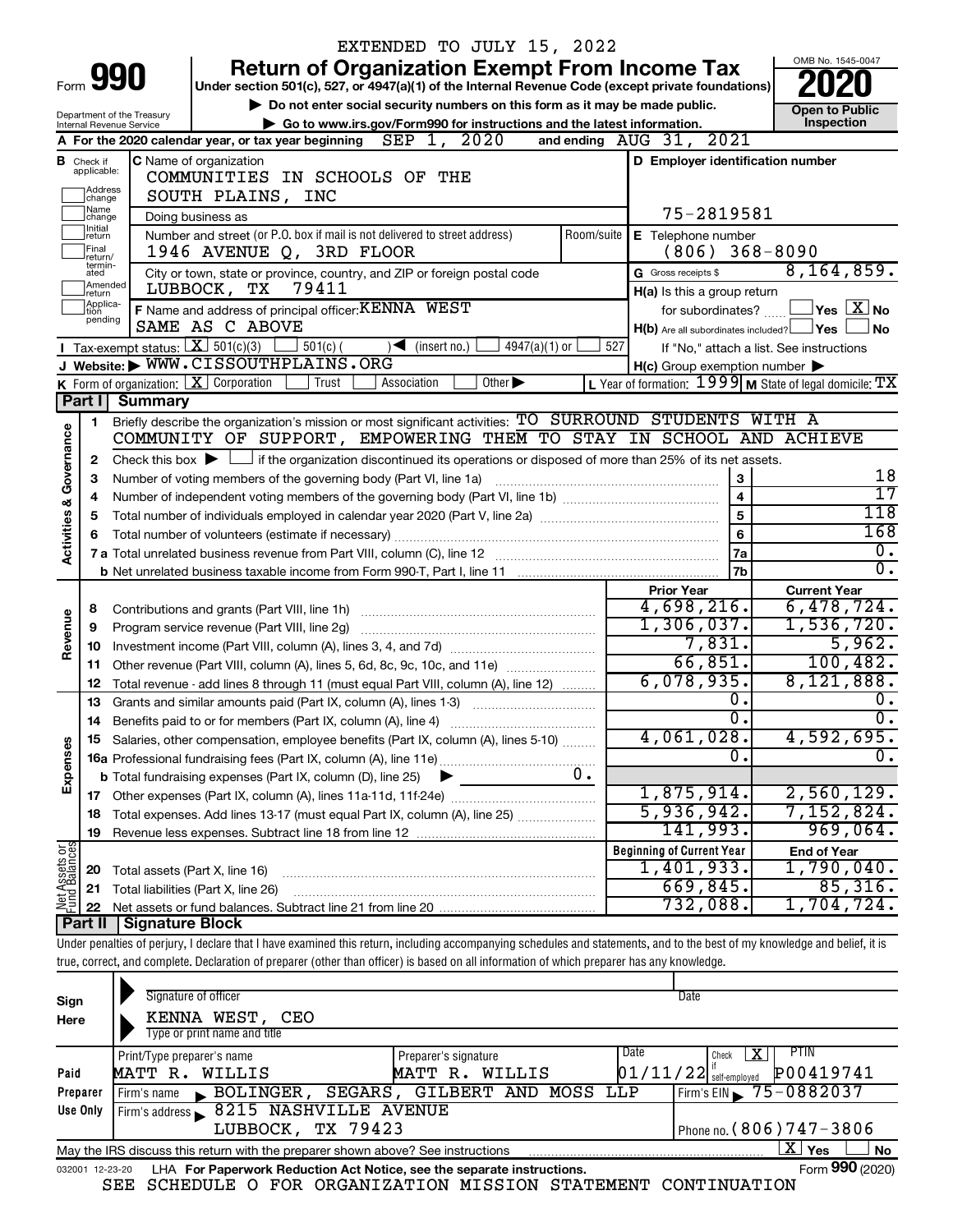EXTENDED TO JULY 15, 2022

# Form 990 — Return of Organization Exempt From Income Tax (2020)

Under section 501(c), 527, or 4947(a)(1) of the Internal Revenue Code (except private foundations)

▶ Do not enter social security numbers on this form as it may be made public.

▶ Go to www.irs.gov/Form990 for instructions and the latest information.

OMB No. 1545-0047 — Open to Public Inspection

Department of the Treasury, Internal Revenue Service

**A** For the 2020 calendar year, or tax year beginning SEP 1, 2020 and ending AUG 31, 2021

**B** Check if applicable: Address change, Name change, Initial return, Final return/terminated, Amended return, Application pending

**C** Name of organization: COMMUNITIES IN SCHOOLS OF THE SOUTH PLAINS, INC

Doing business as

Number and street (or P.O. box if mail is not delivered to street address): 1946 AVENUE Q, 3RD FLOOR — Room/suite

City or town, state or province, country, and ZIP or foreign postal code: LUBBOCK, TX 79411

**D** Employer identification number: 75-2819581

**E** Telephone number: (806) 368-8090

**G** Gross receipts $ 8,164,859.

**F** Name and address of principal officer: KENNA WEST, SAME AS C ABOVE

**H(a)** Is this a group return for subordinates? ☐ Yes ☒ No

**H(b)** Are all subordinates included? ☐ Yes ☐ No — If "No," attach a list. See instructions

**H(c)** Group exemption number ▶

**I** Tax-exempt status: ☒ 501(c)(3) ☐ 501(c) ( ) ◀ (insert no.) ☐ 4947(a)(1) or ☐ 527

**J** Website: ▶ WWW.CISSOUTHPLAINS.ORG

**K** Form of organization: ☒ Corporation ☐ Trust ☐ Association ☐ Other ▶

**L** Year of formation: 1999 **M** State of legal domicile: TX

## Part I Summary

### Activities & Governance

1. Briefly describe the organization's mission or most significant activities: TO SURROUND STUDENTS WITH A COMMUNITY OF SUPPORT, EMPOWERING THEM TO STAY IN SCHOOL AND ACHIEVE
2. Check this box ▶ ☐ if the organization discontinued its operations or disposed of more than 25% of its net assets.

| Line | Description | No. | Value |
|---|---|---|---|
| 3 | Number of voting members of the governing body (Part VI, line 1a) | 3 | 18 |
| 4 | Number of independent voting members of the governing body (Part VI, line 1b) | 4 | 17 |
| 5 | Total number of individuals employed in calendar year 2020 (Part V, line 2a) | 5 | 118 |
| 6 | Total number of volunteers (estimate if necessary) | 6 | 168 |
| 7a | Total unrelated business revenue from Part VIII, column (C), line 12 | 7a | 0. |
| 7b | Net unrelated business taxable income from Form 990-T, Part I, line 11 | 7b | 0. |

### Revenue / Expenses

| Line | Description | Prior Year | Current Year |
|---|---|---|---|
| 8 | Contributions and grants (Part VIII, line 1h) | 4,698,216. | 6,478,724. |
| 9 | Program service revenue (Part VIII, line 2g) | 1,306,037. | 1,536,720. |
| 10 | Investment income (Part VIII, column (A), lines 3, 4, and 7d) | 7,831. | 5,962. |
| 11 | Other revenue (Part VIII, column (A), lines 5, 6d, 8c, 9c, 10c, and 11e) | 66,851. | 100,482. |
| 12 | Total revenue - add lines 8 through 11 (must equal Part VIII, column (A), line 12) | 6,078,935. | 8,121,888. |
| 13 | Grants and similar amounts paid (Part IX, column (A), lines 1-3) | 0. | 0. |
| 14 | Benefits paid to or for members (Part IX, column (A), line 4) | 0. | 0. |
| 15 | Salaries, other compensation, employee benefits (Part IX, column (A), lines 5-10) | 4,061,028. | 4,592,695. |
| 16a | Professional fundraising fees (Part IX, column (A), line 11e) | 0. | 0. |
| b | Total fundraising expenses (Part IX, column (D), line 25) ▶ 0. | | |
| 17 | Other expenses (Part IX, column (A), lines 11a-11d, 11f-24e) | 1,875,914. | 2,560,129. |
| 18 | Total expenses. Add lines 13-17 (must equal Part IX, column (A), line 25) | 5,936,942. | 7,152,824. |
| 19 | Revenue less expenses. Subtract line 18 from line 12 | 141,993. | 969,064. |

### Net Assets or Fund Balances

| Line | Description | Beginning of Current Year | End of Year |
|---|---|---|---|
| 20 | Total assets (Part X, line 16) | 1,401,933. | 1,790,040. |
| 21 | Total liabilities (Part X, line 26) | 669,845. | 85,316. |
| 22 | Net assets or fund balances. Subtract line 21 from line 20 | 732,088. | 1,704,724. |

## Part II Signature Block

Under penalties of perjury, I declare that I have examined this return, including accompanying schedules and statements, and to the best of my knowledge and belief, it is true, correct, and complete. Declaration of preparer (other than officer) is based on all information of which preparer has any knowledge.

**Sign Here** — Signature of officer / Date

KENNA WEST, CEO — Type or print name and title

| Paid Preparer Use Only | | | | |
|---|---|---|---|---|
| Print/Type preparer's name: MATT R. WILLIS | Preparer's signature: MATT R. WILLIS | Date: 01/11/22 | Check ☒ if self-employed | PTIN: P00419741 |
| Firm's name ▶ BOLINGER, SEGARS, GILBERT AND MOSS LLP | | | Firm's EIN ▶ 75-0882037 | |
| Firm's address ▶ 8215 NASHVILLE AVENUE, LUBBOCK, TX 79423 | | | Phone no. (806)747-3806 | |

May the IRS discuss this return with the preparer shown above? See instructions ☒ Yes ☐ No

032001 12-23-20 LHA For Paperwork Reduction Act Notice, see the separate instructions. Form **990** (2020)

SEE SCHEDULE O FOR ORGANIZATION MISSION STATEMENT CONTINUATION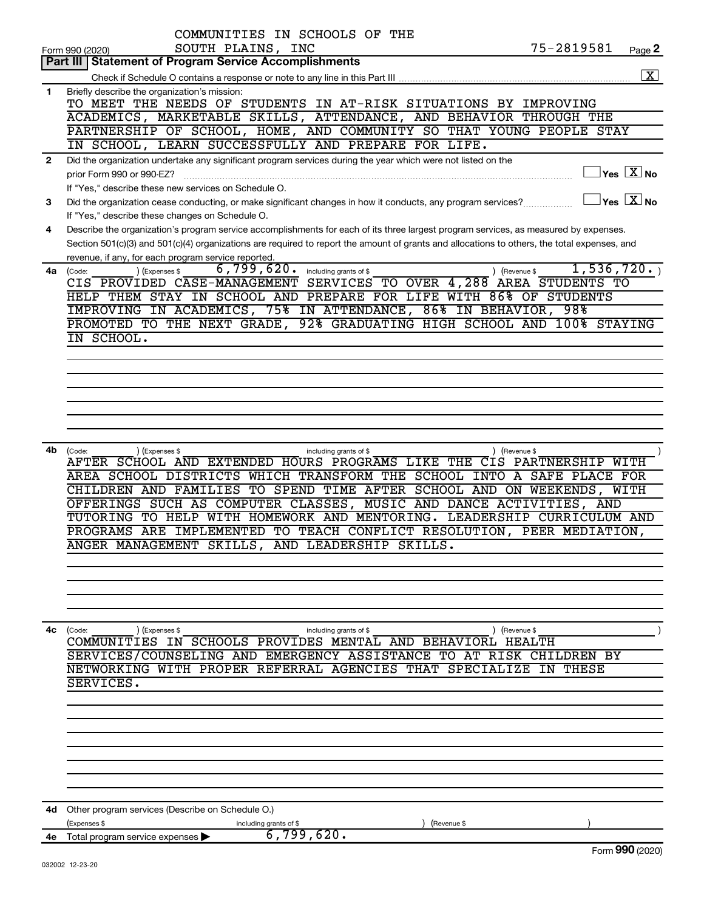COMMUNITIES IN SCHOOLS OF THE SOUTH PLAINS, INC

Form 990 (2020) — 75-2819581 — Page **2**

## Part III | Statement of Program Service Accomplishments

Check if Schedule O contains a response or note to any line in this Part III .......... [X]

**1** Briefly describe the organization's mission:

TO MEET THE NEEDS OF STUDENTS IN AT-RISK SITUATIONS BY IMPROVING ACADEMICS, MARKETABLE SKILLS, ATTENDANCE, AND BEHAVIOR THROUGH THE PARTNERSHIP OF SCHOOL, HOME, AND COMMUNITY SO THAT YOUNG PEOPLE STAY IN SCHOOL, LEARN SUCCESSFULLY AND PREPARE FOR LIFE.

**2** Did the organization undertake any significant program services during the year which were not listed on the prior Form 990 or 990-EZ? .......... [ ] Yes [X] No

If "Yes," describe these new services on Schedule O.

**3** Did the organization cease conducting, or make significant changes in how it conducts, any program services? .......... [ ] Yes [X] No

If "Yes," describe these changes on Schedule O.

**4** Describe the organization's program service accomplishments for each of its three largest program services, as measured by expenses. Section 501(c)(3) and 501(c)(4) organizations are required to report the amount of grants and allocations to others, the total expenses, and revenue, if any, for each program service reported.

**4a** (Code: ) (Expenses $ 6,799,620. including grants of $ ) (Revenue $ 1,536,720. )

CIS PROVIDED CASE-MANAGEMENT SERVICES TO OVER 4,288 AREA STUDENTS TO HELP THEM STAY IN SCHOOL AND PREPARE FOR LIFE WITH 86% OF STUDENTS IMPROVING IN ACADEMICS, 75% IN ATTENDANCE, 86% IN BEHAVIOR, 98% PROMOTED TO THE NEXT GRADE, 92% GRADUATING HIGH SCHOOL AND 100% STAYING IN SCHOOL.

**4b** (Code: ) (Expenses $ including grants of $ ) (Revenue $ )

AFTER SCHOOL AND EXTENDED HOURS PROGRAMS LIKE THE CIS PARTNERSHIP WITH AREA SCHOOL DISTRICTS WHICH TRANSFORM THE SCHOOL INTO A SAFE PLACE FOR CHILDREN AND FAMILIES TO SPEND TIME AFTER SCHOOL AND ON WEEKENDS, WITH OFFERINGS SUCH AS COMPUTER CLASSES, MUSIC AND DANCE ACTIVITIES, AND TUTORING TO HELP WITH HOMEWORK AND MENTORING. LEADERSHIP CURRICULUM AND PROGRAMS ARE IMPLEMENTED TO TEACH CONFLICT RESOLUTION, PEER MEDIATION, ANGER MANAGEMENT SKILLS, AND LEADERSHIP SKILLS.

**4c** (Code: ) (Expenses $ including grants of $ ) (Revenue $ )

COMMUNITIES IN SCHOOLS PROVIDES MENTAL AND BEHAVIORL HEALTH SERVICES/COUNSELING AND EMERGENCY ASSISTANCE TO AT RISK CHILDREN BY NETWORKING WITH PROPER REFERRAL AGENCIES THAT SPECIALIZE IN THESE SERVICES.

**4d** Other program services (Describe on Schedule O.)

(Expenses $ including grants of $ ) (Revenue $ )

**4e** Total program service expenses ▶ 6,799,620.

Form **990** (2020)

032002 12-23-20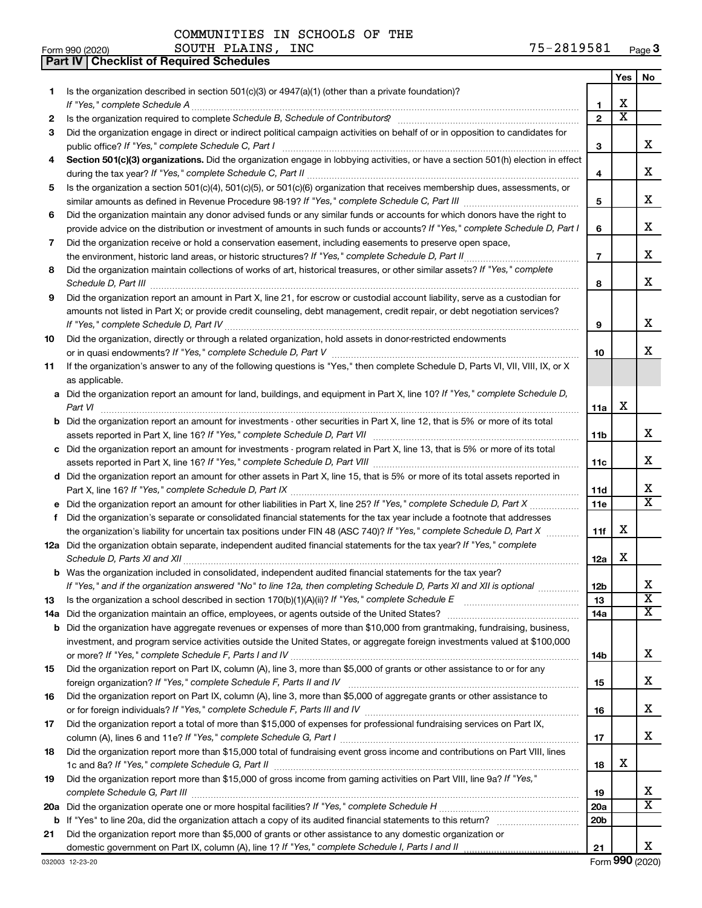COMMUNITIES IN SCHOOLS OF THE SOUTH PLAINS, INC 75-2819581

Form 990 (2020) Page **3**

## Part IV | Checklist of Required Schedules

| | | | Yes | No |
|---|---|---|---|---|
| 1 | Is the organization described in section 501(c)(3) or 4947(a)(1) (other than a private foundation)? *If "Yes," complete Schedule A* | 1 | X | |
| 2 | Is the organization required to complete *Schedule B, Schedule of Contributors*? | 2 | X | |
| 3 | Did the organization engage in direct or indirect political campaign activities on behalf of or in opposition to candidates for public office? *If "Yes," complete Schedule C, Part I* | 3 | | X |
| 4 | **Section 501(c)(3) organizations.** Did the organization engage in lobbying activities, or have a section 501(h) election in effect during the tax year? *If "Yes," complete Schedule C, Part II* | 4 | | X |
| 5 | Is the organization a section 501(c)(4), 501(c)(5), or 501(c)(6) organization that receives membership dues, assessments, or similar amounts as defined in Revenue Procedure 98-19? *If "Yes," complete Schedule C, Part III* | 5 | | X |
| 6 | Did the organization maintain any donor advised funds or any similar funds or accounts for which donors have the right to provide advice on the distribution or investment of amounts in such funds or accounts? *If "Yes," complete Schedule D, Part I* | 6 | | X |
| 7 | Did the organization receive or hold a conservation easement, including easements to preserve open space, the environment, historic land areas, or historic structures? *If "Yes," complete Schedule D, Part II* | 7 | | X |
| 8 | Did the organization maintain collections of works of art, historical treasures, or other similar assets? *If "Yes," complete Schedule D, Part III* | 8 | | X |
| 9 | Did the organization report an amount in Part X, line 21, for escrow or custodial account liability, serve as a custodian for amounts not listed in Part X; or provide credit counseling, debt management, credit repair, or debt negotiation services? *If "Yes," complete Schedule D, Part IV* | 9 | | X |
| 10 | Did the organization, directly or through a related organization, hold assets in donor-restricted endowments or in quasi endowments? *If "Yes," complete Schedule D, Part V* | 10 | | X |
| 11 | If the organization's answer to any of the following questions is "Yes," then complete Schedule D, Parts VI, VII, VIII, IX, or X as applicable. | | | |
| a | Did the organization report an amount for land, buildings, and equipment in Part X, line 10? *If "Yes," complete Schedule D, Part VI* | 11a | X | |
| b | Did the organization report an amount for investments - other securities in Part X, line 12, that is 5% or more of its total assets reported in Part X, line 16? *If "Yes," complete Schedule D, Part VII* | 11b | | X |
| c | Did the organization report an amount for investments - program related in Part X, line 13, that is 5% or more of its total assets reported in Part X, line 16? *If "Yes," complete Schedule D, Part VIII* | 11c | | X |
| d | Did the organization report an amount for other assets in Part X, line 15, that is 5% or more of its total assets reported in Part X, line 16? *If "Yes," complete Schedule D, Part IX* | 11d | | X |
| e | Did the organization report an amount for other liabilities in Part X, line 25? *If "Yes," complete Schedule D, Part X* | 11e | | X |
| f | Did the organization's separate or consolidated financial statements for the tax year include a footnote that addresses the organization's liability for uncertain tax positions under FIN 48 (ASC 740)? *If "Yes," complete Schedule D, Part X* | 11f | X | |
| 12a | Did the organization obtain separate, independent audited financial statements for the tax year? *If "Yes," complete Schedule D, Parts XI and XII* | 12a | X | |
| b | Was the organization included in consolidated, independent audited financial statements for the tax year? *If "Yes," and if the organization answered "No" to line 12a, then completing Schedule D, Parts XI and XII is optional* | 12b | | X |
| 13 | Is the organization a school described in section 170(b)(1)(A)(ii)? *If "Yes," complete Schedule E* | 13 | | X |
| 14a | Did the organization maintain an office, employees, or agents outside of the United States? | 14a | | X |
| b | Did the organization have aggregate revenues or expenses of more than $10,000 from grantmaking, fundraising, business, investment, and program service activities outside the United States, or aggregate foreign investments valued at $100,000 or more? *If "Yes," complete Schedule F, Parts I and IV* | 14b | | X |
| 15 | Did the organization report on Part IX, column (A), line 3, more than $5,000 of grants or other assistance to or for any foreign organization? *If "Yes," complete Schedule F, Parts II and IV* | 15 | | X |
| 16 | Did the organization report on Part IX, column (A), line 3, more than $5,000 of aggregate grants or other assistance to or for foreign individuals? *If "Yes," complete Schedule F, Parts III and IV* | 16 | | X |
| 17 | Did the organization report a total of more than $15,000 of expenses for professional fundraising services on Part IX, column (A), lines 6 and 11e? *If "Yes," complete Schedule G, Part I* | 17 | | X |
| 18 | Did the organization report more than $15,000 total of fundraising event gross income and contributions on Part VIII, lines 1c and 8a? *If "Yes," complete Schedule G, Part II* | 18 | X | |
| 19 | Did the organization report more than $15,000 of gross income from gaming activities on Part VIII, line 9a? *If "Yes," complete Schedule G, Part III* | 19 | | X |
| 20a | Did the organization operate one or more hospital facilities? *If "Yes," complete Schedule H* | 20a | | X |
| b | If "Yes" to line 20a, did the organization attach a copy of its audited financial statements to this return? | 20b | | |
| 21 | Did the organization report more than $5,000 of grants or other assistance to any domestic organization or domestic government on Part IX, column (A), line 1? *If "Yes," complete Schedule I, Parts I and II* | 21 | | X |

032003 12-23-20 Form **990** (2020)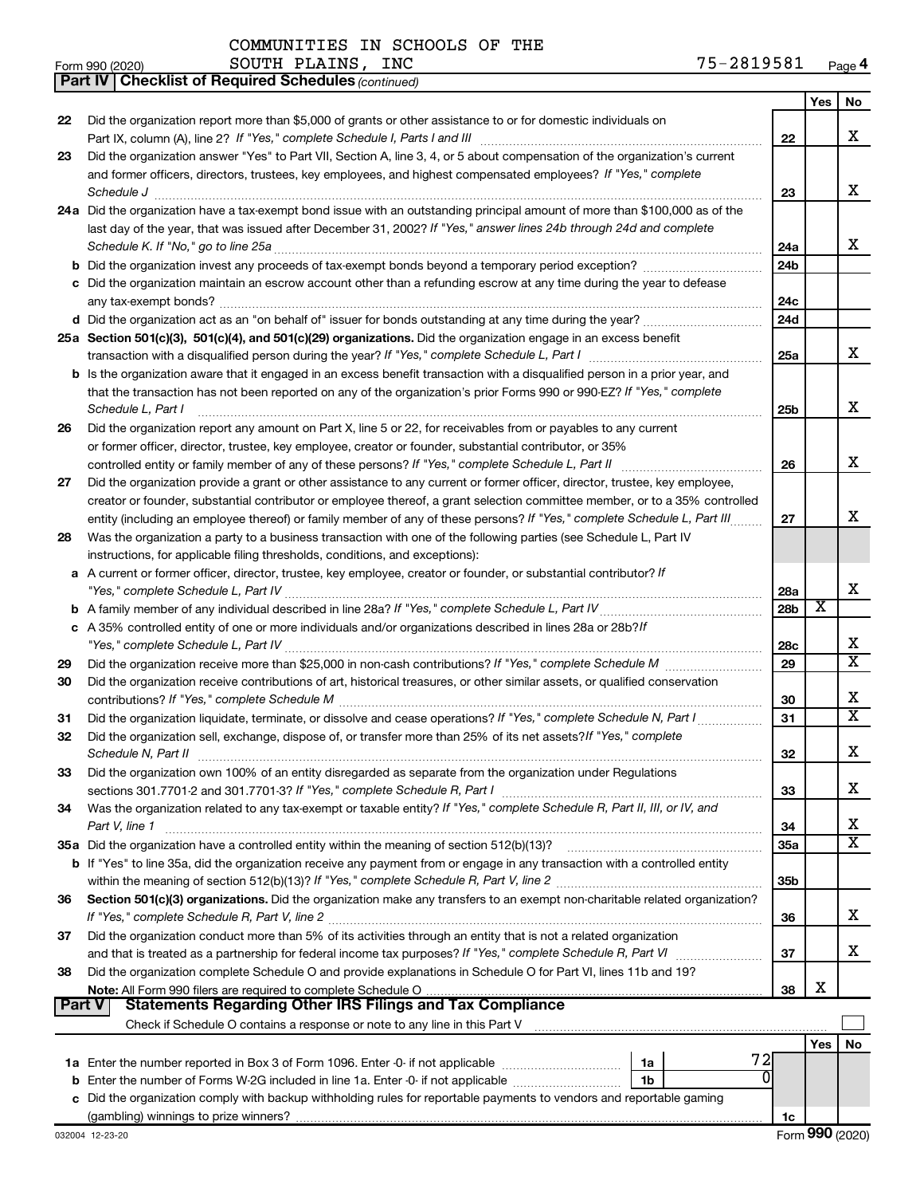COMMUNITIES IN SCHOOLS OF THE SOUTH PLAINS, INC 75-2819581

Form 990 (2020) Page 4

**Part IV | Checklist of Required Schedules** *(continued)*

| | | | Yes | No |
|---|---|---|---|---|
| 22 | Did the organization report more than $5,000 of grants or other assistance to or for domestic individuals on Part IX, column (A), line 2? *If "Yes," complete Schedule I, Parts I and III* | 22 | | X |
| 23 | Did the organization answer "Yes" to Part VII, Section A, line 3, 4, or 5 about compensation of the organization's current and former officers, directors, trustees, key employees, and highest compensated employees? *If "Yes," complete Schedule J* | 23 | | X |
| 24a | Did the organization have a tax-exempt bond issue with an outstanding principal amount of more than $100,000 as of the last day of the year, that was issued after December 31, 2002? *If "Yes," answer lines 24b through 24d and complete Schedule K. If "No," go to line 25a* | 24a | | X |
| b | Did the organization invest any proceeds of tax-exempt bonds beyond a temporary period exception? | 24b | | |
| c | Did the organization maintain an escrow account other than a refunding escrow at any time during the year to defease any tax-exempt bonds? | 24c | | |
| d | Did the organization act as an "on behalf of" issuer for bonds outstanding at any time during the year? | 24d | | |
| 25a | **Section 501(c)(3), 501(c)(4), and 501(c)(29) organizations.** Did the organization engage in an excess benefit transaction with a disqualified person during the year? *If "Yes," complete Schedule L, Part I* | 25a | | X |
| b | Is the organization aware that it engaged in an excess benefit transaction with a disqualified person in a prior year, and that the transaction has not been reported on any of the organization's prior Forms 990 or 990-EZ? *If "Yes," complete Schedule L, Part I* | 25b | | X |
| 26 | Did the organization report any amount on Part X, line 5 or 22, for receivables from or payables to any current or former officer, director, trustee, key employee, creator or founder, substantial contributor, or 35% controlled entity or family member of any of these persons? *If "Yes," complete Schedule L, Part II* | 26 | | X |
| 27 | Did the organization provide a grant or other assistance to any current or former officer, director, trustee, key employee, creator or founder, substantial contributor or employee thereof, a grant selection committee member, or to a 35% controlled entity (including an employee thereof) or family member of any of these persons? *If "Yes," complete Schedule L, Part III* | 27 | | X |
| 28 | Was the organization a party to a business transaction with one of the following parties (see Schedule L, Part IV instructions, for applicable filing thresholds, conditions, and exceptions): | | | |
| a | A current or former officer, director, trustee, key employee, creator or founder, or substantial contributor? *If "Yes," complete Schedule L, Part IV* | 28a | | X |
| b | A family member of any individual described in line 28a? *If "Yes," complete Schedule L, Part IV* | 28b | X | |
| c | A 35% controlled entity of one or more individuals and/or organizations described in lines 28a or 28b? *If "Yes," complete Schedule L, Part IV* | 28c | | X |
| 29 | Did the organization receive more than $25,000 in non-cash contributions? *If "Yes," complete Schedule M* | 29 | | X |
| 30 | Did the organization receive contributions of art, historical treasures, or other similar assets, or qualified conservation contributions? *If "Yes," complete Schedule M* | 30 | | X |
| 31 | Did the organization liquidate, terminate, or dissolve and cease operations? *If "Yes," complete Schedule N, Part I* | 31 | | X |
| 32 | Did the organization sell, exchange, dispose of, or transfer more than 25% of its net assets? *If "Yes," complete Schedule N, Part II* | 32 | | X |
| 33 | Did the organization own 100% of an entity disregarded as separate from the organization under Regulations sections 301.7701-2 and 301.7701-3? *If "Yes," complete Schedule R, Part I* | 33 | | X |
| 34 | Was the organization related to any tax-exempt or taxable entity? *If "Yes," complete Schedule R, Part II, III, or IV, and Part V, line 1* | 34 | | X |
| 35a | Did the organization have a controlled entity within the meaning of section 512(b)(13)? | 35a | | X |
| b | If "Yes" to line 35a, did the organization receive any payment from or engage in any transaction with a controlled entity within the meaning of section 512(b)(13)? *If "Yes," complete Schedule R, Part V, line 2* | 35b | | |
| 36 | **Section 501(c)(3) organizations.** Did the organization make any transfers to an exempt non-charitable related organization? *If "Yes," complete Schedule R, Part V, line 2* | 36 | | X |
| 37 | Did the organization conduct more than 5% of its activities through an entity that is not a related organization and that is treated as a partnership for federal income tax purposes? *If "Yes," complete Schedule R, Part VI* | 37 | | X |
| 38 | Did the organization complete Schedule O and provide explanations in Schedule O for Part VI, lines 11b and 19? **Note:** All Form 990 filers are required to complete Schedule O | 38 | X | |

**Part V | Statements Regarding Other IRS Filings and Tax Compliance**

Check if Schedule O contains a response or note to any line in this Part V

| | | | | | Yes | No |
|---|---|---|---|---|---|---|
| 1a | Enter the number reported in Box 3 of Form 1096. Enter -0- if not applicable | 1a | 72 | | | |
| b | Enter the number of Forms W-2G included in line 1a. Enter -0- if not applicable | 1b | 0 | | | |
| c | Did the organization comply with backup withholding rules for reportable payments to vendors and reportable gaming (gambling) winnings to prize winners? | | | 1c | | |

032004 12-23-20 Form **990** (2020)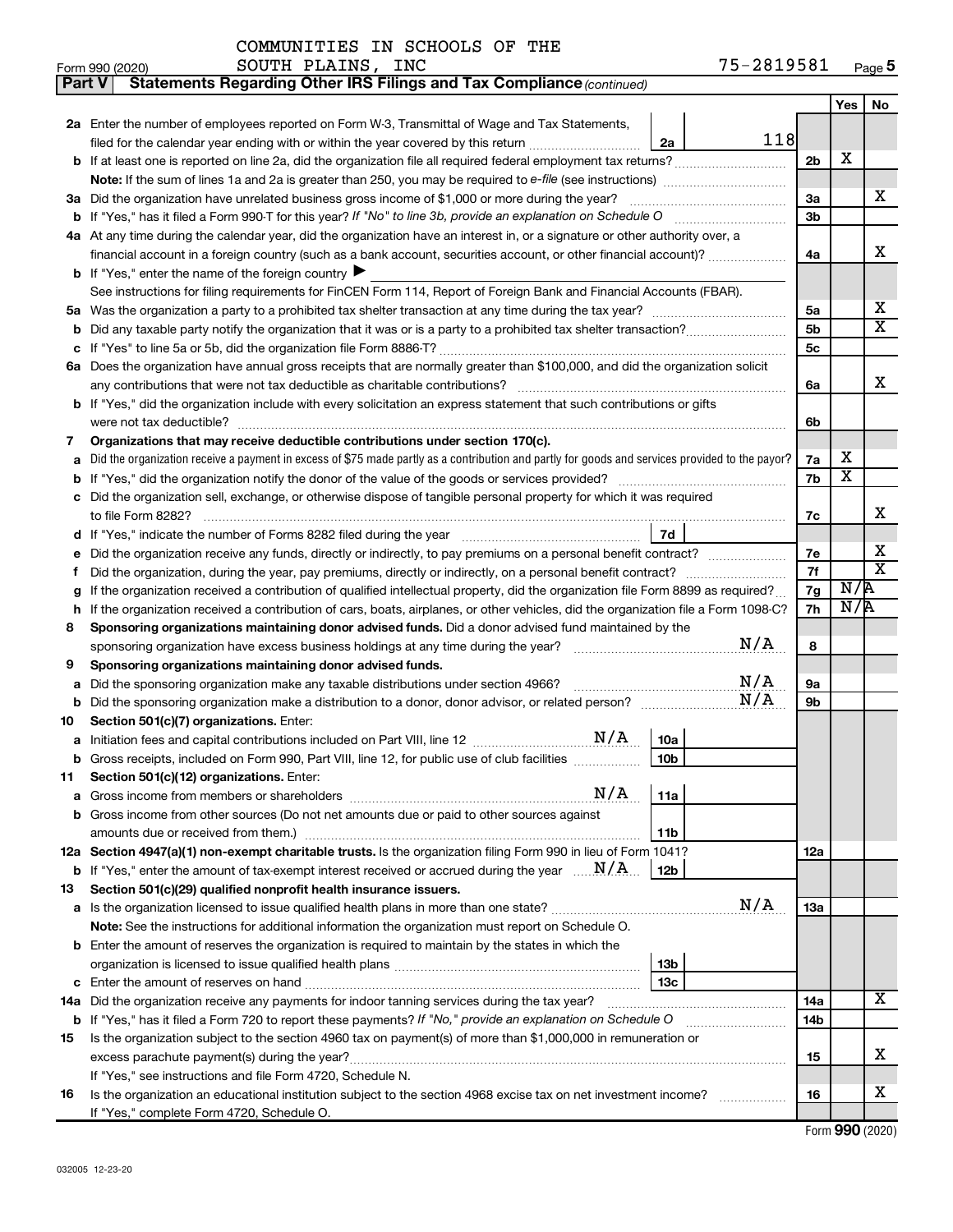COMMUNITIES IN SCHOOLS OF THE SOUTH PLAINS, INC

Form 990 (2020) 75-2819581 Page 5

**Part V Statements Regarding Other IRS Filings and Tax Compliance** *(continued)*

| | | | | Yes | No |
|---|---|---|---|---|---|
| **2a** | Enter the number of employees reported on Form W-3, Transmittal of Wage and Tax Statements, filed for the calendar year ending with or within the year covered by this return | 2a | 118 | | |
| **b** | If at least one is reported on line 2a, did the organization file all required federal employment tax returns? | | 2b | X | |
| | **Note:** If the sum of lines 1a and 2a is greater than 250, you may be required to *e-file* (see instructions) | | | | |
| **3a** | Did the organization have unrelated business gross income of $1,000 or more during the year? | | 3a | | X |
| **b** | If "Yes," has it filed a Form 990-T for this year? *If "No" to line 3b, provide an explanation on Schedule O* | | 3b | | |
| **4a** | At any time during the calendar year, did the organization have an interest in, or a signature or other authority over, a financial account in a foreign country (such as a bank account, securities account, or other financial account)? | | 4a | | X |
| **b** | If "Yes," enter the name of the foreign country ▶ | | | | |
| | See instructions for filing requirements for FinCEN Form 114, Report of Foreign Bank and Financial Accounts (FBAR). | | | | |
| **5a** | Was the organization a party to a prohibited tax shelter transaction at any time during the tax year? | | 5a | | X |
| **b** | Did any taxable party notify the organization that it was or is a party to a prohibited tax shelter transaction? | | 5b | | X |
| **c** | If "Yes" to line 5a or 5b, did the organization file Form 8886-T? | | 5c | | |
| **6a** | Does the organization have annual gross receipts that are normally greater than $100,000, and did the organization solicit any contributions that were not tax deductible as charitable contributions? | | 6a | | X |
| **b** | If "Yes," did the organization include with every solicitation an express statement that such contributions or gifts were not tax deductible? | | 6b | | |
| **7** | **Organizations that may receive deductible contributions under section 170(c).** | | | | |
| **a** | Did the organization receive a payment in excess of $75 made partly as a contribution and partly for goods and services provided to the payor? | | 7a | X | |
| **b** | If "Yes," did the organization notify the donor of the value of the goods or services provided? | | 7b | X | |
| **c** | Did the organization sell, exchange, or otherwise dispose of tangible personal property for which it was required to file Form 8282? | | 7c | | X |
| **d** | If "Yes," indicate the number of Forms 8282 filed during the year | 7d | | | |
| **e** | Did the organization receive any funds, directly or indirectly, to pay premiums on a personal benefit contract? | | 7e | | X |
| **f** | Did the organization, during the year, pay premiums, directly or indirectly, on a personal benefit contract? | | 7f | | X |
| **g** | If the organization received a contribution of qualified intellectual property, did the organization file Form 8899 as required? | | 7g | N/A | |
| **h** | If the organization received a contribution of cars, boats, airplanes, or other vehicles, did the organization file a Form 1098-C? | | 7h | N/A | |
| **8** | **Sponsoring organizations maintaining donor advised funds.** Did a donor advised fund maintained by the sponsoring organization have excess business holdings at any time during the year? N/A | | 8 | | |
| **9** | **Sponsoring organizations maintaining donor advised funds.** | | | | |
| **a** | Did the sponsoring organization make any taxable distributions under section 4966? N/A | | 9a | | |
| **b** | Did the sponsoring organization make a distribution to a donor, donor advisor, or related person? N/A | | 9b | | |
| **10** | **Section 501(c)(7) organizations.** Enter: | | | | |
| **a** | Initiation fees and capital contributions included on Part VIII, line 12 N/A | 10a | | | |
| **b** | Gross receipts, included on Form 990, Part VIII, line 12, for public use of club facilities | 10b | | | |
| **11** | **Section 501(c)(12) organizations.** Enter: | | | | |
| **a** | Gross income from members or shareholders N/A | 11a | | | |
| **b** | Gross income from other sources (Do not net amounts due or paid to other sources against amounts due or received from them.) | 11b | | | |
| **12a** | **Section 4947(a)(1) non-exempt charitable trusts.** Is the organization filing Form 990 in lieu of Form 1041? | | 12a | | |
| **b** | If "Yes," enter the amount of tax-exempt interest received or accrued during the year N/A | 12b | | | |
| **13** | **Section 501(c)(29) qualified nonprofit health insurance issuers.** | | | | |
| **a** | Is the organization licensed to issue qualified health plans in more than one state? N/A | | 13a | | |
| | **Note:** See the instructions for additional information the organization must report on Schedule O. | | | | |
| **b** | Enter the amount of reserves the organization is required to maintain by the states in which the organization is licensed to issue qualified health plans | 13b | | | |
| **c** | Enter the amount of reserves on hand | 13c | | | |
| **14a** | Did the organization receive any payments for indoor tanning services during the tax year? | | 14a | | X |
| **b** | If "Yes," has it filed a Form 720 to report these payments? *If "No," provide an explanation on Schedule O* | | 14b | | |
| **15** | Is the organization subject to the section 4960 tax on payment(s) of more than $1,000,000 in remuneration or excess parachute payment(s) during the year? | | 15 | | X |
| | If "Yes," see instructions and file Form 4720, Schedule N. | | | | |
| **16** | Is the organization an educational institution subject to the section 4968 excise tax on net investment income? | | 16 | | X |
| | If "Yes," complete Form 4720, Schedule O. | | | | |

Form **990** (2020)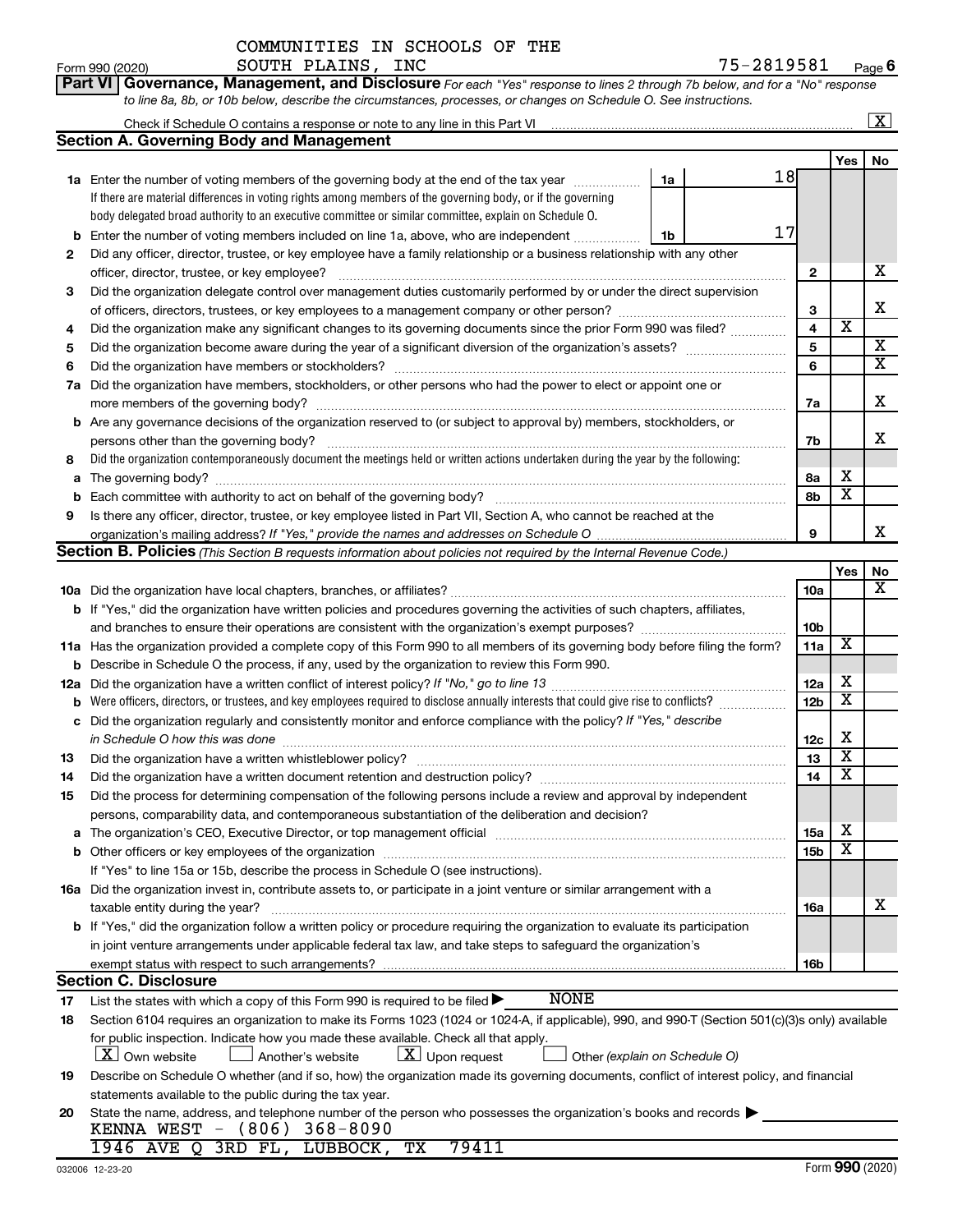COMMUNITIES IN SCHOOLS OF THE SOUTH PLAINS, INC

75-2819581

Form 990 (2020) Page 6

**Part VI | Governance, Management, and Disclosure** *For each "Yes" response to lines 2 through 7b below, and for a "No" response to line 8a, 8b, or 10b below, describe the circumstances, processes, or changes on Schedule O. See instructions.*

Check if Schedule O contains a response or note to any line in this Part VI [X]

## Section A. Governing Body and Management

| | | | | Yes | No |
|---|---|---|---|---|---|
| **1a** | Enter the number of voting members of the governing body at the end of the tax year. If there are material differences in voting rights among members of the governing body, or if the governing body delegated broad authority to an executive committee or similar committee, explain on Schedule O. | 1a: 18 | | | |
| **b** | Enter the number of voting members included on line 1a, above, who are independent | 1b: 17 | | | |
| **2** | Did any officer, director, trustee, or key employee have a family relationship or a business relationship with any other officer, director, trustee, or key employee? | | 2 | | X |
| **3** | Did the organization delegate control over management duties customarily performed by or under the direct supervision of officers, directors, trustees, or key employees to a management company or other person? | | 3 | | X |
| **4** | Did the organization make any significant changes to its governing documents since the prior Form 990 was filed? | | 4 | X | |
| **5** | Did the organization become aware during the year of a significant diversion of the organization's assets? | | 5 | | X |
| **6** | Did the organization have members or stockholders? | | 6 | | X |
| **7a** | Did the organization have members, stockholders, or other persons who had the power to elect or appoint one or more members of the governing body? | | 7a | | X |
| **b** | Are any governance decisions of the organization reserved to (or subject to approval by) members, stockholders, or persons other than the governing body? | | 7b | | X |
| **8** | Did the organization contemporaneously document the meetings held or written actions undertaken during the year by the following: | | | | |
| **a** | The governing body? | | 8a | X | |
| **b** | Each committee with authority to act on behalf of the governing body? | | 8b | X | |
| **9** | Is there any officer, director, trustee, or key employee listed in Part VII, Section A, who cannot be reached at the organization's mailing address? *If "Yes," provide the names and addresses on Schedule O* | | 9 | | X |

## Section B. Policies *(This Section B requests information about policies not required by the Internal Revenue Code.)*

| | | | Yes | No |
|---|---|---|---|---|
| **10a** | Did the organization have local chapters, branches, or affiliates? | 10a | | X |
| **b** | If "Yes," did the organization have written policies and procedures governing the activities of such chapters, affiliates, and branches to ensure their operations are consistent with the organization's exempt purposes? | 10b | | |
| **11a** | Has the organization provided a complete copy of this Form 990 to all members of its governing body before filing the form? | 11a | X | |
| **b** | Describe in Schedule O the process, if any, used by the organization to review this Form 990. | | | |
| **12a** | Did the organization have a written conflict of interest policy? *If "No," go to line 13* | 12a | X | |
| **b** | Were officers, directors, or trustees, and key employees required to disclose annually interests that could give rise to conflicts? | 12b | X | |
| **c** | Did the organization regularly and consistently monitor and enforce compliance with the policy? *If "Yes," describe in Schedule O how this was done* | 12c | X | |
| **13** | Did the organization have a written whistleblower policy? | 13 | X | |
| **14** | Did the organization have a written document retention and destruction policy? | 14 | X | |
| **15** | Did the process for determining compensation of the following persons include a review and approval by independent persons, comparability data, and contemporaneous substantiation of the deliberation and decision? | | | |
| **a** | The organization's CEO, Executive Director, or top management official | 15a | X | |
| **b** | Other officers or key employees of the organization | 15b | X | |
| | If "Yes" to line 15a or 15b, describe the process in Schedule O (see instructions). | | | |
| **16a** | Did the organization invest in, contribute assets to, or participate in a joint venture or similar arrangement with a taxable entity during the year? | 16a | | X |
| **b** | If "Yes," did the organization follow a written policy or procedure requiring the organization to evaluate its participation in joint venture arrangements under applicable federal tax law, and take steps to safeguard the organization's exempt status with respect to such arrangements? | 16b | | |

## Section C. Disclosure

**17** List the states with which a copy of this Form 990 is required to be filed ▶ NONE

**18** Section 6104 requires an organization to make its Forms 1023 (1024 or 1024-A, if applicable), 990, and 990-T (Section 501(c)(3)s only) available for public inspection. Indicate how you made these available. Check all that apply.

[X] Own website [ ] Another's website [X] Upon request [ ] Other *(explain on Schedule O)*

**19** Describe on Schedule O whether (and if so, how) the organization made its governing documents, conflict of interest policy, and financial statements available to the public during the tax year.

**20** State the name, address, and telephone number of the person who possesses the organization's books and records ▶

KENNA WEST - (806) 368-8090

1946 AVE Q 3RD FL, LUBBOCK, TX 79411

032006 12-23-20 Form **990** (2020)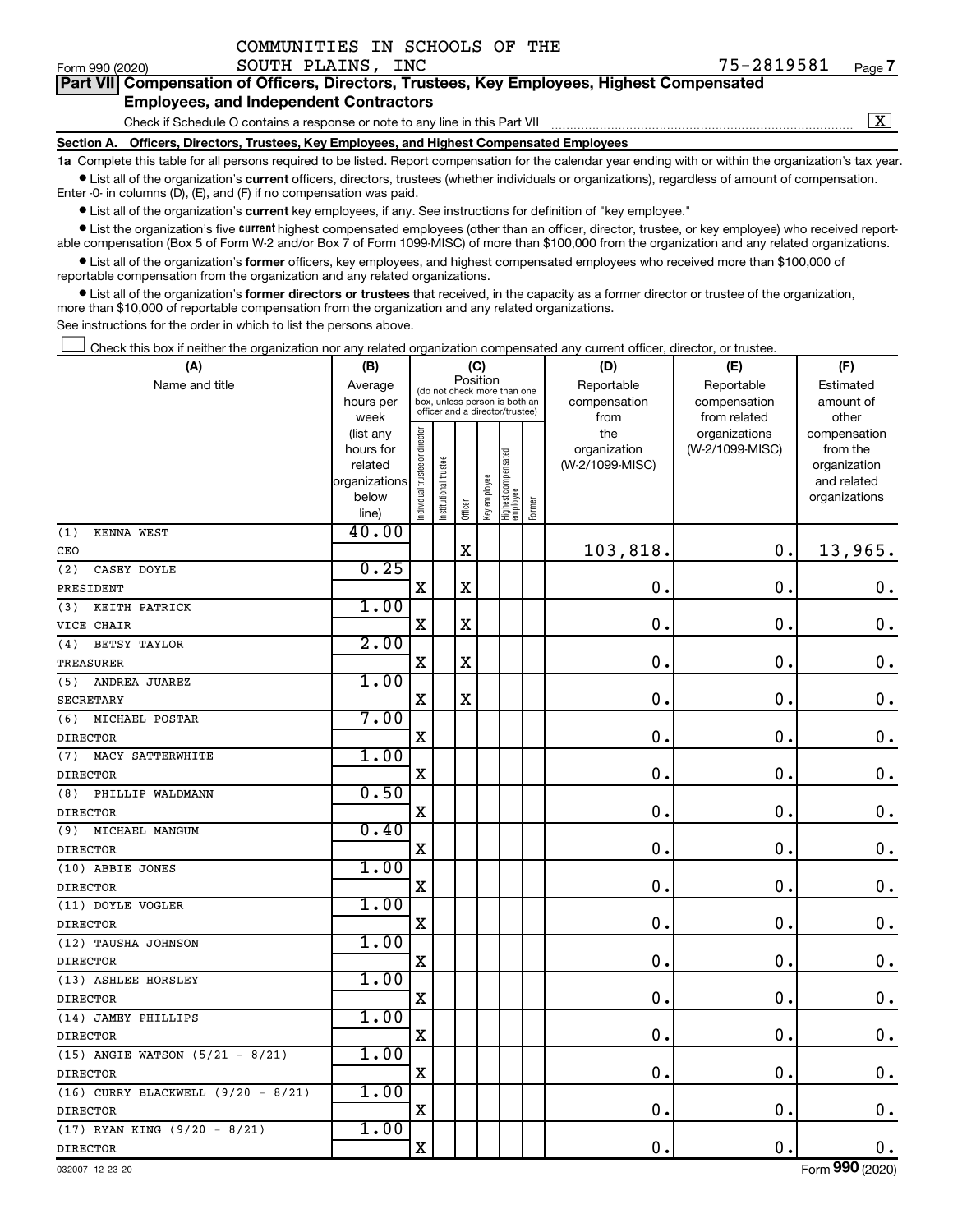COMMUNITIES IN SCHOOLS OF THE SOUTH PLAINS, INC

Form 990 (2020) 75-2819581 Page 7

**Part VII Compensation of Officers, Directors, Trustees, Key Employees, Highest Compensated Employees, and Independent Contractors**

Check if Schedule O contains a response or note to any line in this Part VII ..... [X]

**Section A. Officers, Directors, Trustees, Key Employees, and Highest Compensated Employees**

**1a** Complete this table for all persons required to be listed. Report compensation for the calendar year ending with or within the organization's tax year.

- List all of the organization's **current** officers, directors, trustees (whether individuals or organizations), regardless of amount of compensation. Enter -0- in columns (D), (E), and (F) if no compensation was paid.
- List all of the organization's **current** key employees, if any. See instructions for definition of "key employee."
- List the organization's five **current** highest compensated employees (other than an officer, director, trustee, or key employee) who received reportable compensation (Box 5 of Form W-2 and/or Box 7 of Form 1099-MISC) of more than $100,000 from the organization and any related organizations.
- List all of the organization's **former** officers, key employees, and highest compensated employees who received more than $100,000 of reportable compensation from the organization and any related organizations.
- List all of the organization's **former directors or trustees** that received, in the capacity as a former director or trustee of the organization, more than $10,000 of reportable compensation from the organization and any related organizations.

See instructions for the order in which to list the persons above.

[ ] Check this box if neither the organization nor any related organization compensated any current officer, director, or trustee.

| (A) Name and title | (B) Average hours per week (list any hours for related organizations below line) | (C) Position: Individual trustee or director | Institutional trustee | Officer | Key employee | Highest compensated employee | Former | (D) Reportable compensation from the organization (W-2/1099-MISC) | (E) Reportable compensation from related organizations (W-2/1099-MISC) | (F) Estimated amount of other compensation from the organization and related organizations |
|---|---|---|---|---|---|---|---|---|---|---|
| (1) KENNA WEST<br>CEO | 40.00 | | | X | | | | 103,818. | 0. | 13,965. |
| (2) CASEY DOYLE<br>PRESIDENT | 0.25 | X | | X | | | | 0. | 0. | 0. |
| (3) KEITH PATRICK<br>VICE CHAIR | 1.00 | X | | X | | | | 0. | 0. | 0. |
| (4) BETSY TAYLOR<br>TREASURER | 2.00 | X | | X | | | | 0. | 0. | 0. |
| (5) ANDREA JUAREZ<br>SECRETARY | 1.00 | X | | X | | | | 0. | 0. | 0. |
| (6) MICHAEL POSTAR<br>DIRECTOR | 7.00 | X | | | | | | 0. | 0. | 0. |
| (7) MACY SATTERWHITE<br>DIRECTOR | 1.00 | X | | | | | | 0. | 0. | 0. |
| (8) PHILLIP WALDMANN<br>DIRECTOR | 0.50 | X | | | | | | 0. | 0. | 0. |
| (9) MICHAEL MANGUM<br>DIRECTOR | 0.40 | X | | | | | | 0. | 0. | 0. |
| (10) ABBIE JONES<br>DIRECTOR | 1.00 | X | | | | | | 0. | 0. | 0. |
| (11) DOYLE VOGLER<br>DIRECTOR | 1.00 | X | | | | | | 0. | 0. | 0. |
| (12) TAUSHA JOHNSON<br>DIRECTOR | 1.00 | X | | | | | | 0. | 0. | 0. |
| (13) ASHLEE HORSLEY<br>DIRECTOR | 1.00 | X | | | | | | 0. | 0. | 0. |
| (14) JAMEY PHILLIPS<br>DIRECTOR | 1.00 | X | | | | | | 0. | 0. | 0. |
| (15) ANGIE WATSON (5/21 - 8/21)<br>DIRECTOR | 1.00 | X | | | | | | 0. | 0. | 0. |
| (16) CURRY BLACKWELL (9/20 - 8/21)<br>DIRECTOR | 1.00 | X | | | | | | 0. | 0. | 0. |
| (17) RYAN KING (9/20 - 8/21)<br>DIRECTOR | 1.00 | X | | | | | | 0. | 0. | 0. |

032007 12-23-20 Form 990 (2020)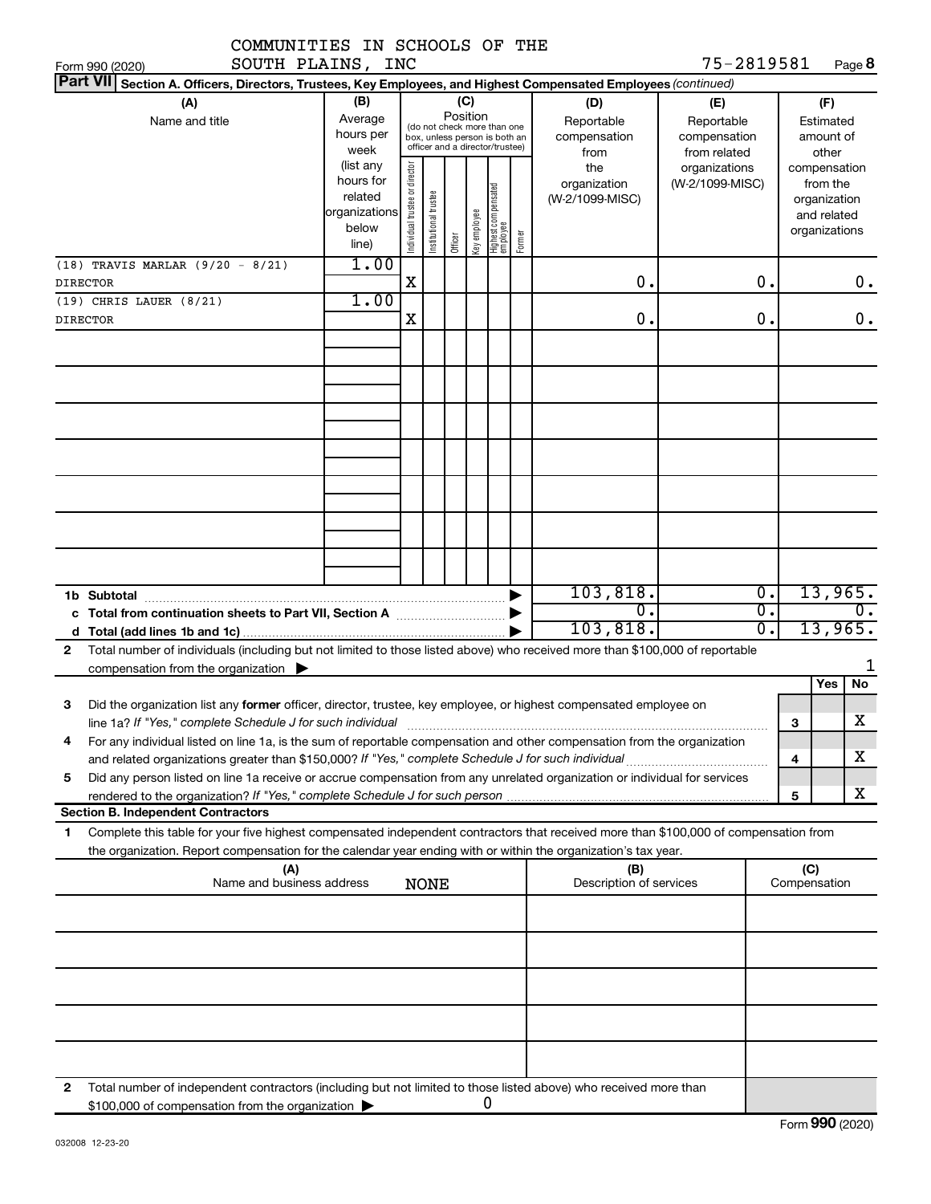COMMUNITIES IN SCHOOLS OF THE SOUTH PLAINS, INC

75-2819581

**Part VII** Section A. Officers, Directors, Trustees, Key Employees, and Highest Compensated Employees *(continued)*

| (A) Name and title | (B) Average hours per week (list any hours for related organizations below line) | (C) Position: Individual trustee or director | Institutional trustee | Officer | Key employee | Highest compensated employee | Former | (D) Reportable compensation from the organization (W-2/1099-MISC) | (E) Reportable compensation from related organizations (W-2/1099-MISC) | (F) Estimated amount of other compensation from the organization and related organizations |
|---|---|---|---|---|---|---|---|---|---|---|
| (18) TRAVIS MARLAR (9/20 - 8/21) DIRECTOR | 1.00 | X | | | | | | 0. | 0. | 0. |
| (19) CHRIS LAUER (8/21) DIRECTOR | 1.00 | X | | | | | | 0. | 0. | 0. |
| **1b Subtotal** | | | | | | | | 103,818. | 0. | 13,965. |
| **c Total from continuation sheets to Part VII, Section A** | | | | | | | | 0. | 0. | 0. |
| **d Total (add lines 1b and 1c)** | | | | | | | | 103,818. | 0. | 13,965. |

**2** Total number of individuals (including but not limited to those listed above) who received more than $100,000 of reportable compensation from the organization ▶ 1

| | | Yes | No |
|---|---|---|---|
| **3** Did the organization list any **former** officer, director, trustee, key employee, or highest compensated employee on line 1a? *If "Yes," complete Schedule J for such individual* | 3 | | X |
| **4** For any individual listed on line 1a, is the sum of reportable compensation and other compensation from the organization and related organizations greater than $150,000? *If "Yes," complete Schedule J for such individual* | 4 | | X |
| **5** Did any person listed on line 1a receive or accrue compensation from any unrelated organization or individual for services rendered to the organization? *If "Yes," complete Schedule J for such person* | 5 | | X |

**Section B. Independent Contractors**

**1** Complete this table for your five highest compensated independent contractors that received more than $100,000 of compensation from the organization. Report compensation for the calendar year ending with or within the organization's tax year.

| (A) Name and business address | (B) Description of services | (C) Compensation |
|---|---|---|
| NONE | | |

**2** Total number of independent contractors (including but not limited to those listed above) who received more than $100,000 of compensation from the organization ▶ 0

Form **990** (2020)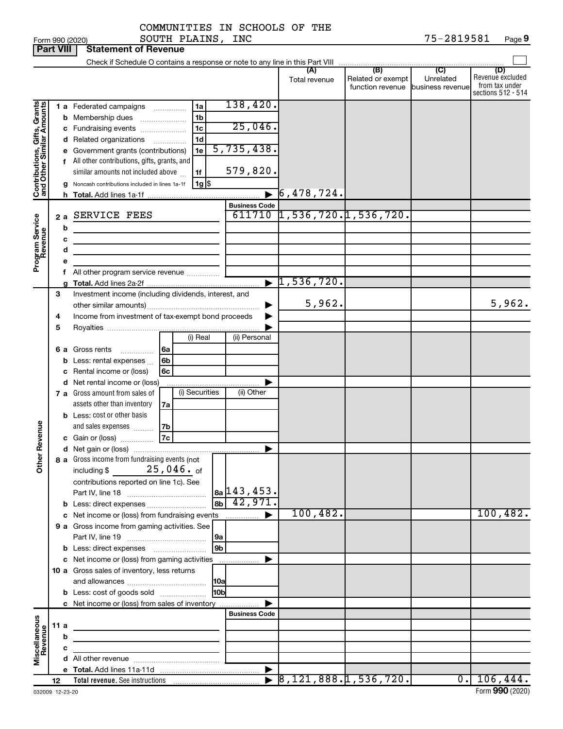COMMUNITIES IN SCHOOLS OF THE SOUTH PLAINS, INC

Form 990 (2020) 75-2819581 Page 9

**Part VIII Statement of Revenue**

Check if Schedule O contains a response or note to any line in this Part VIII

| | | | | (A) Total revenue | (B) Related or exempt function revenue | (C) Unrelated business revenue | (D) Revenue excluded from tax under sections 512 - 514 |
|---|---|---|---|---|---|---|---|
| **Contributions, Gifts, Grants and Other Similar Amounts** | 1 a Federated campaigns | 1a | 138,420. | | | | |
| | b Membership dues | 1b | | | | | |
| | c Fundraising events | 1c | 25,046. | | | | |
| | d Related organizations | 1d | | | | | |
| | e Government grants (contributions) | 1e | 5,735,438. | | | | |
| | f All other contributions, gifts, grants, and similar amounts not included above | 1f | 579,820. | | | | |
| | g Noncash contributions included in lines 1a-1f | 1g | $ | | | | |
| | h Total. Add lines 1a-1f | | | 6,478,724. | | | |
| **Program Service Revenue** | | | Business Code | | | | |
| | 2 a SERVICE FEES | | 611710 | 1,536,720. | 1,536,720. | | |
| | b | | | | | | |
| | c | | | | | | |
| | d | | | | | | |
| | e | | | | | | |
| | f All other program service revenue | | | | | | |
| | g Total. Add lines 2a-2f | | | 1,536,720. | | | |
| **Other Revenue** | 3 Investment income (including dividends, interest, and other similar amounts) | | | 5,962. | | | 5,962. |
| | 4 Income from investment of tax-exempt bond proceeds | | | | | | |
| | 5 Royalties | | | | | | |
| | | (i) Real | (ii) Personal | | | | |
| | 6 a Gross rents 6a | | | | | | |
| | b Less: rental expenses 6b | | | | | | |
| | c Rental income or (loss) 6c | | | | | | |
| | d Net rental income or (loss) | | | | | | |
| | | (i) Securities | (ii) Other | | | | |
| | 7 a Gross amount from sales of assets other than inventory 7a | | | | | | |
| | b Less: cost or other basis and sales expenses 7b | | | | | | |
| | c Gain or (loss) 7c | | | | | | |
| | d Net gain or (loss) | | | | | | |
| | 8 a Gross income from fundraising events (not including $ 25,046. of contributions reported on line 1c). See Part IV, line 18 | 8a | 143,453. | | | | |
| | b Less: direct expenses | 8b | 42,971. | | | | |
| | c Net income or (loss) from fundraising events | | | 100,482. | | | 100,482. |
| | 9 a Gross income from gaming activities. See Part IV, line 19 | 9a | | | | | |
| | b Less: direct expenses | 9b | | | | | |
| | c Net income or (loss) from gaming activities | | | | | | |
| | 10 a Gross sales of inventory, less returns and allowances | 10a | | | | | |
| | b Less: cost of goods sold | 10b | | | | | |
| | c Net income or (loss) from sales of inventory | | | | | | |
| **Miscellaneous Revenue** | | | Business Code | | | | |
| | 11 a | | | | | | |
| | b | | | | | | |
| | c | | | | | | |
| | d All other revenue | | | | | | |
| | e Total. Add lines 11a-11d | | | | | | |
| | 12 Total revenue. See instructions | | | 8,121,888. | 1,536,720. | 0. | 106,444. |

032009 12-23-20 Form **990** (2020)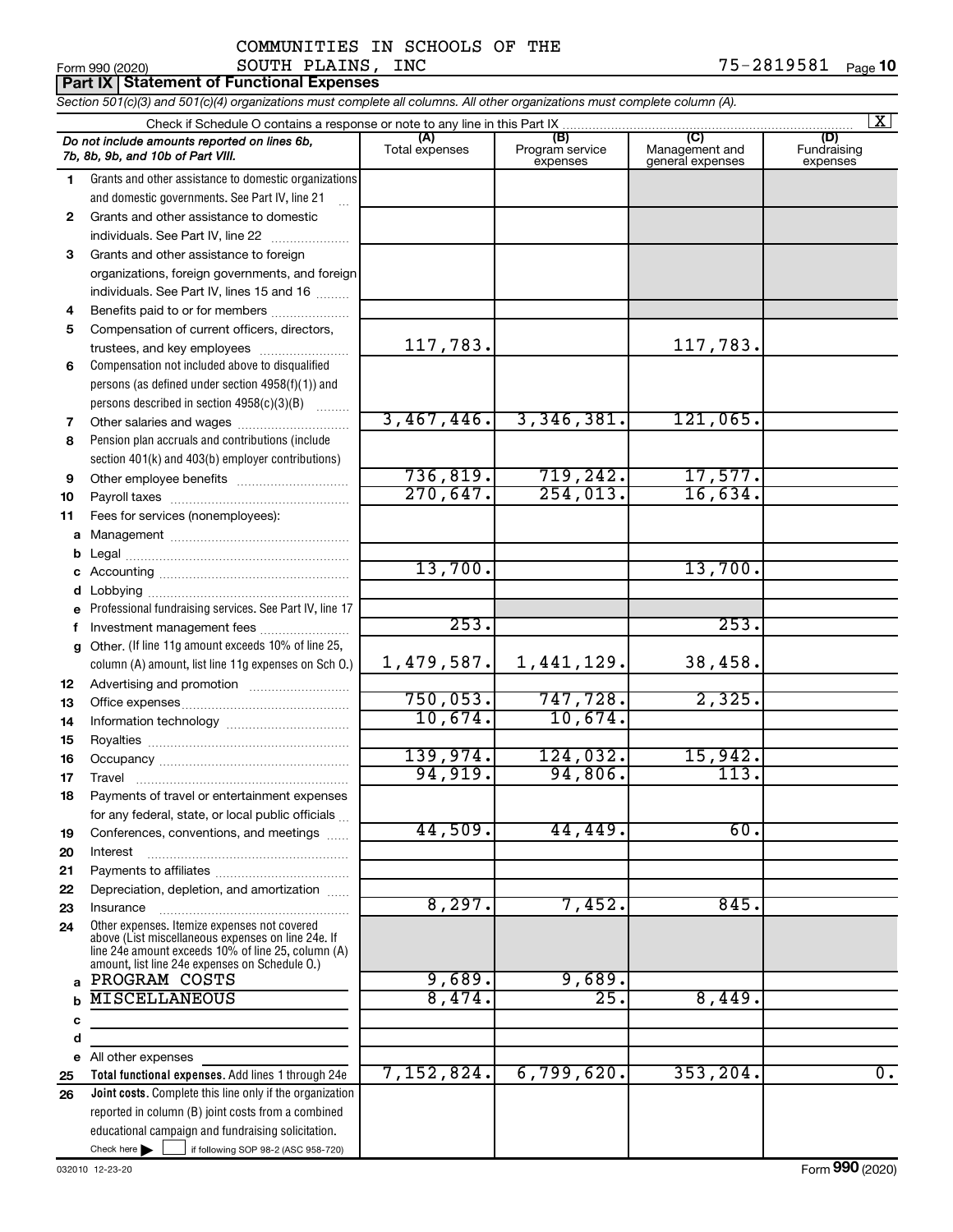COMMUNITIES IN SCHOOLS OF THE SOUTH PLAINS, INC 75-2819581

Form 990 (2020)

**Part IX Statement of Functional Expenses**

*Section 501(c)(3) and 501(c)(4) organizations must complete all columns. All other organizations must complete column (A).*

Check if Schedule O contains a response or note to any line in this Part IX [X]

| | *Do not include amounts reported on lines 6b, 7b, 8b, 9b, and 10b of Part VIII.* | (A) Total expenses | (B) Program service expenses | (C) Management and general expenses | (D) Fundraising expenses |
|---|---|---|---|---|---|
| 1 | Grants and other assistance to domestic organizations and domestic governments. See Part IV, line 21 | | | | |
| 2 | Grants and other assistance to domestic individuals. See Part IV, line 22 | | | | |
| 3 | Grants and other assistance to foreign organizations, foreign governments, and foreign individuals. See Part IV, lines 15 and 16 | | | | |
| 4 | Benefits paid to or for members | | | | |
| 5 | Compensation of current officers, directors, trustees, and key employees | 117,783. | | 117,783. | |
| 6 | Compensation not included above to disqualified persons (as defined under section 4958(f)(1)) and persons described in section 4958(c)(3)(B) | | | | |
| 7 | Other salaries and wages | 3,467,446. | 3,346,381. | 121,065. | |
| 8 | Pension plan accruals and contributions (include section 401(k) and 403(b) employer contributions) | | | | |
| 9 | Other employee benefits | 736,819. | 719,242. | 17,577. | |
| 10 | Payroll taxes | 270,647. | 254,013. | 16,634. | |
| 11 | Fees for services (nonemployees): | | | | |
| a | Management | | | | |
| b | Legal | | | | |
| c | Accounting | 13,700. | | 13,700. | |
| d | Lobbying | | | | |
| e | Professional fundraising services. See Part IV, line 17 | | | | |
| f | Investment management fees | 253. | | 253. | |
| g | Other. (If line 11g amount exceeds 10% of line 25, column (A) amount, list line 11g expenses on Sch O.) | 1,479,587. | 1,441,129. | 38,458. | |
| 12 | Advertising and promotion | | | | |
| 13 | Office expenses | 750,053. | 747,728. | 2,325. | |
| 14 | Information technology | 10,674. | 10,674. | | |
| 15 | Royalties | | | | |
| 16 | Occupancy | 139,974. | 124,032. | 15,942. | |
| 17 | Travel | 94,919. | 94,806. | 113. | |
| 18 | Payments of travel or entertainment expenses for any federal, state, or local public officials | | | | |
| 19 | Conferences, conventions, and meetings | 44,509. | 44,449. | 60. | |
| 20 | Interest | | | | |
| 21 | Payments to affiliates | | | | |
| 22 | Depreciation, depletion, and amortization | | | | |
| 23 | Insurance | 8,297. | 7,452. | 845. | |
| 24 | Other expenses. Itemize expenses not covered above (List miscellaneous expenses on line 24e. If line 24e amount exceeds 10% of line 25, column (A) amount, list line 24e expenses on Schedule O.) | | | | |
| a | PROGRAM COSTS | 9,689. | 9,689. | | |
| b | MISCELLANEOUS | 8,474. | 25. | 8,449. | |
| c | | | | | |
| d | | | | | |
| e | All other expenses | | | | |
| 25 | **Total functional expenses.** Add lines 1 through 24e | 7,152,824. | 6,799,620. | 353,204. | 0. |
| 26 | **Joint costs.** Complete this line only if the organization reported in column (B) joint costs from a combined educational campaign and fundraising solicitation. Check here [ ] if following SOP 98-2 (ASC 958-720) | | | | |

032010 12-23-20

Form **990** (2020)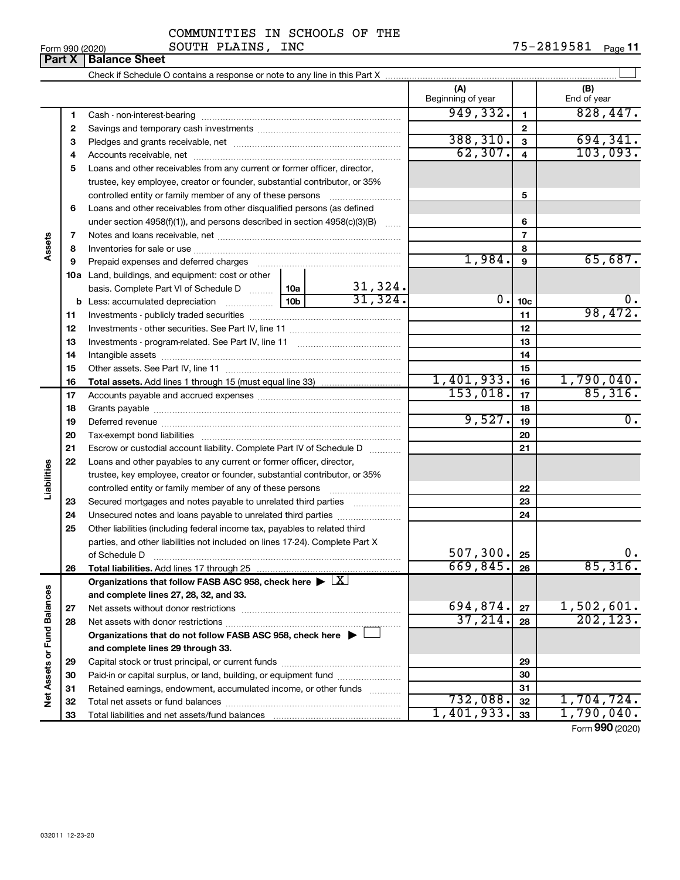COMMUNITIES IN SCHOOLS OF THE SOUTH PLAINS, INC

75-2819581

Form 990 (2020)

## Part X | Balance Sheet

Check if Schedule O contains a response or note to any line in this Part X ☐

| | | | | (A) Beginning of year | | (B) End of year |
|---|---|---|---|---|---|---|
| **Assets** | 1 | Cash - non-interest-bearing | | 949,332. | 1 | 828,447. |
| | 2 | Savings and temporary cash investments | | | 2 | |
| | 3 | Pledges and grants receivable, net | | 388,310. | 3 | 694,341. |
| | 4 | Accounts receivable, net | | 62,307. | 4 | 103,093. |
| | 5 | Loans and other receivables from any current or former officer, director, trustee, key employee, creator or founder, substantial contributor, or 35% controlled entity or family member of any of these persons | | | 5 | |
| | 6 | Loans and other receivables from other disqualified persons (as defined under section 4958(f)(1)), and persons described in section 4958(c)(3)(B) | | | 6 | |
| | 7 | Notes and loans receivable, net | | | 7 | |
| | 8 | Inventories for sale or use | | | 8 | |
| | 9 | Prepaid expenses and deferred charges | | 1,984. | 9 | 65,687. |
| | 10a | Land, buildings, and equipment: cost or other basis. Complete Part VI of Schedule D | 10a: 31,324. | | | |
| | b | Less: accumulated depreciation | 10b: 31,324. | 0. | 10c | 0. |
| | 11 | Investments - publicly traded securities | | | 11 | 98,472. |
| | 12 | Investments - other securities. See Part IV, line 11 | | | 12 | |
| | 13 | Investments - program-related. See Part IV, line 11 | | | 13 | |
| | 14 | Intangible assets | | | 14 | |
| | 15 | Other assets. See Part IV, line 11 | | | 15 | |
| | 16 | **Total assets.** Add lines 1 through 15 (must equal line 33) | | 1,401,933. | 16 | 1,790,040. |
| **Liabilities** | 17 | Accounts payable and accrued expenses | | 153,018. | 17 | 85,316. |
| | 18 | Grants payable | | | 18 | |
| | 19 | Deferred revenue | | 9,527. | 19 | 0. |
| | 20 | Tax-exempt bond liabilities | | | 20 | |
| | 21 | Escrow or custodial account liability. Complete Part IV of Schedule D | | | 21 | |
| | 22 | Loans and other payables to any current or former officer, director, trustee, key employee, creator or founder, substantial contributor, or 35% controlled entity or family member of any of these persons | | | 22 | |
| | 23 | Secured mortgages and notes payable to unrelated third parties | | | 23 | |
| | 24 | Unsecured notes and loans payable to unrelated third parties | | | 24 | |
| | 25 | Other liabilities (including federal income tax, payables to related third parties, and other liabilities not included on lines 17-24). Complete Part X of Schedule D | | 507,300. | 25 | 0. |
| | 26 | **Total liabilities.** Add lines 17 through 25 | | 669,845. | 26 | 85,316. |
| **Net Assets or Fund Balances** | | **Organizations that follow FASB ASC 958, check here ▶ ☒ and complete lines 27, 28, 32, and 33.** | | | | |
| | 27 | Net assets without donor restrictions | | 694,874. | 27 | 1,502,601. |
| | 28 | Net assets with donor restrictions | | 37,214. | 28 | 202,123. |
| | | **Organizations that do not follow FASB ASC 958, check here ▶ ☐ and complete lines 29 through 33.** | | | | |
| | 29 | Capital stock or trust principal, or current funds | | | 29 | |
| | 30 | Paid-in or capital surplus, or land, building, or equipment fund | | | 30 | |
| | 31 | Retained earnings, endowment, accumulated income, or other funds | | | 31 | |
| | 32 | Total net assets or fund balances | | 732,088. | 32 | 1,704,724. |
| | 33 | Total liabilities and net assets/fund balances | | 1,401,933. | 33 | 1,790,040. |

Form **990** (2020)

032011 12-23-20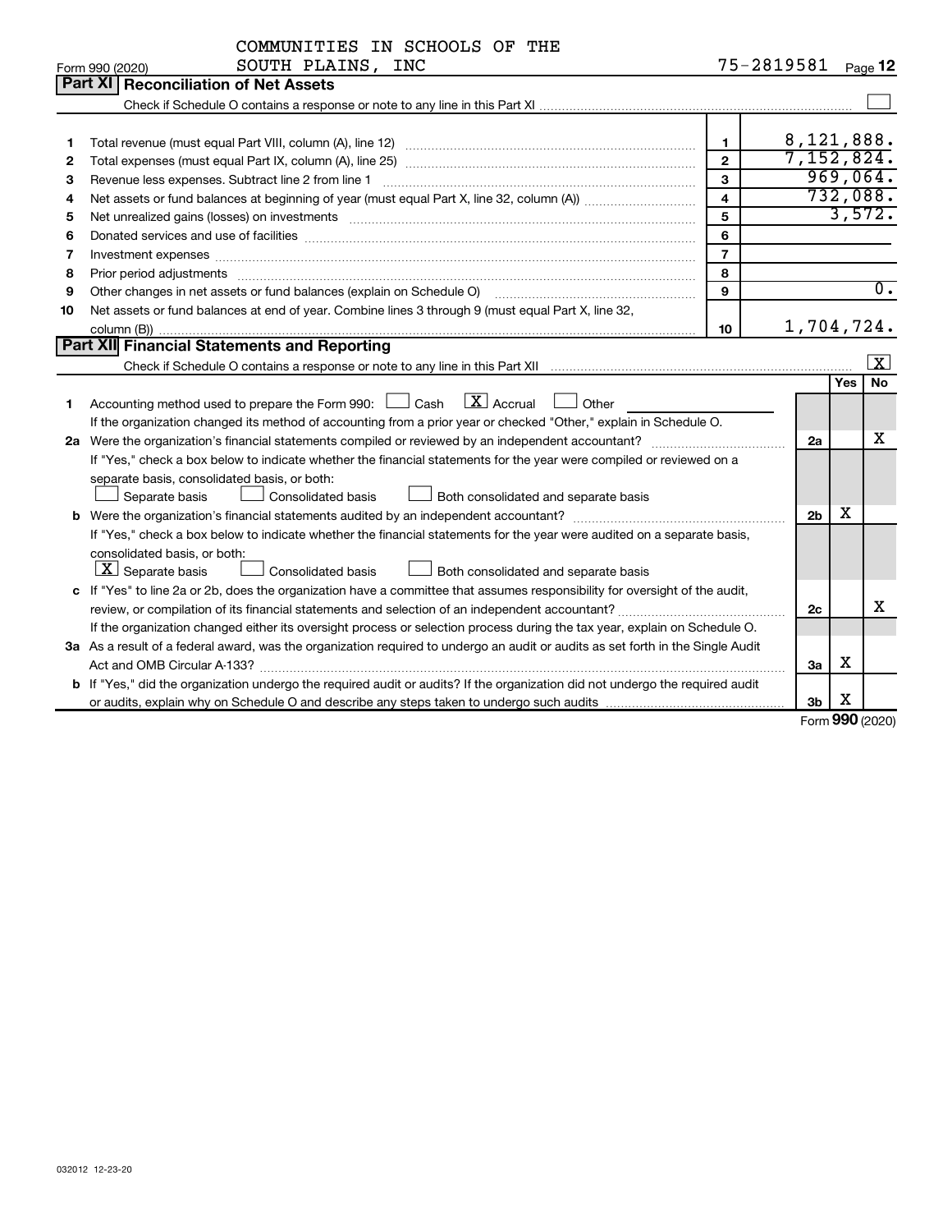COMMUNITIES IN SCHOOLS OF THE SOUTH PLAINS, INC 75-2819581

Form 990 (2020) Page 12

## Part XI Reconciliation of Net Assets

Check if Schedule O contains a response or note to any line in this Part XI ☐

| | | | |
|---|---|---|---|
| 1 | Total revenue (must equal Part VIII, column (A), line 12) | 1 | 8,121,888. |
| 2 | Total expenses (must equal Part IX, column (A), line 25) | 2 | 7,152,824. |
| 3 | Revenue less expenses. Subtract line 2 from line 1 | 3 | 969,064. |
| 4 | Net assets or fund balances at beginning of year (must equal Part X, line 32, column (A)) | 4 | 732,088. |
| 5 | Net unrealized gains (losses) on investments | 5 | 3,572. |
| 6 | Donated services and use of facilities | 6 | |
| 7 | Investment expenses | 7 | |
| 8 | Prior period adjustments | 8 | |
| 9 | Other changes in net assets or fund balances (explain on Schedule O) | 9 | 0. |
| 10 | Net assets or fund balances at end of year. Combine lines 3 through 9 (must equal Part X, line 32, column (B)) | 10 | 1,704,724. |

## Part XII Financial Statements and Reporting

Check if Schedule O contains a response or note to any line in this Part XII ☒

| | | | Yes | No |
|---|---|---|---|---|
| 1 | Accounting method used to prepare the Form 990: ☐ Cash ☒ Accrual ☐ Other<br>If the organization changed its method of accounting from a prior year or checked "Other," explain in Schedule O. | | | |
| 2a | Were the organization's financial statements compiled or reviewed by an independent accountant?<br>If "Yes," check a box below to indicate whether the financial statements for the year were compiled or reviewed on a separate basis, consolidated basis, or both:<br>☐ Separate basis ☐ Consolidated basis ☐ Both consolidated and separate basis | 2a | | X |
| b | Were the organization's financial statements audited by an independent accountant?<br>If "Yes," check a box below to indicate whether the financial statements for the year were audited on a separate basis, consolidated basis, or both:<br>☒ Separate basis ☐ Consolidated basis ☐ Both consolidated and separate basis | 2b | X | |
| c | If "Yes" to line 2a or 2b, does the organization have a committee that assumes responsibility for oversight of the audit, review, or compilation of its financial statements and selection of an independent accountant?<br>If the organization changed either its oversight process or selection process during the tax year, explain on Schedule O. | 2c | | X |
| 3a | As a result of a federal award, was the organization required to undergo an audit or audits as set forth in the Single Audit Act and OMB Circular A-133? | 3a | X | |
| b | If "Yes," did the organization undergo the required audit or audits? If the organization did not undergo the required audit or audits, explain why on Schedule O and describe any steps taken to undergo such audits | 3b | X | |

Form 990 (2020)

032012 12-23-20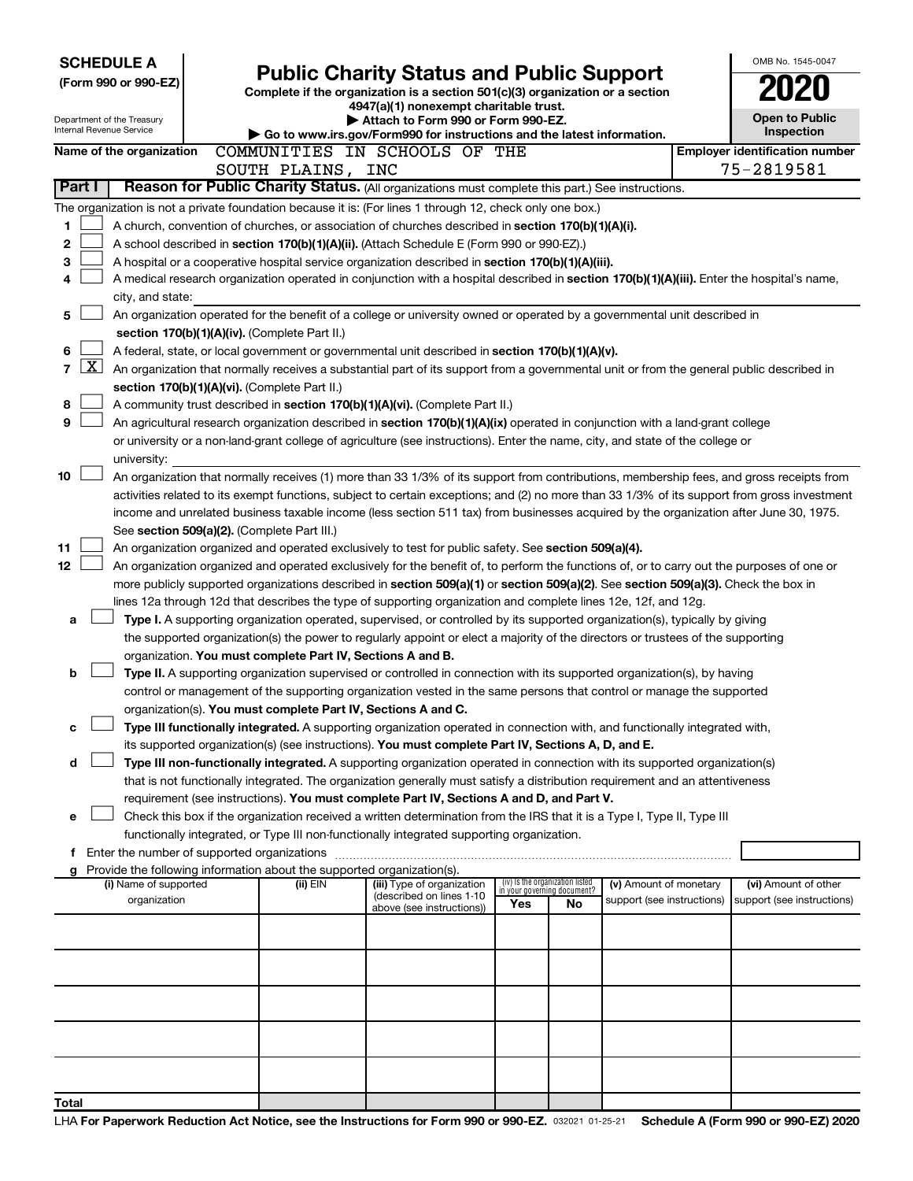**SCHEDULE A**
**(Form 990 or 990-EZ)**

Department of the Treasury
Internal Revenue Service

# Public Charity Status and Public Support

**Complete if the organization is a section 501(c)(3) organization or a section 4947(a)(1) nonexempt charitable trust.**
**▶ Attach to Form 990 or Form 990-EZ.**
**▶ Go to www.irs.gov/Form990 for instructions and the latest information.**

OMB No. 1545-0047

**2020**

**Open to Public Inspection**

**Name of the organization** COMMUNITIES IN SCHOOLS OF THE SOUTH PLAINS, INC

**Employer identification number** 75-2819581

**Part I** **Reason for Public Charity Status.** (All organizations must complete this part.) See instructions.

The organization is not a private foundation because it is: (For lines 1 through 12, check only one box.)

1 ☐ A church, convention of churches, or association of churches described in **section 170(b)(1)(A)(i).**

2 ☐ A school described in **section 170(b)(1)(A)(ii).** (Attach Schedule E (Form 990 or 990-EZ).)

3 ☐ A hospital or a cooperative hospital service organization described in **section 170(b)(1)(A)(iii).**

4 ☐ A medical research organization operated in conjunction with a hospital described in **section 170(b)(1)(A)(iii).** Enter the hospital's name, city, and state:

5 ☐ An organization operated for the benefit of a college or university owned or operated by a governmental unit described in **section 170(b)(1)(A)(iv).** (Complete Part II.)

6 ☐ A federal, state, or local government or governmental unit described in **section 170(b)(1)(A)(v).**

7 ☒ An organization that normally receives a substantial part of its support from a governmental unit or from the general public described in **section 170(b)(1)(A)(vi).** (Complete Part II.)

8 ☐ A community trust described in **section 170(b)(1)(A)(vi).** (Complete Part II.)

9 ☐ An agricultural research organization described in **section 170(b)(1)(A)(ix)** operated in conjunction with a land-grant college or university or a non-land-grant college of agriculture (see instructions). Enter the name, city, and state of the college or university:

10 ☐ An organization that normally receives (1) more than 33 1/3% of its support from contributions, membership fees, and gross receipts from activities related to its exempt functions, subject to certain exceptions; and (2) no more than 33 1/3% of its support from gross investment income and unrelated business taxable income (less section 511 tax) from businesses acquired by the organization after June 30, 1975. See **section 509(a)(2).** (Complete Part III.)

11 ☐ An organization organized and operated exclusively to test for public safety. See **section 509(a)(4).**

12 ☐ An organization organized and operated exclusively for the benefit of, to perform the functions of, or to carry out the purposes of one or more publicly supported organizations described in **section 509(a)(1)** or **section 509(a)(2).** See **section 509(a)(3).** Check the box in lines 12a through 12d that describes the type of supporting organization and complete lines 12e, 12f, and 12g.

a ☐ **Type I.** A supporting organization operated, supervised, or controlled by its supported organization(s), typically by giving the supported organization(s) the power to regularly appoint or elect a majority of the directors or trustees of the supporting organization. **You must complete Part IV, Sections A and B.**

b ☐ **Type II.** A supporting organization supervised or controlled in connection with its supported organization(s), by having control or management of the supporting organization vested in the same persons that control or manage the supported organization(s). **You must complete Part IV, Sections A and C.**

c ☐ **Type III functionally integrated.** A supporting organization operated in connection with, and functionally integrated with, its supported organization(s) (see instructions). **You must complete Part IV, Sections A, D, and E.**

d ☐ **Type III non-functionally integrated.** A supporting organization operated in connection with its supported organization(s) that is not functionally integrated. The organization generally must satisfy a distribution requirement and an attentiveness requirement (see instructions). **You must complete Part IV, Sections A and D, and Part V.**

e ☐ Check this box if the organization received a written determination from the IRS that it is a Type I, Type II, Type III functionally integrated, or Type III non-functionally integrated supporting organization.

f Enter the number of supported organizations

g Provide the following information about the supported organization(s).

| (i) Name of supported organization | (ii) EIN | (iii) Type of organization (described on lines 1-10 above (see instructions)) | (iv) Is the organization listed in your governing document? Yes | No | (v) Amount of monetary support (see instructions) | (vi) Amount of other support (see instructions) |
|---|---|---|---|---|---|---|
| | | | | | | |
| | | | | | | |
| | | | | | | |
| | | | | | | |
| | | | | | | |
| **Total** | | | | | | |

LHA **For Paperwork Reduction Act Notice, see the Instructions for Form 990 or 990-EZ.** 032021 01-25-21 **Schedule A (Form 990 or 990-EZ) 2020**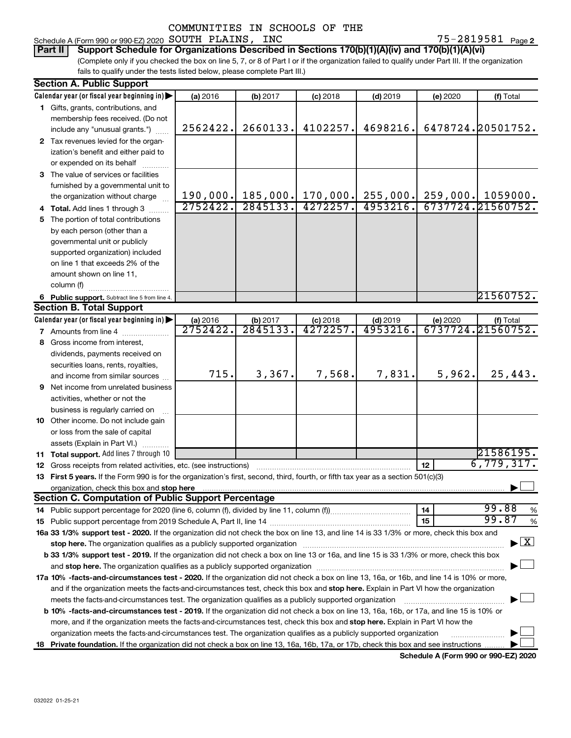COMMUNITIES IN SCHOOLS OF THE

Schedule A (Form 990 or 990-EZ) 2020 SOUTH PLAINS, INC 75-2819581 Page 2

**Part II Support Schedule for Organizations Described in Sections 170(b)(1)(A)(iv) and 170(b)(1)(A)(vi)**

(Complete only if you checked the box on line 5, 7, or 8 of Part I or if the organization failed to qualify under Part III. If the organization fails to qualify under the tests listed below, please complete Part III.)

**Section A. Public Support**

| Calendar year (or fiscal year beginning in) ▶ | (a) 2016 | (b) 2017 | (c) 2018 | (d) 2019 | (e) 2020 | (f) Total |
|---|---|---|---|---|---|---|
| 1 Gifts, grants, contributions, and membership fees received. (Do not include any "unusual grants.") | 2562422. | 2660133. | 4102257. | 4698216. | 6478724. | 20501752. |
| 2 Tax revenues levied for the organization's benefit and either paid to or expended on its behalf | | | | | | |
| 3 The value of services or facilities furnished by a governmental unit to the organization without charge | 190,000. | 185,000. | 170,000. | 255,000. | 259,000. | 1059000. |
| 4 Total. Add lines 1 through 3 | 2752422. | 2845133. | 4272257. | 4953216. | 6737724. | 21560752. |
| 5 The portion of total contributions by each person (other than a governmental unit or publicly supported organization) included on line 1 that exceeds 2% of the amount shown on line 11, column (f) | | | | | | |
| 6 Public support. Subtract line 5 from line 4. | | | | | | 21560752. |

**Section B. Total Support**

| Calendar year (or fiscal year beginning in) ▶ | (a) 2016 | (b) 2017 | (c) 2018 | (d) 2019 | (e) 2020 | (f) Total |
|---|---|---|---|---|---|---|
| 7 Amounts from line 4 | 2752422. | 2845133. | 4272257. | 4953216. | 6737724. | 21560752. |
| 8 Gross income from interest, dividends, payments received on securities loans, rents, royalties, and income from similar sources | 715. | 3,367. | 7,568. | 7,831. | 5,962. | 25,443. |
| 9 Net income from unrelated business activities, whether or not the business is regularly carried on | | | | | | |
| 10 Other income. Do not include gain or loss from the sale of capital assets (Explain in Part VI.) | | | | | | |
| 11 Total support. Add lines 7 through 10 | | | | | | 21586195. |

12 Gross receipts from related activities, etc. (see instructions) | 12 | 6,779,317.

13 **First 5 years.** If the Form 990 is for the organization's first, second, third, fourth, or fifth tax year as a 501(c)(3) organization, check this box and **stop here** ▶ ☐

**Section C. Computation of Public Support Percentage**

14 Public support percentage for 2020 (line 6, column (f), divided by line 11, column (f)) | 14 | 99.88 %

15 Public support percentage from 2019 Schedule A, Part II, line 14 | 15 | 99.87 %

**16a 33 1/3% support test - 2020.** If the organization did not check the box on line 13, and line 14 is 33 1/3% or more, check this box and **stop here.** The organization qualifies as a publicly supported organization ▶ ☒

**b 33 1/3% support test - 2019.** If the organization did not check a box on line 13 or 16a, and line 15 is 33 1/3% or more, check this box and **stop here.** The organization qualifies as a publicly supported organization ▶ ☐

**17a 10% -facts-and-circumstances test - 2020.** If the organization did not check a box on line 13, 16a, or 16b, and line 14 is 10% or more, and if the organization meets the facts-and-circumstances test, check this box and **stop here.** Explain in Part VI how the organization meets the facts-and-circumstances test. The organization qualifies as a publicly supported organization ▶ ☐

**b 10% -facts-and-circumstances test - 2019.** If the organization did not check a box on line 13, 16a, 16b, or 17a, and line 15 is 10% or more, and if the organization meets the facts-and-circumstances test, check this box and **stop here.** Explain in Part VI how the organization meets the facts-and-circumstances test. The organization qualifies as a publicly supported organization ▶ ☐

**18 Private foundation.** If the organization did not check a box on line 13, 16a, 16b, 17a, or 17b, check this box and see instructions ▶ ☐

**Schedule A (Form 990 or 990-EZ) 2020**

032022 01-25-21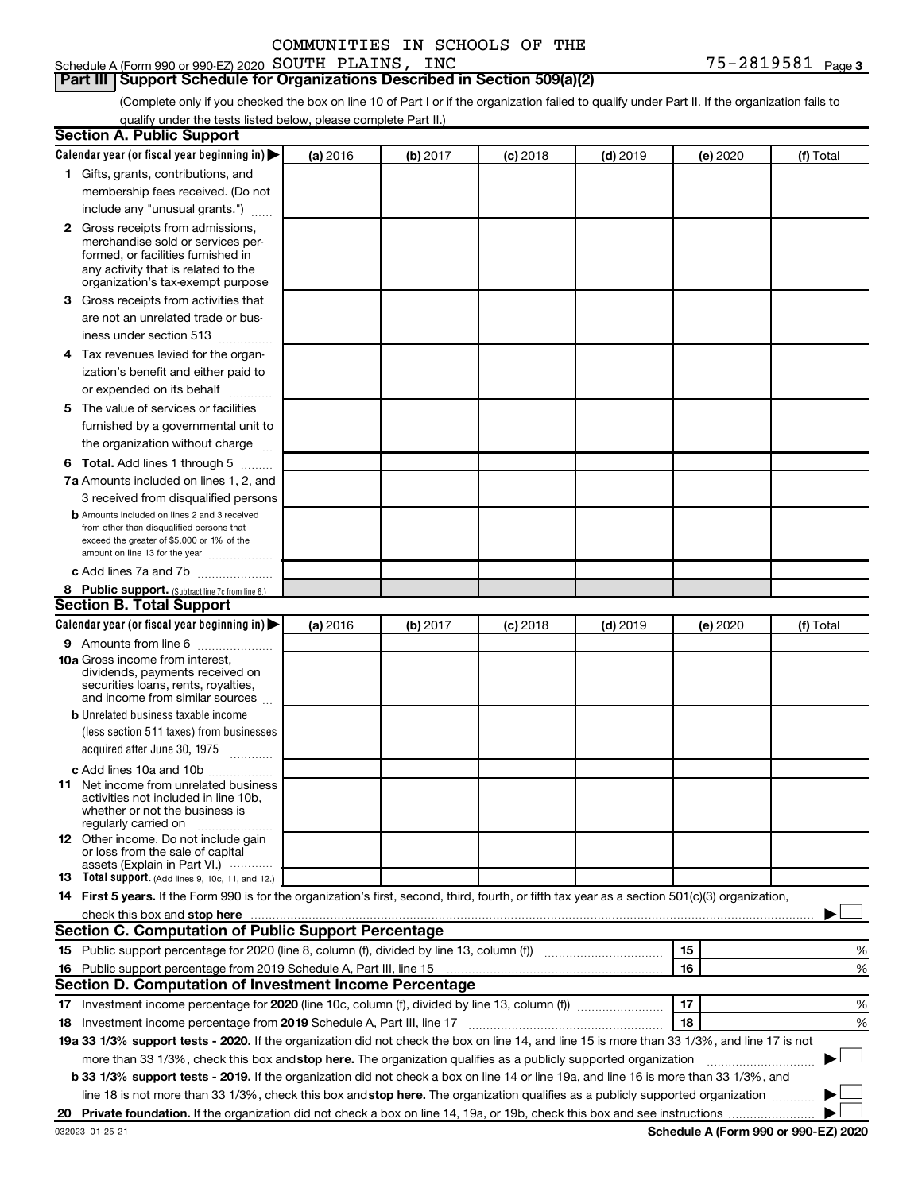COMMUNITIES IN SCHOOLS OF THE

Schedule A (Form 990 or 990-EZ) 2020 SOUTH PLAINS, INC 75-2819581 Page 3

## Part III Support Schedule for Organizations Described in Section 509(a)(2)

(Complete only if you checked the box on line 10 of Part I or if the organization failed to qualify under Part II. If the organization fails to qualify under the tests listed below, please complete Part II.)

### Section A. Public Support

| Calendar year (or fiscal year beginning in) | (a) 2016 | (b) 2017 | (c) 2018 | (d) 2019 | (e) 2020 | (f) Total |
|---|---|---|---|---|---|---|
| 1 Gifts, grants, contributions, and membership fees received. (Do not include any "unusual grants.") | | | | | | |
| 2 Gross receipts from admissions, merchandise sold or services performed, or facilities furnished in any activity that is related to the organization's tax-exempt purpose | | | | | | |
| 3 Gross receipts from activities that are not an unrelated trade or business under section 513 | | | | | | |
| 4 Tax revenues levied for the organization's benefit and either paid to or expended on its behalf | | | | | | |
| 5 The value of services or facilities furnished by a governmental unit to the organization without charge | | | | | | |
| 6 Total. Add lines 1 through 5 | | | | | | |
| 7a Amounts included on lines 1, 2, and 3 received from disqualified persons | | | | | | |
| b Amounts included on lines 2 and 3 received from other than disqualified persons that exceed the greater of $5,000 or 1% of the amount on line 13 for the year | | | | | | |
| c Add lines 7a and 7b | | | | | | |
| 8 Public support. (Subtract line 7c from line 6.) | | | | | | |

### Section B. Total Support

| Calendar year (or fiscal year beginning in) | (a) 2016 | (b) 2017 | (c) 2018 | (d) 2019 | (e) 2020 | (f) Total |
|---|---|---|---|---|---|---|
| 9 Amounts from line 6 | | | | | | |
| 10a Gross income from interest, dividends, payments received on securities loans, rents, royalties, and income from similar sources | | | | | | |
| b Unrelated business taxable income (less section 511 taxes) from businesses acquired after June 30, 1975 | | | | | | |
| c Add lines 10a and 10b | | | | | | |
| 11 Net income from unrelated business activities not included in line 10b, whether or not the business is regularly carried on | | | | | | |
| 12 Other income. Do not include gain or loss from the sale of capital assets (Explain in Part VI.) | | | | | | |
| 13 Total support. (Add lines 9, 10c, 11, and 12.) | | | | | | |

14 **First 5 years.** If the Form 990 is for the organization's first, second, third, fourth, or fifth tax year as a section 501(c)(3) organization, check this box and **stop here** ☐

### Section C. Computation of Public Support Percentage

15 Public support percentage for 2020 (line 8, column (f), divided by line 13, column (f)) | 15 | %

16 Public support percentage from 2019 Schedule A, Part III, line 15 | 16 | %

### Section D. Computation of Investment Income Percentage

17 Investment income percentage for **2020** (line 10c, column (f), divided by line 13, column (f)) | 17 | %

18 Investment income percentage from **2019** Schedule A, Part III, line 17 | 18 | %

**19a 33 1/3% support tests - 2020.** If the organization did not check the box on line 14, and line 15 is more than 33 1/3%, and line 17 is not more than 33 1/3%, check this box and **stop here.** The organization qualifies as a publicly supported organization ☐

**b 33 1/3% support tests - 2019.** If the organization did not check a box on line 14 or line 19a, and line 16 is more than 33 1/3%, and line 18 is not more than 33 1/3%, check this box and **stop here.** The organization qualifies as a publicly supported organization ☐

**20 Private foundation.** If the organization did not check a box on line 14, 19a, or 19b, check this box and see instructions ☐

032023 01-25-21 **Schedule A (Form 990 or 990-EZ) 2020**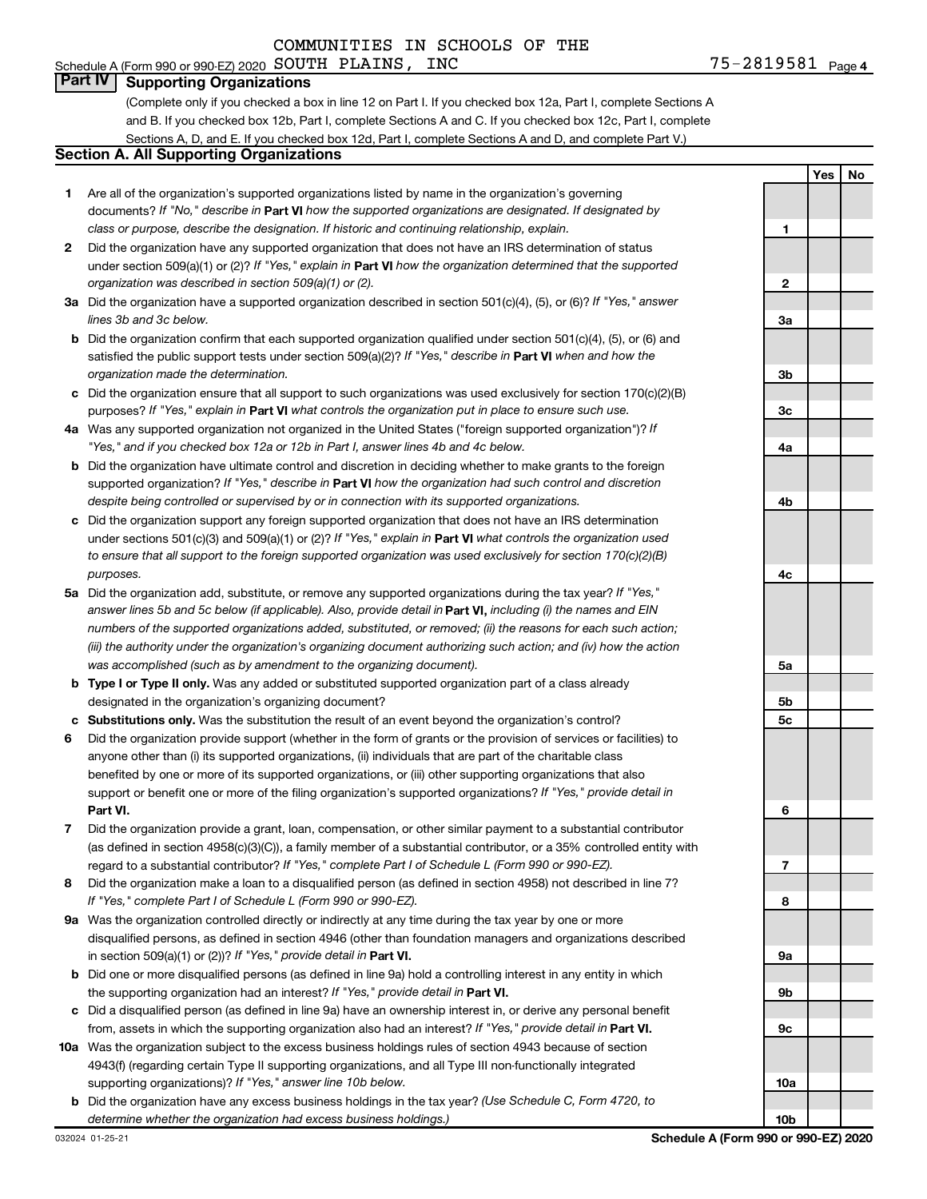COMMUNITIES IN SCHOOLS OF THE

Schedule A (Form 990 or 990-EZ) 2020 SOUTH PLAINS, INC 75-2819581 Page 4

## Part IV Supporting Organizations

(Complete only if you checked a box in line 12 on Part I. If you checked box 12a, Part I, complete Sections A and B. If you checked box 12b, Part I, complete Sections A and C. If you checked box 12c, Part I, complete Sections A, D, and E. If you checked box 12d, Part I, complete Sections A and D, and complete Part V.)

### Section A. All Supporting Organizations

| | | | Yes | No |
|---|---|---|---|---|
| **1** | Are all of the organization's supported organizations listed by name in the organization's governing documents? *If "No," describe in* **Part VI** *how the supported organizations are designated. If designated by class or purpose, describe the designation. If historic and continuing relationship, explain.* | 1 | | |
| **2** | Did the organization have any supported organization that does not have an IRS determination of status under section 509(a)(1) or (2)? *If "Yes," explain in* **Part VI** *how the organization determined that the supported organization was described in section 509(a)(1) or (2).* | 2 | | |
| **3a** | Did the organization have a supported organization described in section 501(c)(4), (5), or (6)? *If "Yes," answer lines 3b and 3c below.* | 3a | | |
| **b** | Did the organization confirm that each supported organization qualified under section 501(c)(4), (5), or (6) and satisfied the public support tests under section 509(a)(2)? *If "Yes," describe in* **Part VI** *when and how the organization made the determination.* | 3b | | |
| **c** | Did the organization ensure that all support to such organizations was used exclusively for section 170(c)(2)(B) purposes? *If "Yes," explain in* **Part VI** *what controls the organization put in place to ensure such use.* | 3c | | |
| **4a** | Was any supported organization not organized in the United States ("foreign supported organization")? *If "Yes," and if you checked box 12a or 12b in Part I, answer lines 4b and 4c below.* | 4a | | |
| **b** | Did the organization have ultimate control and discretion in deciding whether to make grants to the foreign supported organization? *If "Yes," describe in* **Part VI** *how the organization had such control and discretion despite being controlled or supervised by or in connection with its supported organizations.* | 4b | | |
| **c** | Did the organization support any foreign supported organization that does not have an IRS determination under sections 501(c)(3) and 509(a)(1) or (2)? *If "Yes," explain in* **Part VI** *what controls the organization used to ensure that all support to the foreign supported organization was used exclusively for section 170(c)(2)(B) purposes.* | 4c | | |
| **5a** | Did the organization add, substitute, or remove any supported organizations during the tax year? *If "Yes," answer lines 5b and 5c below (if applicable). Also, provide detail in* **Part VI,** *including (i) the names and EIN numbers of the supported organizations added, substituted, or removed; (ii) the reasons for each such action; (iii) the authority under the organization's organizing document authorizing such action; and (iv) how the action was accomplished (such as by amendment to the organizing document).* | 5a | | |
| **b** | **Type I or Type II only.** Was any added or substituted supported organization part of a class already designated in the organization's organizing document? | 5b | | |
| **c** | **Substitutions only.** Was the substitution the result of an event beyond the organization's control? | 5c | | |
| **6** | Did the organization provide support (whether in the form of grants or the provision of services or facilities) to anyone other than (i) its supported organizations, (ii) individuals that are part of the charitable class benefited by one or more of its supported organizations, or (iii) other supporting organizations that also support or benefit one or more of the filing organization's supported organizations? *If "Yes," provide detail in* **Part VI.** | 6 | | |
| **7** | Did the organization provide a grant, loan, compensation, or other similar payment to a substantial contributor (as defined in section 4958(c)(3)(C)), a family member of a substantial contributor, or a 35% controlled entity with regard to a substantial contributor? *If "Yes," complete Part I of Schedule L (Form 990 or 990-EZ).* | 7 | | |
| **8** | Did the organization make a loan to a disqualified person (as defined in section 4958) not described in line 7? *If "Yes," complete Part I of Schedule L (Form 990 or 990-EZ).* | 8 | | |
| **9a** | Was the organization controlled directly or indirectly at any time during the tax year by one or more disqualified persons, as defined in section 4946 (other than foundation managers and organizations described in section 509(a)(1) or (2))? *If "Yes," provide detail in* **Part VI.** | 9a | | |
| **b** | Did one or more disqualified persons (as defined in line 9a) hold a controlling interest in any entity in which the supporting organization had an interest? *If "Yes," provide detail in* **Part VI.** | 9b | | |
| **c** | Did a disqualified person (as defined in line 9a) have an ownership interest in, or derive any personal benefit from, assets in which the supporting organization also had an interest? *If "Yes," provide detail in* **Part VI.** | 9c | | |
| **10a** | Was the organization subject to the excess business holdings rules of section 4943 because of section 4943(f) (regarding certain Type II supporting organizations, and all Type III non-functionally integrated supporting organizations)? *If "Yes," answer line 10b below.* | 10a | | |
| **b** | Did the organization have any excess business holdings in the tax year? *(Use Schedule C, Form 4720, to determine whether the organization had excess business holdings.)* | 10b | | |

032024 01-25-21 **Schedule A (Form 990 or 990-EZ) 2020**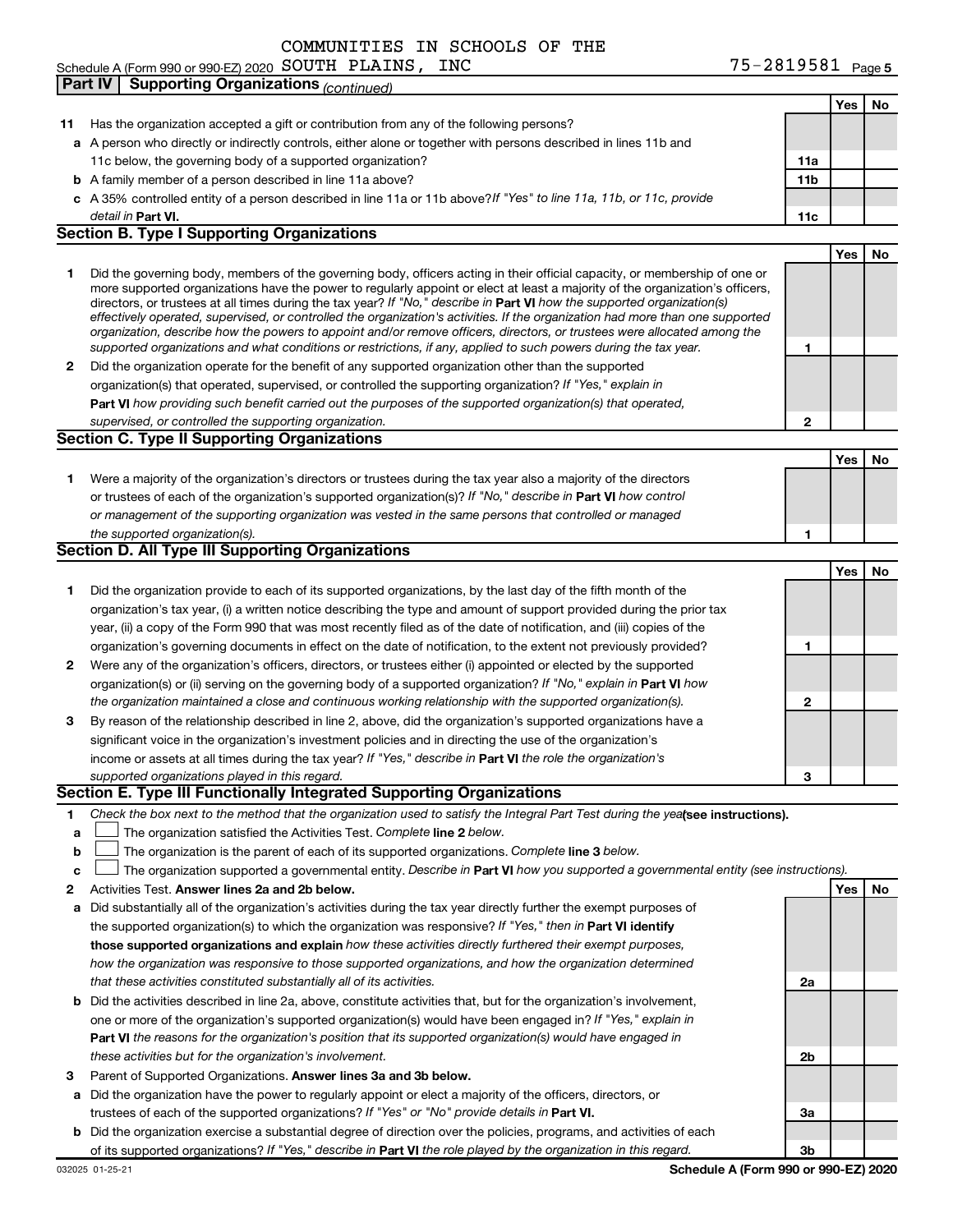COMMUNITIES IN SCHOOLS OF THE

Schedule A (Form 990 or 990-EZ) 2020 SOUTH PLAINS, INC 75-2819581 Page 5

**Part IV | Supporting Organizations** *(continued)*

| | | | Yes | No |
|---|---|---|---|---|
| **11** | Has the organization accepted a gift or contribution from any of the following persons? | | | |
| **a** | A person who directly or indirectly controls, either alone or together with persons described in lines 11b and 11c below, the governing body of a supported organization? | **11a** | | |
| **b** | A family member of a person described in line 11a above? | **11b** | | |
| **c** | A 35% controlled entity of a person described in line 11a or 11b above? *If "Yes" to line 11a, 11b, or 11c, provide detail in* **Part VI.** | **11c** | | |

## Section B. Type I Supporting Organizations

| | | | Yes | No |
|---|---|---|---|---|
| **1** | Did the governing body, members of the governing body, officers acting in their official capacity, or membership of one or more supported organizations have the power to regularly appoint or elect at least a majority of the organization's officers, directors, or trustees at all times during the tax year? *If "No," describe in* **Part VI** *how the supported organization(s) effectively operated, supervised, or controlled the organization's activities. If the organization had more than one supported organization, describe how the powers to appoint and/or remove officers, directors, or trustees were allocated among the supported organizations and what conditions or restrictions, if any, applied to such powers during the tax year.* | **1** | | |
| **2** | Did the organization operate for the benefit of any supported organization other than the supported organization(s) that operated, supervised, or controlled the supporting organization? *If "Yes," explain in* **Part VI** *how providing such benefit carried out the purposes of the supported organization(s) that operated, supervised, or controlled the supporting organization.* | **2** | | |

## Section C. Type II Supporting Organizations

| | | | Yes | No |
|---|---|---|---|---|
| **1** | Were a majority of the organization's directors or trustees during the tax year also a majority of the directors or trustees of each of the organization's supported organization(s)? *If "No," describe in* **Part VI** *how control or management of the supporting organization was vested in the same persons that controlled or managed the supported organization(s).* | **1** | | |

## Section D. All Type III Supporting Organizations

| | | | Yes | No |
|---|---|---|---|---|
| **1** | Did the organization provide to each of its supported organizations, by the last day of the fifth month of the organization's tax year, (i) a written notice describing the type and amount of support provided during the prior tax year, (ii) a copy of the Form 990 that was most recently filed as of the date of notification, and (iii) copies of the organization's governing documents in effect on the date of notification, to the extent not previously provided? | **1** | | |
| **2** | Were any of the organization's officers, directors, or trustees either (i) appointed or elected by the supported organization(s) or (ii) serving on the governing body of a supported organization? *If "No," explain in* **Part VI** *how the organization maintained a close and continuous working relationship with the supported organization(s).* | **2** | | |
| **3** | By reason of the relationship described in line 2, above, did the organization's supported organizations have a significant voice in the organization's investment policies and in directing the use of the organization's income or assets at all times during the tax year? *If "Yes," describe in* **Part VI** *the role the organization's supported organizations played in this regard.* | **3** | | |

## Section E. Type III Functionally Integrated Supporting Organizations

**1** *Check the box next to the method that the organization used to satisfy the Integral Part Test during the year* **(see instructions).**

- **a** ☐ The organization satisfied the Activities Test. *Complete* **line 2** *below.*
- **b** ☐ The organization is the parent of each of its supported organizations. *Complete* **line 3** *below.*
- **c** ☐ The organization supported a governmental entity. *Describe in* **Part VI** *how you supported a governmental entity (see instructions).*

| | | | Yes | No |
|---|---|---|---|---|
| **2** | Activities Test. **Answer lines 2a and 2b below.** | | | |
| **a** | Did substantially all of the organization's activities during the tax year directly further the exempt purposes of the supported organization(s) to which the organization was responsive? *If "Yes," then in* **Part VI identify those supported organizations and explain** *how these activities directly furthered their exempt purposes, how the organization was responsive to those supported organizations, and how the organization determined that these activities constituted substantially all of its activities.* | **2a** | | |
| **b** | Did the activities described in line 2a, above, constitute activities that, but for the organization's involvement, one or more of the organization's supported organization(s) would have been engaged in? *If "Yes," explain in* **Part VI** *the reasons for the organization's position that its supported organization(s) would have engaged in these activities but for the organization's involvement.* | **2b** | | |
| **3** | Parent of Supported Organizations. **Answer lines 3a and 3b below.** | | | |
| **a** | Did the organization have the power to regularly appoint or elect a majority of the officers, directors, or trustees of each of the supported organizations? *If "Yes" or "No" provide details in* **Part VI.** | **3a** | | |
| **b** | Did the organization exercise a substantial degree of direction over the policies, programs, and activities of each of its supported organizations? *If "Yes," describe in* **Part VI** *the role played by the organization in this regard.* | **3b** | | |

032025 01-25-21 **Schedule A (Form 990 or 990-EZ) 2020**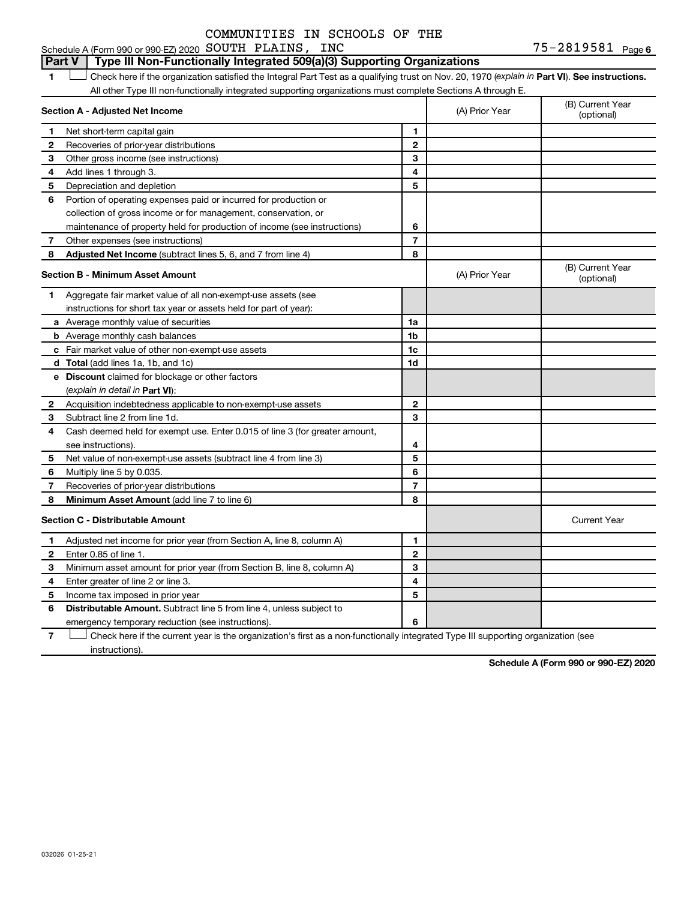COMMUNITIES IN SCHOOLS OF THE

Schedule A (Form 990 or 990-EZ) 2020 SOUTH PLAINS, INC 75-2819581 Page 6

**Part V | Type III Non-Functionally Integrated 509(a)(3) Supporting Organizations**

1 ☐ Check here if the organization satisfied the Integral Part Test as a qualifying trust on Nov. 20, 1970 (*explain in* **Part VI**). **See instructions.** All other Type III non-functionally integrated supporting organizations must complete Sections A through E.

| **Section A - Adjusted Net Income** | | | (A) Prior Year | (B) Current Year (optional) |
|---|---|---|---|---|
| 1 | Net short-term capital gain | 1 | | |
| 2 | Recoveries of prior-year distributions | 2 | | |
| 3 | Other gross income (see instructions) | 3 | | |
| 4 | Add lines 1 through 3. | 4 | | |
| 5 | Depreciation and depletion | 5 | | |
| 6 | Portion of operating expenses paid or incurred for production or collection of gross income or for management, conservation, or maintenance of property held for production of income (see instructions) | 6 | | |
| 7 | Other expenses (see instructions) | 7 | | |
| 8 | **Adjusted Net Income** (subtract lines 5, 6, and 7 from line 4) | 8 | | |

| **Section B - Minimum Asset Amount** | | | (A) Prior Year | (B) Current Year (optional) |
|---|---|---|---|---|
| 1 | Aggregate fair market value of all non-exempt-use assets (see instructions for short tax year or assets held for part of year): | | | |
| a | Average monthly value of securities | 1a | | |
| b | Average monthly cash balances | 1b | | |
| c | Fair market value of other non-exempt-use assets | 1c | | |
| d | **Total** (add lines 1a, 1b, and 1c) | 1d | | |
| e | **Discount** claimed for blockage or other factors (*explain in detail in* **Part VI**): | | | |
| 2 | Acquisition indebtedness applicable to non-exempt-use assets | 2 | | |
| 3 | Subtract line 2 from line 1d. | 3 | | |
| 4 | Cash deemed held for exempt use. Enter 0.015 of line 3 (for greater amount, see instructions). | 4 | | |
| 5 | Net value of non-exempt-use assets (subtract line 4 from line 3) | 5 | | |
| 6 | Multiply line 5 by 0.035. | 6 | | |
| 7 | Recoveries of prior-year distributions | 7 | | |
| 8 | **Minimum Asset Amount** (add line 7 to line 6) | 8 | | |

| **Section C - Distributable Amount** | | | | Current Year |
|---|---|---|---|---|
| 1 | Adjusted net income for prior year (from Section A, line 8, column A) | 1 | | |
| 2 | Enter 0.85 of line 1. | 2 | | |
| 3 | Minimum asset amount for prior year (from Section B, line 8, column A) | 3 | | |
| 4 | Enter greater of line 2 or line 3. | 4 | | |
| 5 | Income tax imposed in prior year | 5 | | |
| 6 | **Distributable Amount.** Subtract line 5 from line 4, unless subject to emergency temporary reduction (see instructions). | 6 | | |

7 ☐ Check here if the current year is the organization's first as a non-functionally integrated Type III supporting organization (see instructions).

**Schedule A (Form 990 or 990-EZ) 2020**

032026 01-25-21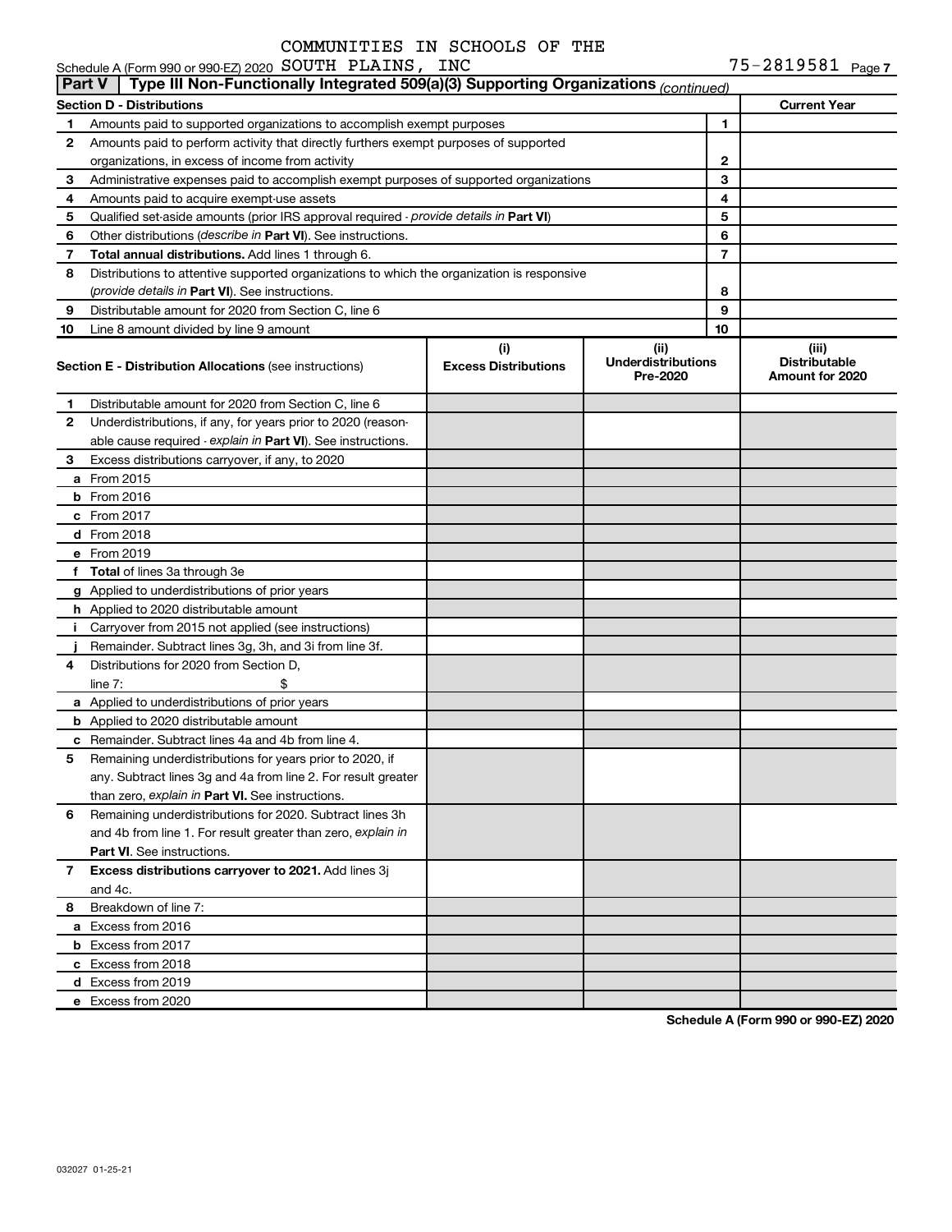COMMUNITIES IN SCHOOLS OF THE

Schedule A (Form 990 or 990-EZ) 2020 SOUTH PLAINS, INC 75-2819581 Page 7

**Part V | Type III Non-Functionally Integrated 509(a)(3) Supporting Organizations** *(continued)*

| **Section D - Distributions** | | | **Current Year** |
|---|---|---|---|
| 1 | Amounts paid to supported organizations to accomplish exempt purposes | 1 | |
| 2 | Amounts paid to perform activity that directly furthers exempt purposes of supported organizations, in excess of income from activity | 2 | |
| 3 | Administrative expenses paid to accomplish exempt purposes of supported organizations | 3 | |
| 4 | Amounts paid to acquire exempt-use assets | 4 | |
| 5 | Qualified set-aside amounts (prior IRS approval required - *provide details in* **Part VI**) | 5 | |
| 6 | Other distributions (*describe in* **Part VI**). See instructions. | 6 | |
| 7 | **Total annual distributions.** Add lines 1 through 6. | 7 | |
| 8 | Distributions to attentive supported organizations to which the organization is responsive (*provide details in* **Part VI**). See instructions. | 8 | |
| 9 | Distributable amount for 2020 from Section C, line 6 | 9 | |
| 10 | Line 8 amount divided by line 9 amount | 10 | |

| **Section E - Distribution Allocations** (see instructions) | (i) **Excess Distributions** | (ii) **Underdistributions Pre-2020** | (iii) **Distributable Amount for 2020** |
|---|---|---|---|
| **1** Distributable amount for 2020 from Section C, line 6 | | | |
| **2** Underdistributions, if any, for years prior to 2020 (reasonable cause required - *explain in* **Part VI**). See instructions. | | | |
| **3** Excess distributions carryover, if any, to 2020 | | | |
| **a** From 2015 | | | |
| **b** From 2016 | | | |
| **c** From 2017 | | | |
| **d** From 2018 | | | |
| **e** From 2019 | | | |
| **f** **Total** of lines 3a through 3e | | | |
| **g** Applied to underdistributions of prior years | | | |
| **h** Applied to 2020 distributable amount | | | |
| **i** Carryover from 2015 not applied (see instructions) | | | |
| **j** Remainder. Subtract lines 3g, 3h, and 3i from line 3f. | | | |
| **4** Distributions for 2020 from Section D, line 7: $ | | | |
| **a** Applied to underdistributions of prior years | | | |
| **b** Applied to 2020 distributable amount | | | |
| **c** Remainder. Subtract lines 4a and 4b from line 4. | | | |
| **5** Remaining underdistributions for years prior to 2020, if any. Subtract lines 3g and 4a from line 2. For result greater than zero, *explain in* **Part VI.** See instructions. | | | |
| **6** Remaining underdistributions for 2020. Subtract lines 3h and 4b from line 1. For result greater than zero, *explain in* **Part VI**. See instructions. | | | |
| **7** **Excess distributions carryover to 2021.** Add lines 3j and 4c. | | | |
| **8** Breakdown of line 7: | | | |
| **a** Excess from 2016 | | | |
| **b** Excess from 2017 | | | |
| **c** Excess from 2018 | | | |
| **d** Excess from 2019 | | | |
| **e** Excess from 2020 | | | |

**Schedule A (Form 990 or 990-EZ) 2020**

032027 01-25-21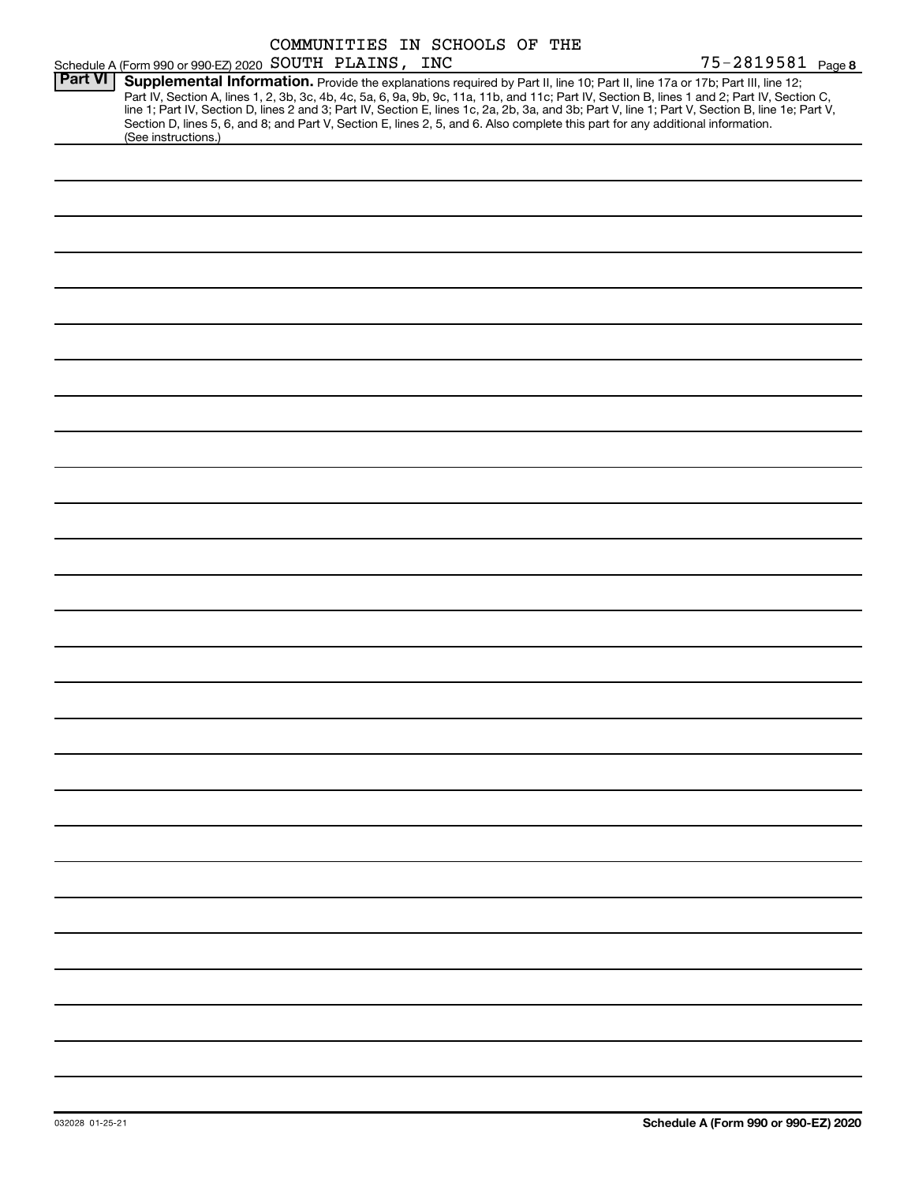COMMUNITIES IN SCHOOLS OF THE

Schedule A (Form 990 or 990-EZ) 2020 SOUTH PLAINS, INC 75-2819581 Page **8**

**Part VI** **Supplemental Information.** Provide the explanations required by Part II, line 10; Part II, line 17a or 17b; Part III, line 12; Part IV, Section A, lines 1, 2, 3b, 3c, 4b, 4c, 5a, 6, 9a, 9b, 9c, 11a, 11b, and 11c; Part IV, Section B, lines 1 and 2; Part IV, Section C, line 1; Part IV, Section D, lines 2 and 3; Part IV, Section E, lines 1c, 2a, 2b, 3a, and 3b; Part V, line 1; Part V, Section B, line 1e; Part V, Section D, lines 5, 6, and 8; and Part V, Section E, lines 2, 5, and 6. Also complete this part for any additional information. (See instructions.)

032028 01-25-21

**Schedule A (Form 990 or 990-EZ) 2020**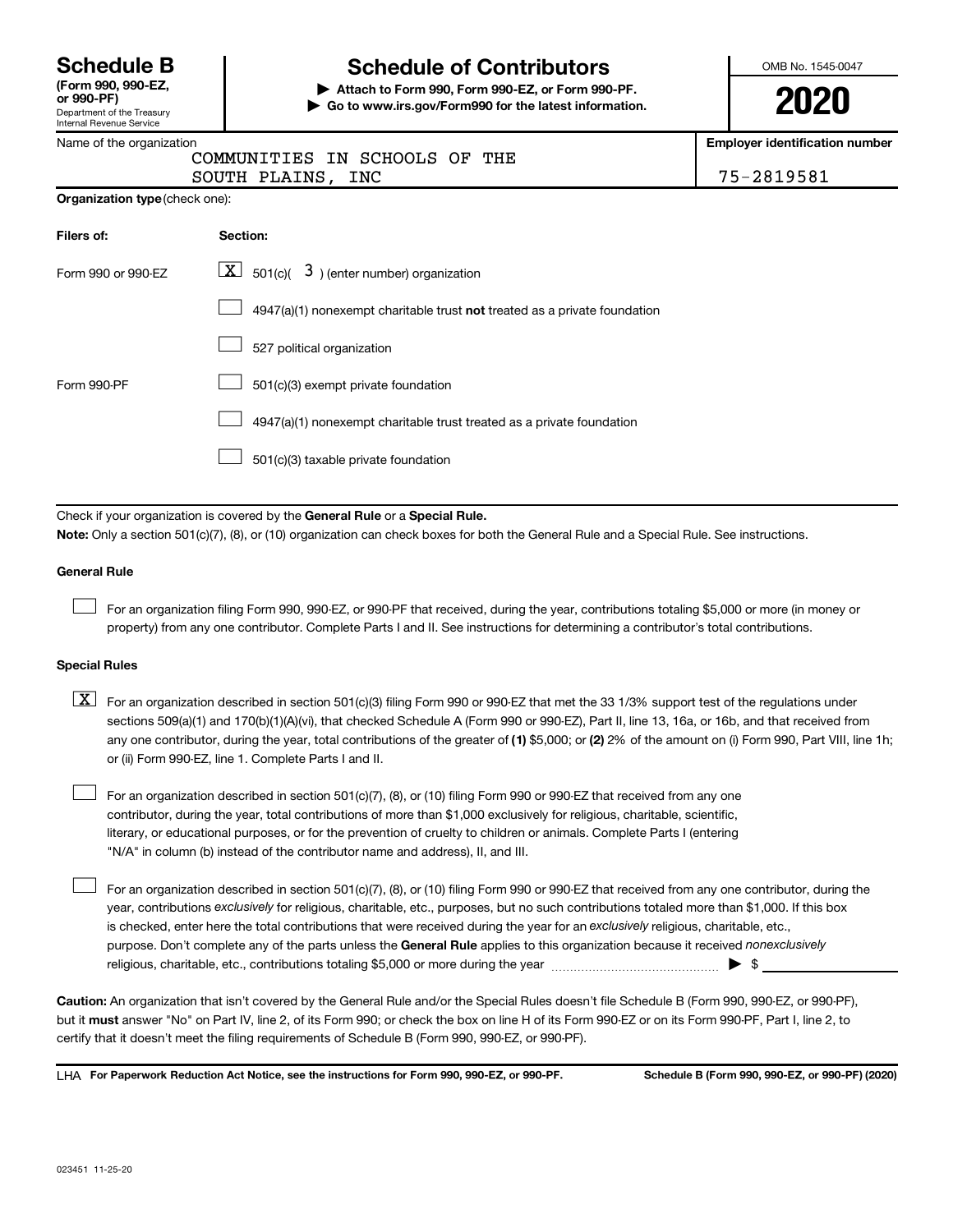# Schedule B

**(Form 990, 990-EZ, or 990-PF)**

Department of the Treasury
Internal Revenue Service

# Schedule of Contributors

**▶ Attach to Form 990, Form 990-EZ, or Form 990-PF.**
**▶ Go to www.irs.gov/Form990 for the latest information.**

OMB No. 1545-0047

**2020**

Name of the organization: COMMUNITIES IN SCHOOLS OF THE SOUTH PLAINS, INC

**Employer identification number:** 75-2819581

**Organization type** (check one):

| Filers of: | Section: |
|---|---|
| Form 990 or 990-EZ | [X] 501(c)( 3 ) (enter number) organization |
| | [ ] 4947(a)(1) nonexempt charitable trust **not** treated as a private foundation |
| | [ ] 527 political organization |
| Form 990-PF | [ ] 501(c)(3) exempt private foundation |
| | [ ] 4947(a)(1) nonexempt charitable trust treated as a private foundation |
| | [ ] 501(c)(3) taxable private foundation |

Check if your organization is covered by the **General Rule** or a **Special Rule.**

**Note:** Only a section 501(c)(7), (8), or (10) organization can check boxes for both the General Rule and a Special Rule. See instructions.

**General Rule**

[ ] For an organization filing Form 990, 990-EZ, or 990-PF that received, during the year, contributions totaling $5,000 or more (in money or property) from any one contributor. Complete Parts I and II. See instructions for determining a contributor's total contributions.

**Special Rules**

[X] For an organization described in section 501(c)(3) filing Form 990 or 990-EZ that met the 33 1/3% support test of the regulations under sections 509(a)(1) and 170(b)(1)(A)(vi), that checked Schedule A (Form 990 or 990-EZ), Part II, line 13, 16a, or 16b, and that received from any one contributor, during the year, total contributions of the greater of **(1)** $5,000; or **(2)** 2% of the amount on (i) Form 990, Part VIII, line 1h; or (ii) Form 990-EZ, line 1. Complete Parts I and II.

[ ] For an organization described in section 501(c)(7), (8), or (10) filing Form 990 or 990-EZ that received from any one contributor, during the year, total contributions of more than $1,000 exclusively for religious, charitable, scientific, literary, or educational purposes, or for the prevention of cruelty to children or animals. Complete Parts I (entering "N/A" in column (b) instead of the contributor name and address), II, and III.

[ ] For an organization described in section 501(c)(7), (8), or (10) filing Form 990 or 990-EZ that received from any one contributor, during the year, contributions *exclusively* for religious, charitable, etc., purposes, but no such contributions totaled more than $1,000. If this box is checked, enter here the total contributions that were received during the year for an *exclusively* religious, charitable, etc., purpose. Don't complete any of the parts unless the **General Rule** applies to this organization because it received *nonexclusively* religious, charitable, etc., contributions totaling $5,000 or more during the year ▶ $ ____________

**Caution:** An organization that isn't covered by the General Rule and/or the Special Rules doesn't file Schedule B (Form 990, 990-EZ, or 990-PF), but it **must** answer "No" on Part IV, line 2, of its Form 990; or check the box on line H of its Form 990-EZ or on its Form 990-PF, Part I, line 2, to certify that it doesn't meet the filing requirements of Schedule B (Form 990, 990-EZ, or 990-PF).

LHA **For Paperwork Reduction Act Notice, see the instructions for Form 990, 990-EZ, or 990-PF.** **Schedule B (Form 990, 990-EZ, or 990-PF) (2020)**

023451 11-25-20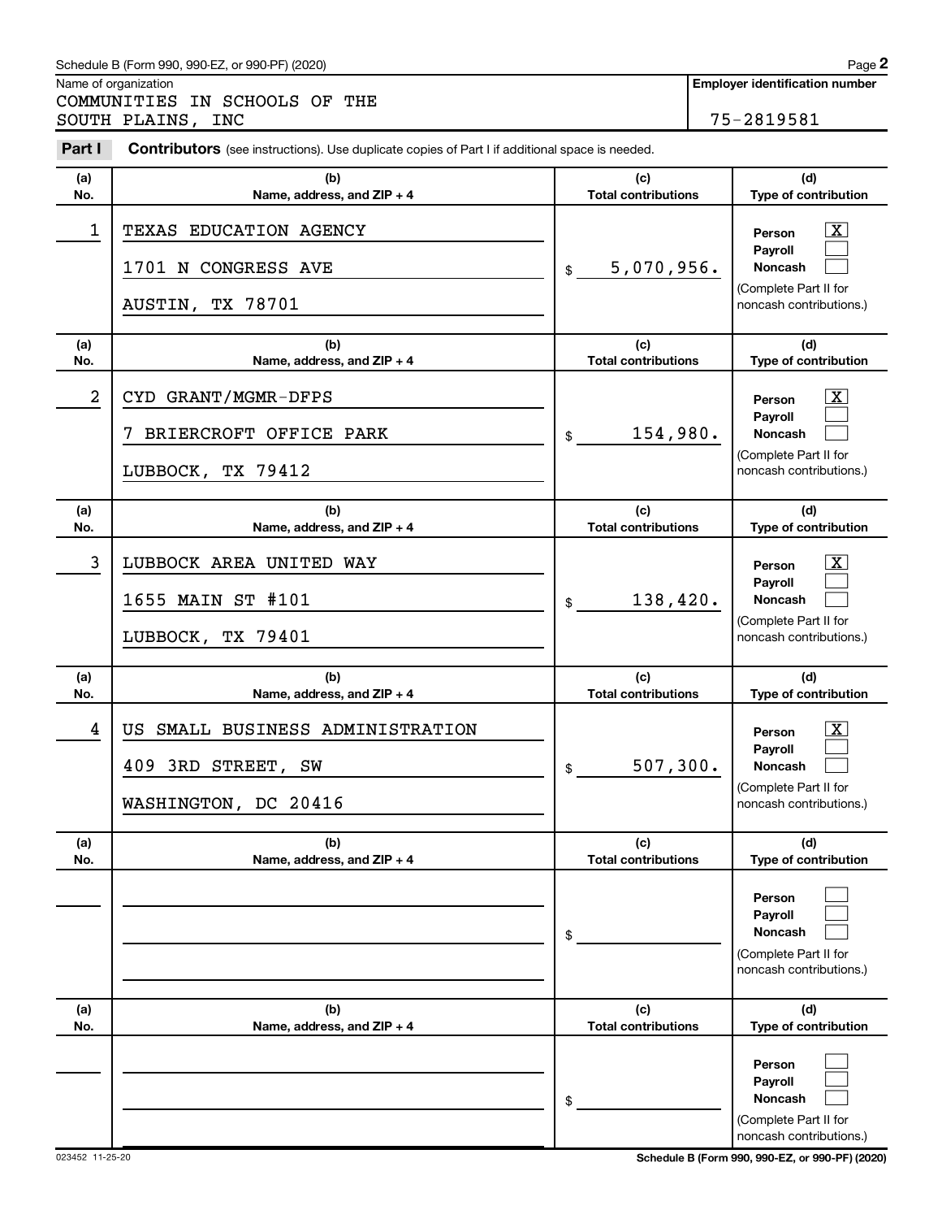Schedule B (Form 990, 990-EZ, or 990-PF) (2020)

Name of organization

COMMUNITIES IN SCHOOLS OF THE SOUTH PLAINS, INC

**Employer identification number**

75-2819581

**Part I** **Contributors** (see instructions). Use duplicate copies of Part I if additional space is needed.

| (a) No. | (b) Name, address, and ZIP + 4 | (c) Total contributions | (d) Type of contribution |
|---|---|---|---|
| 1 | TEXAS EDUCATION AGENCY<br>1701 N CONGRESS AVE<br>AUSTIN, TX 78701 | $ 5,070,956. | Person [X]<br>Payroll [ ]<br>Noncash [ ]<br>(Complete Part II for noncash contributions.) |
| 2 | CYD GRANT/MGMR-DFPS<br>7 BRIERCROFT OFFICE PARK<br>LUBBOCK, TX 79412 | $ 154,980. | Person [X]<br>Payroll [ ]<br>Noncash [ ]<br>(Complete Part II for noncash contributions.) |
| 3 | LUBBOCK AREA UNITED WAY<br>1655 MAIN ST #101<br>LUBBOCK, TX 79401 | $ 138,420. | Person [X]<br>Payroll [ ]<br>Noncash [ ]<br>(Complete Part II for noncash contributions.) |
| 4 | US SMALL BUSINESS ADMINISTRATION<br>409 3RD STREET, SW<br>WASHINGTON, DC 20416 | $ 507,300. | Person [X]<br>Payroll [ ]<br>Noncash [ ]<br>(Complete Part II for noncash contributions.) |
| | | $ | Person [ ]<br>Payroll [ ]<br>Noncash [ ]<br>(Complete Part II for noncash contributions.) |
| | | $ | Person [ ]<br>Payroll [ ]<br>Noncash [ ]<br>(Complete Part II for noncash contributions.) |

023452 11-25-20

Schedule B (Form 990, 990-EZ, or 990-PF) (2020)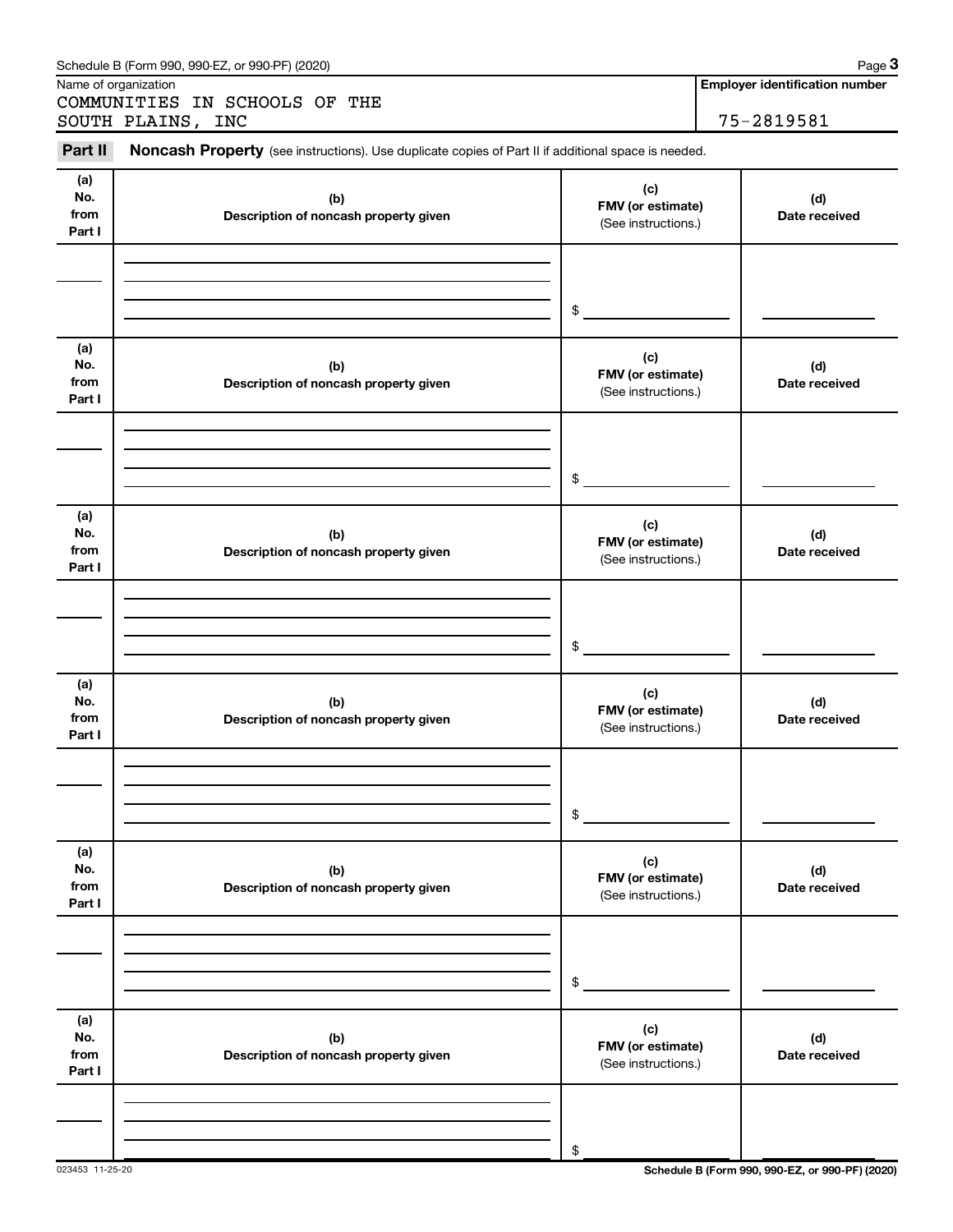Schedule B (Form 990, 990-EZ, or 990-PF) (2020)

Name of organization: COMMUNITIES IN SCHOOLS OF THE SOUTH PLAINS, INC

**Employer identification number**: 75-2819581

## Part II Noncash Property

(see instructions). Use duplicate copies of Part II if additional space is needed.

| (a) No. from Part I | (b) Description of noncash property given | (c) FMV (or estimate) (See instructions.) | (d) Date received |
|---|---|---|---|
| | | $ | |

| (a) No. from Part I | (b) Description of noncash property given | (c) FMV (or estimate) (See instructions.) | (d) Date received |
|---|---|---|---|
| | | $ | |

| (a) No. from Part I | (b) Description of noncash property given | (c) FMV (or estimate) (See instructions.) | (d) Date received |
|---|---|---|---|
| | | $ | |

| (a) No. from Part I | (b) Description of noncash property given | (c) FMV (or estimate) (See instructions.) | (d) Date received |
|---|---|---|---|
| | | $ | |

| (a) No. from Part I | (b) Description of noncash property given | (c) FMV (or estimate) (See instructions.) | (d) Date received |
|---|---|---|---|
| | | $ | |

| (a) No. from Part I | (b) Description of noncash property given | (c) FMV (or estimate) (See instructions.) | (d) Date received |
|---|---|---|---|
| | | $ | |

023453 11-25-20

Schedule B (Form 990, 990-EZ, or 990-PF) (2020)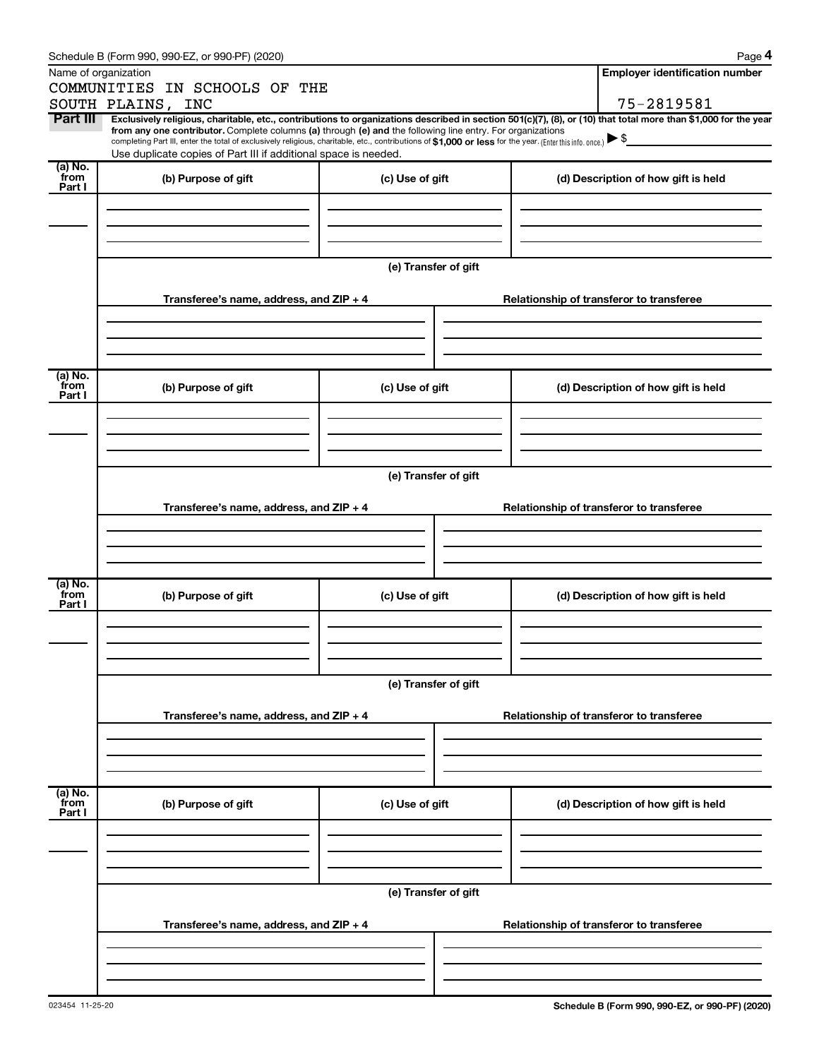Schedule B (Form 990, 990-EZ, or 990-PF) (2020)

| Name of organization | Employer identification number |
|---|---|
| COMMUNITIES IN SCHOOLS OF THE SOUTH PLAINS, INC | 75-2819581 |

**Part III** **Exclusively religious, charitable, etc., contributions to organizations described in section 501(c)(7), (8), or (10) that total more than $1,000 for the year from any one contributor.** Complete columns **(a)** through **(e)** and the following line entry. For organizations completing Part III, enter the total of exclusively religious, charitable, etc., contributions of **$1,000 or less** for the year. (Enter this info. once.) ▶ $

Use duplicate copies of Part III if additional space is needed.

| (a) No. from Part I | (b) Purpose of gift | (c) Use of gift | (d) Description of how gift is held |
|---|---|---|---|
| | | | |

(e) Transfer of gift

| Transferee's name, address, and ZIP + 4 | Relationship of transferor to transferee |
|---|---|
| | |

| (a) No. from Part I | (b) Purpose of gift | (c) Use of gift | (d) Description of how gift is held |
|---|---|---|---|
| | | | |

(e) Transfer of gift

| Transferee's name, address, and ZIP + 4 | Relationship of transferor to transferee |
|---|---|
| | |

| (a) No. from Part I | (b) Purpose of gift | (c) Use of gift | (d) Description of how gift is held |
|---|---|---|---|
| | | | |

(e) Transfer of gift

| Transferee's name, address, and ZIP + 4 | Relationship of transferor to transferee |
|---|---|
| | |

| (a) No. from Part I | (b) Purpose of gift | (c) Use of gift | (d) Description of how gift is held |
|---|---|---|---|
| | | | |

(e) Transfer of gift

| Transferee's name, address, and ZIP + 4 | Relationship of transferor to transferee |
|---|---|
| | |

023454 11-25-20

Schedule B (Form 990, 990-EZ, or 990-PF) (2020)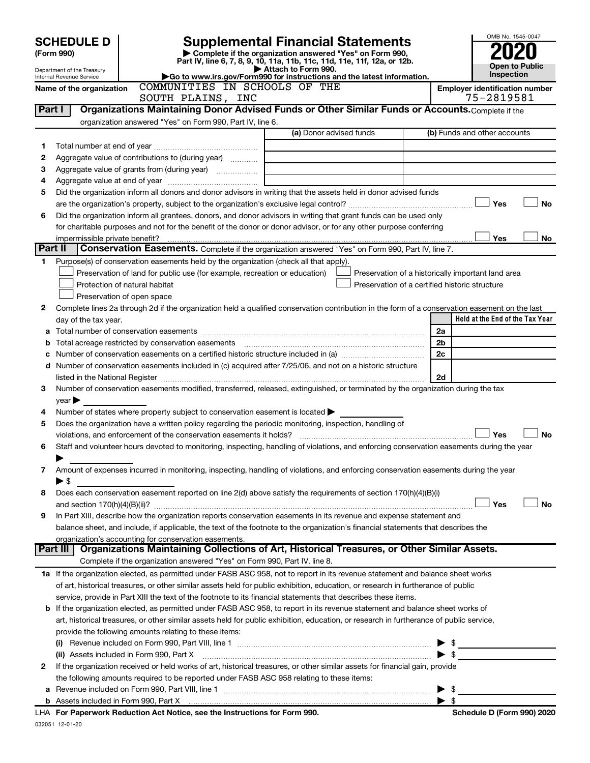# SCHEDULE D (Form 990)

Department of the Treasury
Internal Revenue Service

# Supplemental Financial Statements

▶ Complete if the organization answered "Yes" on Form 990, Part IV, line 6, 7, 8, 9, 10, 11a, 11b, 11c, 11d, 11e, 11f, 12a, or 12b.
▶ Attach to Form 990.
▶Go to www.irs.gov/Form990 for instructions and the latest information.

OMB No. 1545-0047
**2020**
**Open to Public Inspection**

**Name of the organization** COMMUNITIES IN SCHOOLS OF THE SOUTH PLAINS, INC

**Employer identification number** 75-2819581

## Part I Organizations Maintaining Donor Advised Funds or Other Similar Funds or Accounts. 

Complete if the organization answered "Yes" on Form 990, Part IV, line 6.

| | | (a) Donor advised funds | (b) Funds and other accounts |
|---|---|---|---|
| 1 | Total number at end of year | | |
| 2 | Aggregate value of contributions to (during year) | | |
| 3 | Aggregate value of grants from (during year) | | |
| 4 | Aggregate value at end of year | | |

5 Did the organization inform all donors and donor advisors in writing that the assets held in donor advised funds are the organization's property, subject to the organization's exclusive legal control? ☐ Yes ☐ No

6 Did the organization inform all grantees, donors, and donor advisors in writing that grant funds can be used only for charitable purposes and not for the benefit of the donor or donor advisor, or for any other purpose conferring impermissible private benefit? ☐ Yes ☐ No

## Part II Conservation Easements. 

Complete if the organization answered "Yes" on Form 990, Part IV, line 7.

1 Purpose(s) of conservation easements held by the organization (check all that apply).

☐ Preservation of land for public use (for example, recreation or education)
☐ Preservation of a historically important land area
☐ Protection of natural habitat
☐ Preservation of a certified historic structure
☐ Preservation of open space

2 Complete lines 2a through 2d if the organization held a qualified conservation contribution in the form of a conservation easement on the last day of the tax year.

| | | | Held at the End of the Tax Year |
|---|---|---|---|
| a | Total number of conservation easements | 2a | |
| b | Total acreage restricted by conservation easements | 2b | |
| c | Number of conservation easements on a certified historic structure included in (a) | 2c | |
| d | Number of conservation easements included in (c) acquired after 7/25/06, and not on a historic structure listed in the National Register | 2d | |

3 Number of conservation easements modified, transferred, released, extinguished, or terminated by the organization during the tax year ▶

4 Number of states where property subject to conservation easement is located ▶

5 Does the organization have a written policy regarding the periodic monitoring, inspection, handling of violations, and enforcement of the conservation easements it holds? ☐ Yes ☐ No

6 Staff and volunteer hours devoted to monitoring, inspecting, handling of violations, and enforcing conservation easements during the year ▶

7 Amount of expenses incurred in monitoring, inspecting, handling of violations, and enforcing conservation easements during the year ▶ $

8 Does each conservation easement reported on line 2(d) above satisfy the requirements of section 170(h)(4)(B)(i) and section 170(h)(4)(B)(ii)? ☐ Yes ☐ No

9 In Part XIII, describe how the organization reports conservation easements in its revenue and expense statement and balance sheet, and include, if applicable, the text of the footnote to the organization's financial statements that describes the organization's accounting for conservation easements.

## Part III Organizations Maintaining Collections of Art, Historical Treasures, or Other Similar Assets.

Complete if the organization answered "Yes" on Form 990, Part IV, line 8.

1a If the organization elected, as permitted under FASB ASC 958, not to report in its revenue statement and balance sheet works of art, historical treasures, or other similar assets held for public exhibition, education, or research in furtherance of public service, provide in Part XIII the text of the footnote to its financial statements that describes these items.

b If the organization elected, as permitted under FASB ASC 958, to report in its revenue statement and balance sheet works of art, historical treasures, or other similar assets held for public exhibition, education, or research in furtherance of public service, provide the following amounts relating to these items:

(i) Revenue included on Form 990, Part VIII, line 1 ▶ $

(ii) Assets included in Form 990, Part X ▶ $

2 If the organization received or held works of art, historical treasures, or other similar assets for financial gain, provide the following amounts required to be reported under FASB ASC 958 relating to these items:

a Revenue included on Form 990, Part VIII, line 1 ▶ $

b Assets included in Form 990, Part X ▶ $

LHA For Paperwork Reduction Act Notice, see the Instructions for Form 990. Schedule D (Form 990) 2020

032051 12-01-20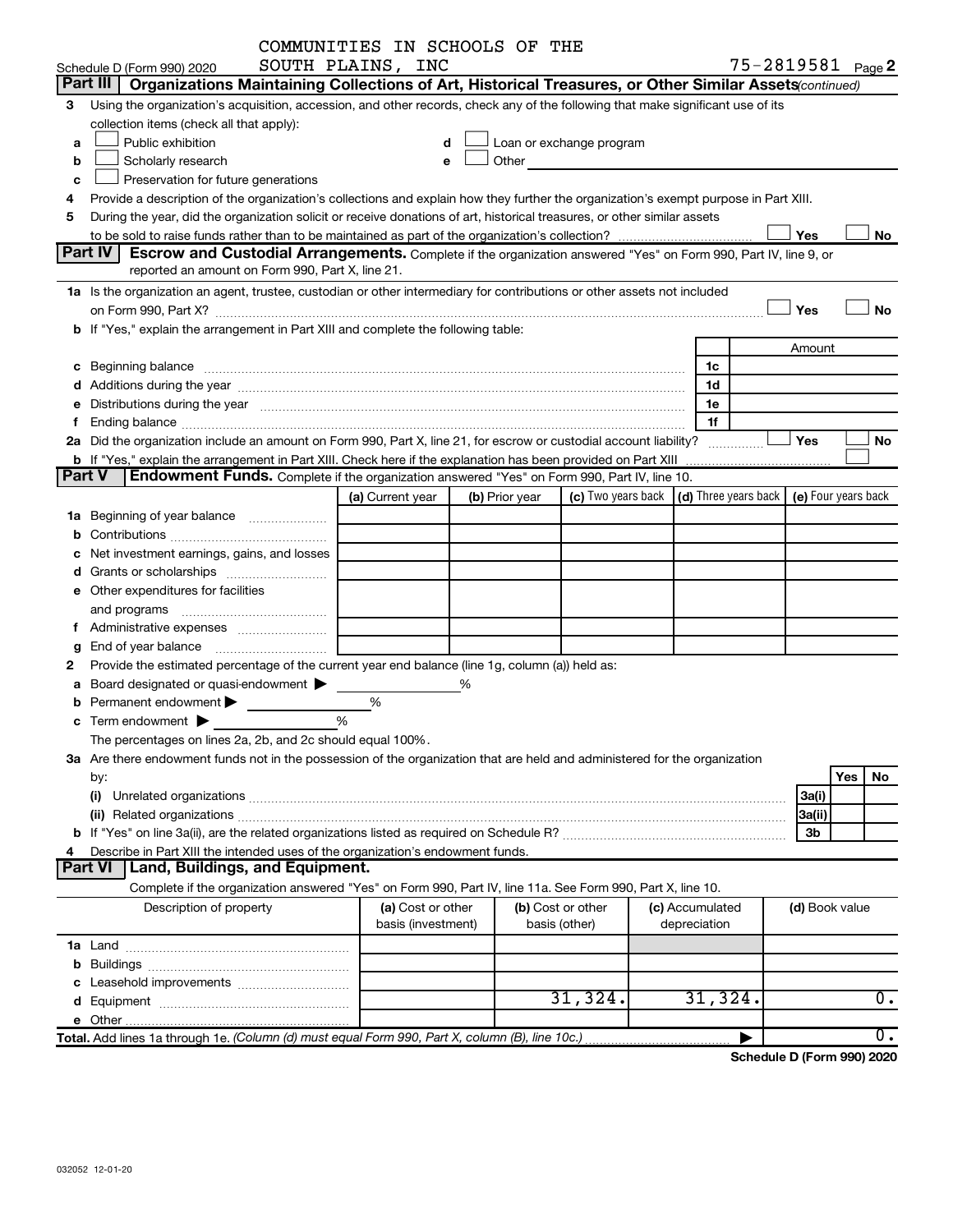COMMUNITIES IN SCHOOLS OF THE SOUTH PLAINS, INC

Schedule D (Form 990) 2020 75-2819581 Page 2

## Part III Organizations Maintaining Collections of Art, Historical Treasures, or Other Similar Assets (continued)

3 Using the organization's acquisition, accession, and other records, check any of the following that make significant use of its collection items (check all that apply):

a ☐ Public exhibition
b ☐ Scholarly research
c ☐ Preservation for future generations
d ☐ Loan or exchange program
e ☐ Other

4 Provide a description of the organization's collections and explain how they further the organization's exempt purpose in Part XIII.

5 During the year, did the organization solicit or receive donations of art, historical treasures, or other similar assets to be sold to raise funds rather than to be maintained as part of the organization's collection? ☐ Yes ☐ No

## Part IV Escrow and Custodial Arrangements.

Complete if the organization answered "Yes" on Form 990, Part IV, line 9, or reported an amount on Form 990, Part X, line 21.

1a Is the organization an agent, trustee, custodian or other intermediary for contributions or other assets not included on Form 990, Part X? ☐ Yes ☐ No

b If "Yes," explain the arrangement in Part XIII and complete the following table:

| | | Amount |
|---|---|---|
| c Beginning balance | 1c | |
| d Additions during the year | 1d | |
| e Distributions during the year | 1e | |
| f Ending balance | 1f | |

2a Did the organization include an amount on Form 990, Part X, line 21, for escrow or custodial account liability? ☐ Yes ☐ No

b If "Yes," explain the arrangement in Part XIII. Check here if the explanation has been provided on Part XIII ☐

## Part V Endowment Funds.

Complete if the organization answered "Yes" on Form 990, Part IV, line 10.

| | (a) Current year | (b) Prior year | (c) Two years back | (d) Three years back | (e) Four years back |
|---|---|---|---|---|---|
| 1a Beginning of year balance | | | | | |
| b Contributions | | | | | |
| c Net investment earnings, gains, and losses | | | | | |
| d Grants or scholarships | | | | | |
| e Other expenditures for facilities and programs | | | | | |
| f Administrative expenses | | | | | |
| g End of year balance | | | | | |

2 Provide the estimated percentage of the current year end balance (line 1g, column (a)) held as:

a Board designated or quasi-endowment ▶ %
b Permanent endowment ▶ %
c Term endowment ▶ %

The percentages on lines 2a, 2b, and 2c should equal 100%.

3a Are there endowment funds not in the possession of the organization that are held and administered for the organization by:

| | | Yes | No |
|---|---|---|---|
| (i) Unrelated organizations | 3a(i) | | |
| (ii) Related organizations | 3a(ii) | | |
| b If "Yes" on line 3a(ii), are the related organizations listed as required on Schedule R? | 3b | | |

4 Describe in Part XIII the intended uses of the organization's endowment funds.

## Part VI Land, Buildings, and Equipment.

Complete if the organization answered "Yes" on Form 990, Part IV, line 11a. See Form 990, Part X, line 10.

| Description of property | (a) Cost or other basis (investment) | (b) Cost or other basis (other) | (c) Accumulated depreciation | (d) Book value |
|---|---|---|---|---|
| 1a Land | | | | |
| b Buildings | | | | |
| c Leasehold improvements | | | | |
| d Equipment | | 31,324. | 31,324. | 0. |
| e Other | | | | |
| **Total.** Add lines 1a through 1e. *(Column (d) must equal Form 990, Part X, column (B), line 10c.)* | | | ▶ | 0. |

**Schedule D (Form 990) 2020**

032052 12-01-20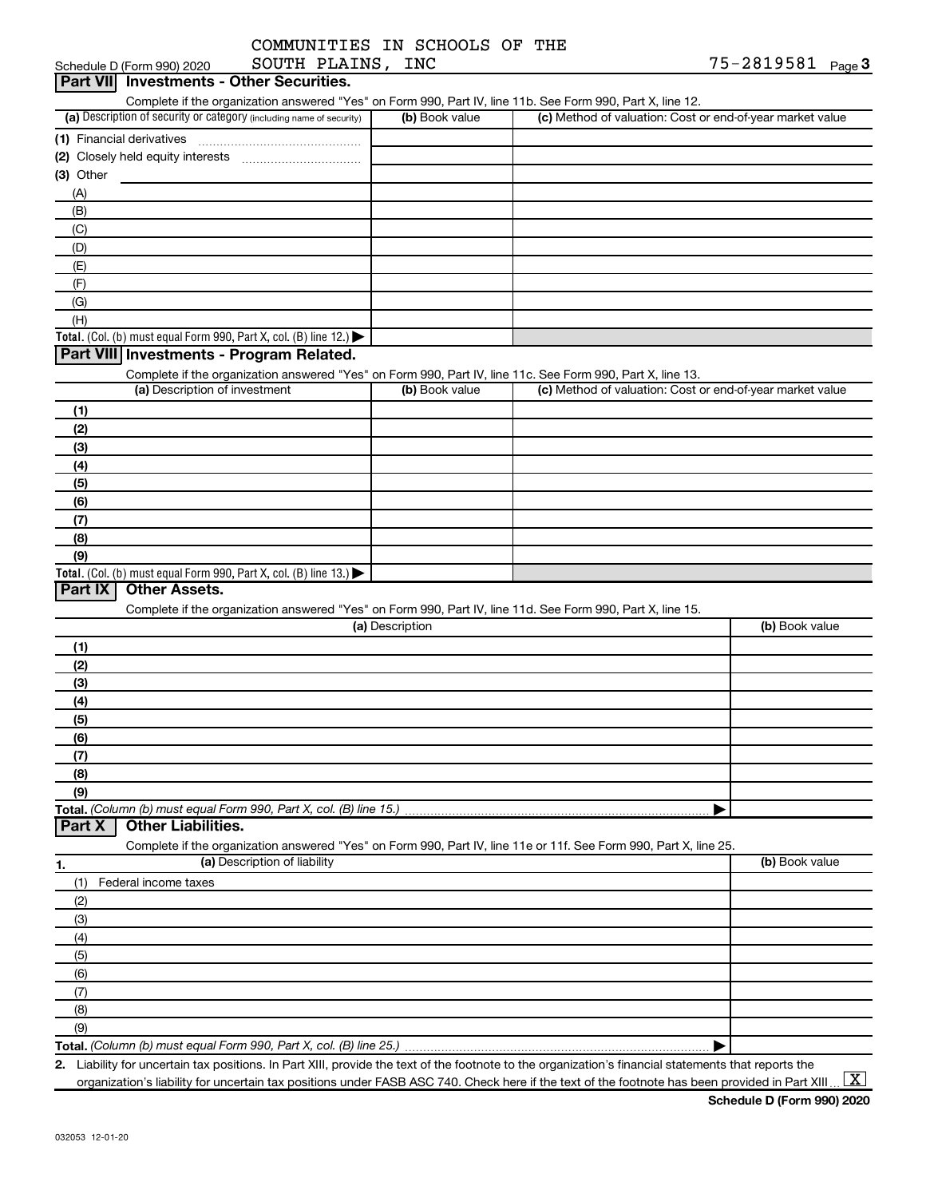COMMUNITIES IN SCHOOLS OF THE SOUTH PLAINS, INC

Schedule D (Form 990) 2020 — 75-2819581 Page **3**

## Part VII Investments - Other Securities.

Complete if the organization answered "Yes" on Form 990, Part IV, line 11b. See Form 990, Part X, line 12.

| (a) Description of security or category (including name of security) | (b) Book value | (c) Method of valuation: Cost or end-of-year market value |
|---|---|---|
| (1) Financial derivatives | | |
| (2) Closely held equity interests | | |
| (3) Other | | |
| (A) | | |
| (B) | | |
| (C) | | |
| (D) | | |
| (E) | | |
| (F) | | |
| (G) | | |
| (H) | | |
| **Total.** (Col. (b) must equal Form 990, Part X, col. (B) line 12.) ▶ | | |

## Part VIII Investments - Program Related.

Complete if the organization answered "Yes" on Form 990, Part IV, line 11c. See Form 990, Part X, line 13.

| (a) Description of investment | (b) Book value | (c) Method of valuation: Cost or end-of-year market value |
|---|---|---|
| **(1)** | | |
| **(2)** | | |
| **(3)** | | |
| **(4)** | | |
| **(5)** | | |
| **(6)** | | |
| **(7)** | | |
| **(8)** | | |
| **(9)** | | |
| **Total.** (Col. (b) must equal Form 990, Part X, col. (B) line 13.) ▶ | | |

## Part IX Other Assets.

Complete if the organization answered "Yes" on Form 990, Part IV, line 11d. See Form 990, Part X, line 15.

| (a) Description | (b) Book value |
|---|---|
| **(1)** | |
| **(2)** | |
| **(3)** | |
| **(4)** | |
| **(5)** | |
| **(6)** | |
| **(7)** | |
| **(8)** | |
| **(9)** | |
| **Total.** *(Column (b) must equal Form 990, Part X, col. (B) line 15.)* ▶ | |

## Part X Other Liabilities.

Complete if the organization answered "Yes" on Form 990, Part IV, line 11e or 11f. See Form 990, Part X, line 25.

| **1.** (a) Description of liability | (b) Book value |
|---|---|
| (1) Federal income taxes | |
| (2) | |
| (3) | |
| (4) | |
| (5) | |
| (6) | |
| (7) | |
| (8) | |
| (9) | |
| **Total.** *(Column (b) must equal Form 990, Part X, col. (B) line 25.)* ▶ | |

**2.** Liability for uncertain tax positions. In Part XIII, provide the text of the footnote to the organization's financial statements that reports the organization's liability for uncertain tax positions under FASB ASC 740. Check here if the text of the footnote has been provided in Part XIII ... [X]

**Schedule D (Form 990) 2020**

032053 12-01-20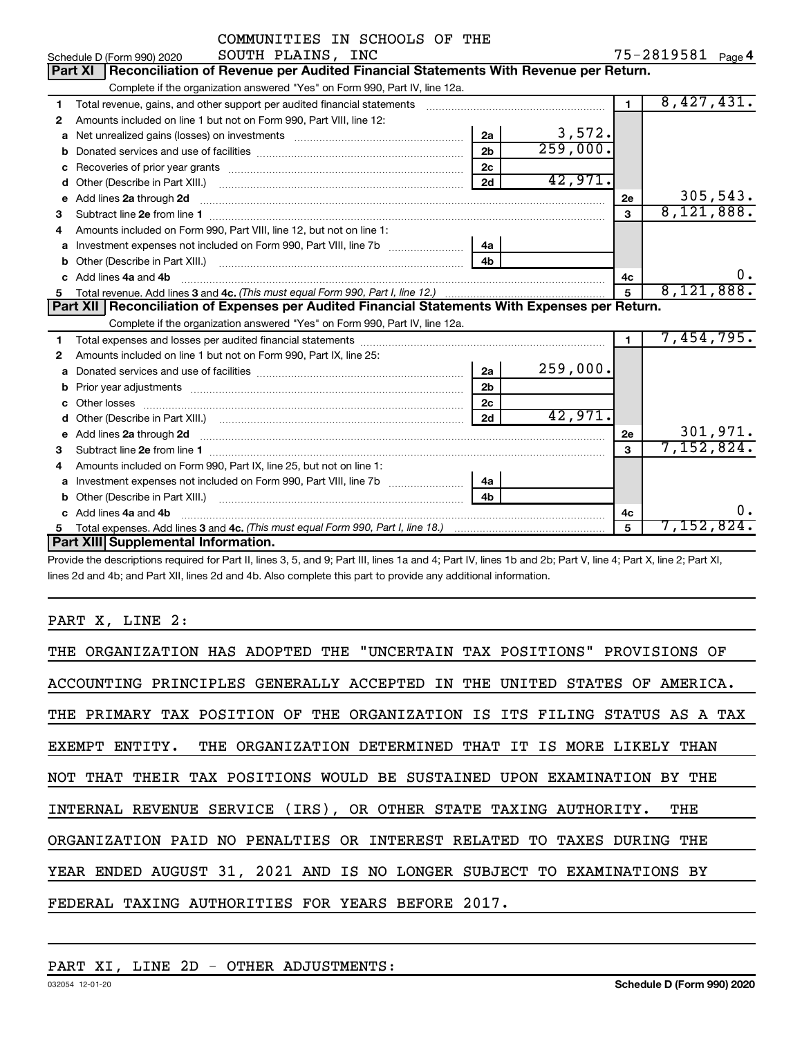COMMUNITIES IN SCHOOLS OF THE SOUTH PLAINS, INC — 75-2819581

Schedule D (Form 990) 2020

## Part XI Reconciliation of Revenue per Audited Financial Statements With Revenue per Return.

Complete if the organization answered "Yes" on Form 990, Part IV, line 12a.

| | | | | | |
|---|---|---|---|---|---|
| 1 | Total revenue, gains, and other support per audited financial statements | | | 1 | 8,427,431. |
| 2 | Amounts included on line 1 but not on Form 990, Part VIII, line 12: | | | | |
| a | Net unrealized gains (losses) on investments | 2a | 3,572. | | |
| b | Donated services and use of facilities | 2b | 259,000. | | |
| c | Recoveries of prior year grants | 2c | | | |
| d | Other (Describe in Part XIII.) | 2d | 42,971. | | |
| e | Add lines 2a through 2d | | | 2e | 305,543. |
| 3 | Subtract line 2e from line 1 | | | 3 | 8,121,888. |
| 4 | Amounts included on Form 990, Part VIII, line 12, but not on line 1: | | | | |
| a | Investment expenses not included on Form 990, Part VIII, line 7b | 4a | | | |
| b | Other (Describe in Part XIII.) | 4b | | | |
| c | Add lines 4a and 4b | | | 4c | 0. |
| 5 | Total revenue. Add lines 3 and 4c. *(This must equal Form 990, Part I, line 12.)* | | | 5 | 8,121,888. |

## Part XII Reconciliation of Expenses per Audited Financial Statements With Expenses per Return.

Complete if the organization answered "Yes" on Form 990, Part IV, line 12a.

| | | | | | |
|---|---|---|---|---|---|
| 1 | Total expenses and losses per audited financial statements | | | 1 | 7,454,795. |
| 2 | Amounts included on line 1 but not on Form 990, Part IX, line 25: | | | | |
| a | Donated services and use of facilities | 2a | 259,000. | | |
| b | Prior year adjustments | 2b | | | |
| c | Other losses | 2c | | | |
| d | Other (Describe in Part XIII.) | 2d | 42,971. | | |
| e | Add lines 2a through 2d | | | 2e | 301,971. |
| 3 | Subtract line 2e from line 1 | | | 3 | 7,152,824. |
| 4 | Amounts included on Form 990, Part IX, line 25, but not on line 1: | | | | |
| a | Investment expenses not included on Form 990, Part VIII, line 7b | 4a | | | |
| b | Other (Describe in Part XIII.) | 4b | | | |
| c | Add lines 4a and 4b | | | 4c | 0. |
| 5 | Total expenses. Add lines 3 and 4c. *(This must equal Form 990, Part I, line 18.)* | | | 5 | 7,152,824. |

## Part XIII Supplemental Information.

Provide the descriptions required for Part II, lines 3, 5, and 9; Part III, lines 1a and 4; Part IV, lines 1b and 2b; Part V, line 4; Part X, line 2; Part XI, lines 2d and 4b; and Part XII, lines 2d and 4b. Also complete this part to provide any additional information.

PART X, LINE 2:

THE ORGANIZATION HAS ADOPTED THE "UNCERTAIN TAX POSITIONS" PROVISIONS OF ACCOUNTING PRINCIPLES GENERALLY ACCEPTED IN THE UNITED STATES OF AMERICA. THE PRIMARY TAX POSITION OF THE ORGANIZATION IS ITS FILING STATUS AS A TAX EXEMPT ENTITY. THE ORGANIZATION DETERMINED THAT IT IS MORE LIKELY THAN NOT THAT THEIR TAX POSITIONS WOULD BE SUSTAINED UPON EXAMINATION BY THE INTERNAL REVENUE SERVICE (IRS), OR OTHER STATE TAXING AUTHORITY. THE ORGANIZATION PAID NO PENALTIES OR INTEREST RELATED TO TAXES DURING THE YEAR ENDED AUGUST 31, 2021 AND IS NO LONGER SUBJECT TO EXAMINATIONS BY FEDERAL TAXING AUTHORITIES FOR YEARS BEFORE 2017.

PART XI, LINE 2D - OTHER ADJUSTMENTS: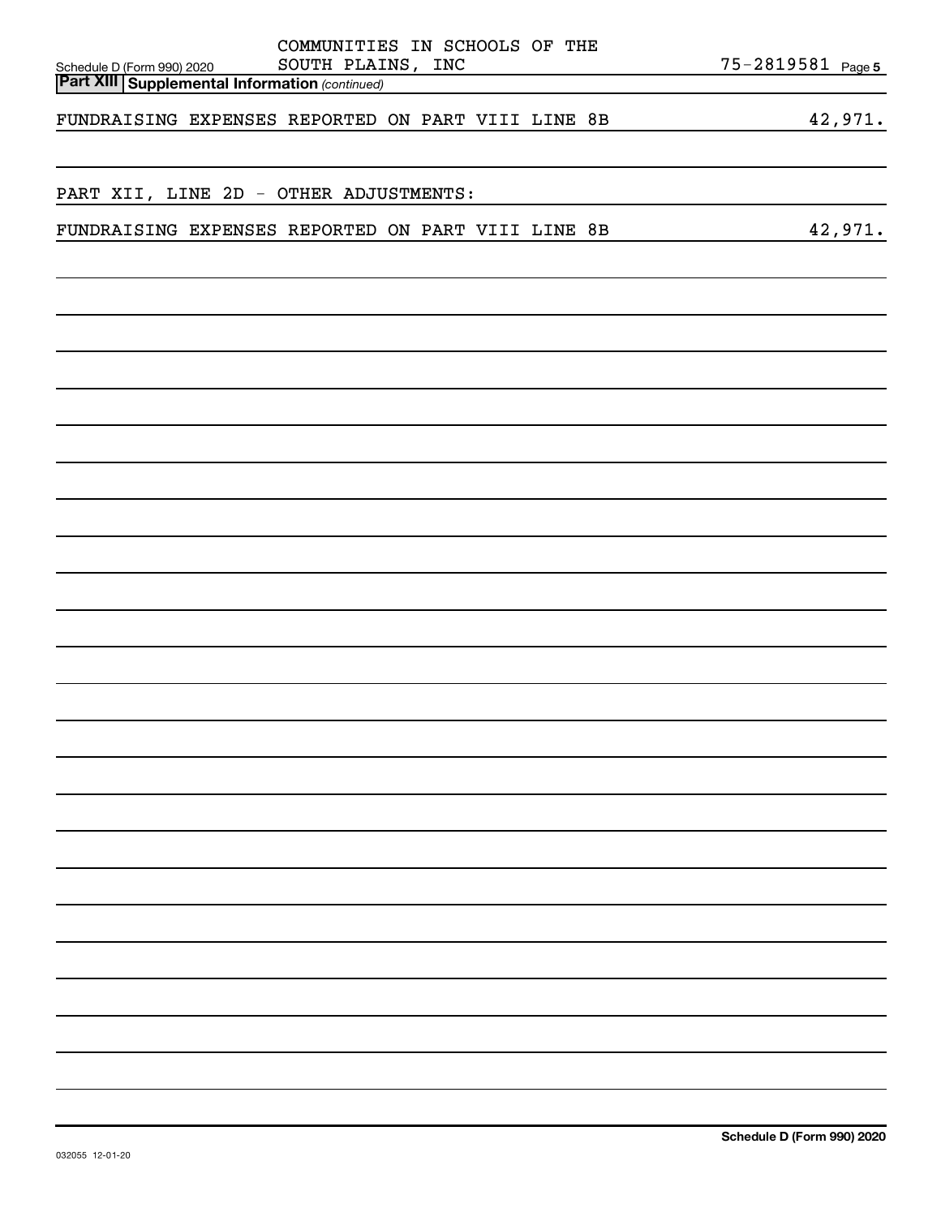COMMUNITIES IN SCHOOLS OF THE SOUTH PLAINS, INC — 75-2819581

**Part XIII Supplemental Information** *(continued)*

| | |
|---|---|
| FUNDRAISING EXPENSES REPORTED ON PART VIII LINE 8B | 42,971. |

PART XII, LINE 2D - OTHER ADJUSTMENTS:

| | |
|---|---|
| FUNDRAISING EXPENSES REPORTED ON PART VIII LINE 8B | 42,971. |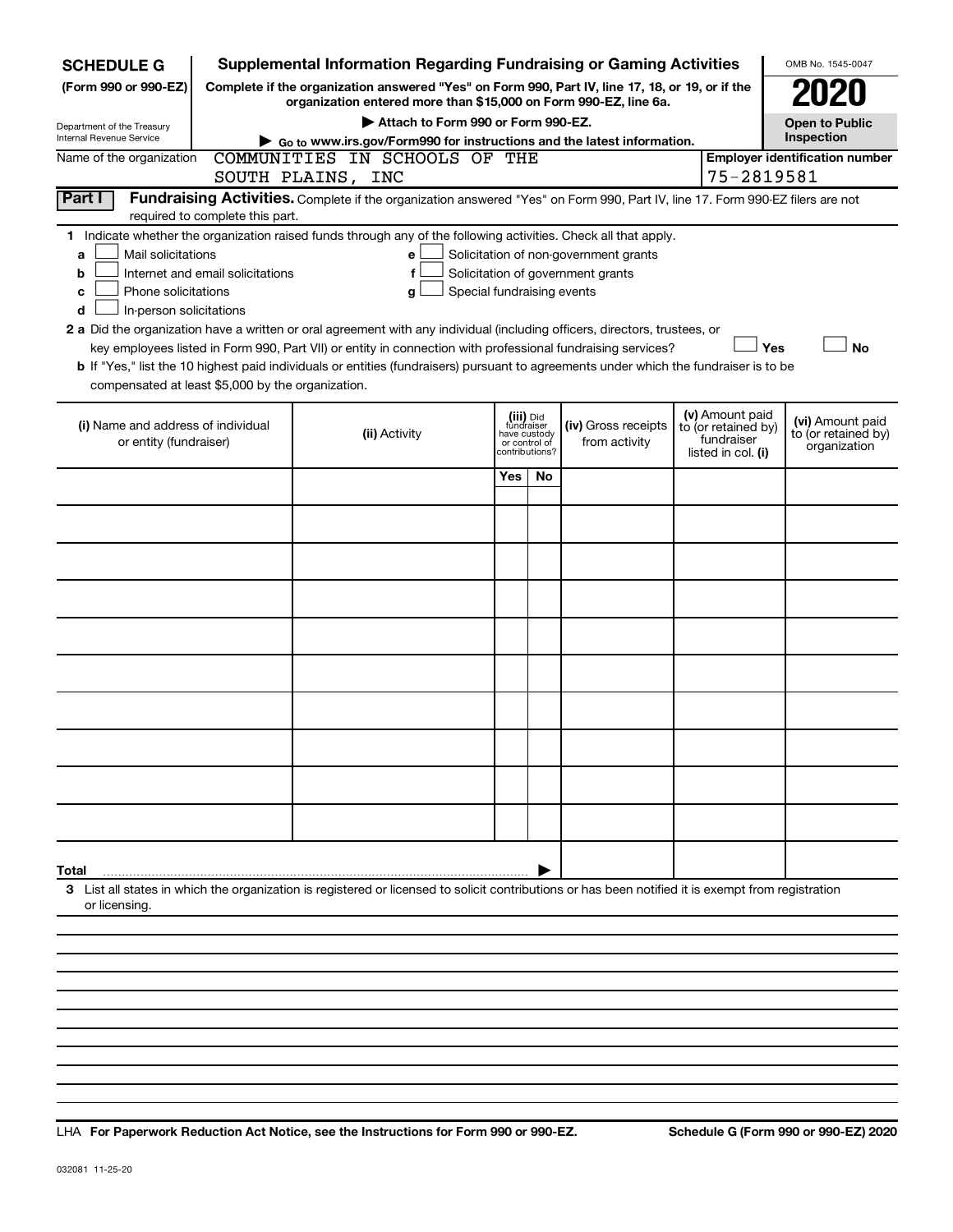**SCHEDULE G**
**(Form 990 or 990-EZ)**

Department of the Treasury
Internal Revenue Service

**Supplemental Information Regarding Fundraising or Gaming Activities**

**Complete if the organization answered "Yes" on Form 990, Part IV, line 17, 18, or 19, or if the organization entered more than $15,000 on Form 990-EZ, line 6a.**

**▶ Attach to Form 990 or Form 990-EZ.**

**▶ Go to www.irs.gov/Form990 for instructions and the latest information.**

OMB No. 1545-0047

**2020**

**Open to Public Inspection**

Name of the organization: COMMUNITIES IN SCHOOLS OF THE SOUTH PLAINS, INC

**Employer identification number:** 75-2819581

**Part I** **Fundraising Activities.** Complete if the organization answered "Yes" on Form 990, Part IV, line 17. Form 990-EZ filers are not required to complete this part.

**1** Indicate whether the organization raised funds through any of the following activities. Check all that apply.

- **a** ☐ Mail solicitations
- **b** ☐ Internet and email solicitations
- **c** ☐ Phone solicitations
- **d** ☐ In-person solicitations
- **e** ☐ Solicitation of non-government grants
- **f** ☐ Solicitation of government grants
- **g** ☐ Special fundraising events

**2 a** Did the organization have a written or oral agreement with any individual (including officers, directors, trustees, or key employees listed in Form 990, Part VII) or entity in connection with professional fundraising services? ☐ **Yes** ☐ **No**

**b** If "Yes," list the 10 highest paid individuals or entities (fundraisers) pursuant to agreements under which the fundraiser is to be compensated at least $5,000 by the organization.

| (i) Name and address of individual or entity (fundraiser) | (ii) Activity | (iii) Did fundraiser have custody or control of contributions? Yes | No | (iv) Gross receipts from activity | (v) Amount paid to (or retained by) fundraiser listed in col. (i) | (vi) Amount paid to (or retained by) organization |
|---|---|---|---|---|---|---|
| | | | | | | |
| | | | | | | |
| | | | | | | |
| | | | | | | |
| | | | | | | |
| | | | | | | |
| | | | | | | |
| | | | | | | |
| | | | | | | |
| | | | | | | |
| **Total** ▶ | | | | | | |

**3** List all states in which the organization is registered or licensed to solicit contributions or has been notified it is exempt from registration or licensing.

LHA **For Paperwork Reduction Act Notice, see the Instructions for Form 990 or 990-EZ.** **Schedule G (Form 990 or 990-EZ) 2020**

032081 11-25-20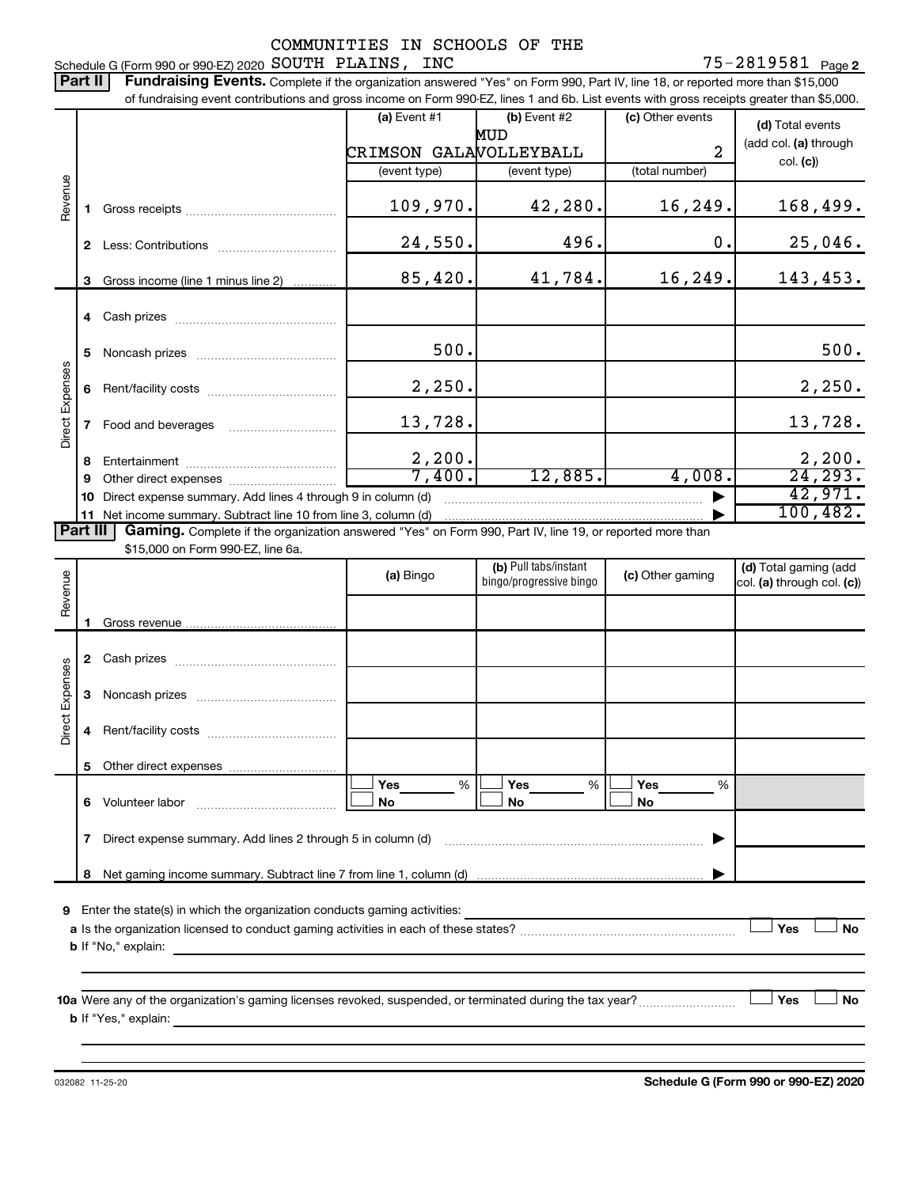Schedule G (Form 990 or 990-EZ) 2020 COMMUNITIES IN SCHOOLS OF THE SOUTH PLAINS, INC 75-2819581 Page 2

**Part II** **Fundraising Events.** Complete if the organization answered "Yes" on Form 990, Part IV, line 18, or reported more than $15,000 of fundraising event contributions and gross income on Form 990-EZ, lines 1 and 6b. List events with gross receipts greater than $5,000.

| | | (a) Event #1 | (b) Event #2 | (c) Other events | (d) Total events (add col. (a) through col. (c)) |
|---|---|---|---|---|---|
| | | CRIMSON GALA | MUD VOLLEYBALL | 2 | |
| | | (event type) | (event type) | (total number) | |
| Revenue | 1 Gross receipts | 109,970. | 42,280. | 16,249. | 168,499. |
| | 2 Less: Contributions | 24,550. | 496. | 0. | 25,046. |
| | 3 Gross income (line 1 minus line 2) | 85,420. | 41,784. | 16,249. | 143,453. |
| Direct Expenses | 4 Cash prizes | | | | |
| | 5 Noncash prizes | 500. | | | 500. |
| | 6 Rent/facility costs | 2,250. | | | 2,250. |
| | 7 Food and beverages | 13,728. | | | 13,728. |
| | 8 Entertainment | 2,200. | | | 2,200. |
| | 9 Other direct expenses | 7,400. | 12,885. | 4,008. | 24,293. |
| | 10 Direct expense summary. Add lines 4 through 9 in column (d) | | | ▶ | 42,971. |
| | 11 Net income summary. Subtract line 10 from line 3, column (d) | | | ▶ | 100,482. |

**Part III** **Gaming.** Complete if the organization answered "Yes" on Form 990, Part IV, line 19, or reported more than $15,000 on Form 990-EZ, line 6a.

| | | (a) Bingo | (b) Pull tabs/instant bingo/progressive bingo | (c) Other gaming | (d) Total gaming (add col. (a) through col. (c)) |
|---|---|---|---|---|---|
| Revenue | 1 Gross revenue | | | | |
| Direct Expenses | 2 Cash prizes | | | | |
| | 3 Noncash prizes | | | | |
| | 4 Rent/facility costs | | | | |
| | 5 Other direct expenses | | | | |
| | 6 Volunteer labor | ☐ Yes ___% ☐ No | ☐ Yes ___% ☐ No | ☐ Yes ___% ☐ No | |
| | 7 Direct expense summary. Add lines 2 through 5 in column (d) | | | ▶ | |
| | 8 Net gaming income summary. Subtract line 7 from line 1, column (d) | | | ▶ | |

**9** Enter the state(s) in which the organization conducts gaming activities: ______

**a** Is the organization licensed to conduct gaming activities in each of these states? ☐ Yes ☐ No

**b** If "No," explain: ______

**10a** Were any of the organization's gaming licenses revoked, suspended, or terminated during the tax year? ☐ Yes ☐ No

**b** If "Yes," explain: ______

032082 11-25-20 **Schedule G (Form 990 or 990-EZ) 2020**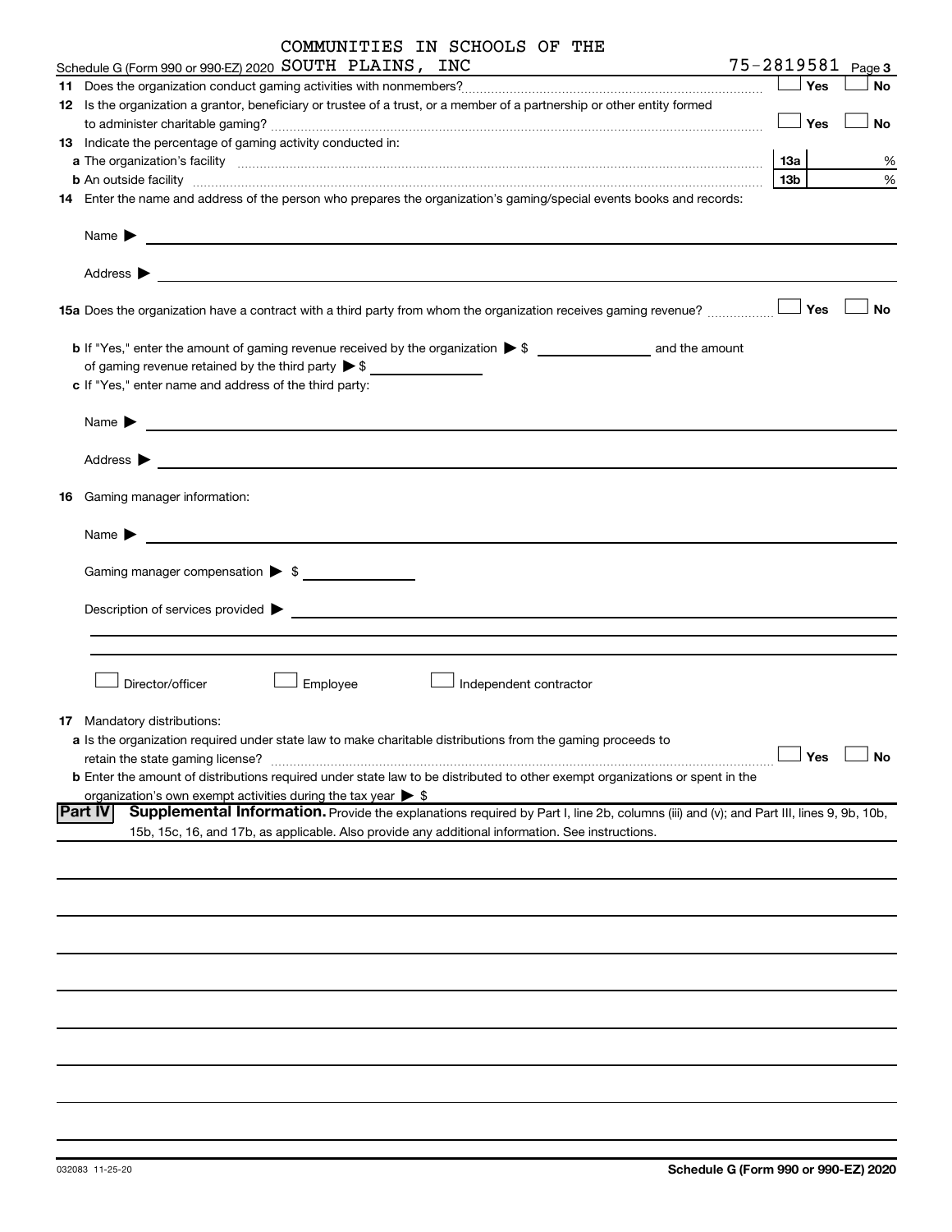COMMUNITIES IN SCHOOLS OF THE

Schedule G (Form 990 or 990-EZ) 2020 SOUTH PLAINS, INC 75-2819581 Page 3

**11** Does the organization conduct gaming activities with nonmembers? ☐ Yes ☐ No

**12** Is the organization a grantor, beneficiary or trustee of a trust, or a member of a partnership or other entity formed to administer charitable gaming? ☐ Yes ☐ No

**13** Indicate the percentage of gaming activity conducted in:

**a** The organization's facility **13a** %

**b** An outside facility **13b** %

**14** Enter the name and address of the person who prepares the organization's gaming/special events books and records:

Name ▶

Address ▶

**15a** Does the organization have a contract with a third party from whom the organization receives gaming revenue? ☐ Yes ☐ No

**b** If "Yes," enter the amount of gaming revenue received by the organization ▶ $ __________ and the amount of gaming revenue retained by the third party ▶ $ __________

**c** If "Yes," enter name and address of the third party:

Name ▶

Address ▶

**16** Gaming manager information:

Name ▶

Gaming manager compensation ▶ $

Description of services provided ▶

☐ Director/officer ☐ Employee ☐ Independent contractor

**17** Mandatory distributions:

**a** Is the organization required under state law to make charitable distributions from the gaming proceeds to retain the state gaming license? ☐ Yes ☐ No

**b** Enter the amount of distributions required under state law to be distributed to other exempt organizations or spent in the organization's own exempt activities during the tax year ▶ $

**Part IV** **Supplemental Information.** Provide the explanations required by Part I, line 2b, columns (iii) and (v); and Part III, lines 9, 9b, 10b, 15b, 15c, 16, and 17b, as applicable. Also provide any additional information. See instructions.

032083 11-25-20 **Schedule G (Form 990 or 990-EZ) 2020**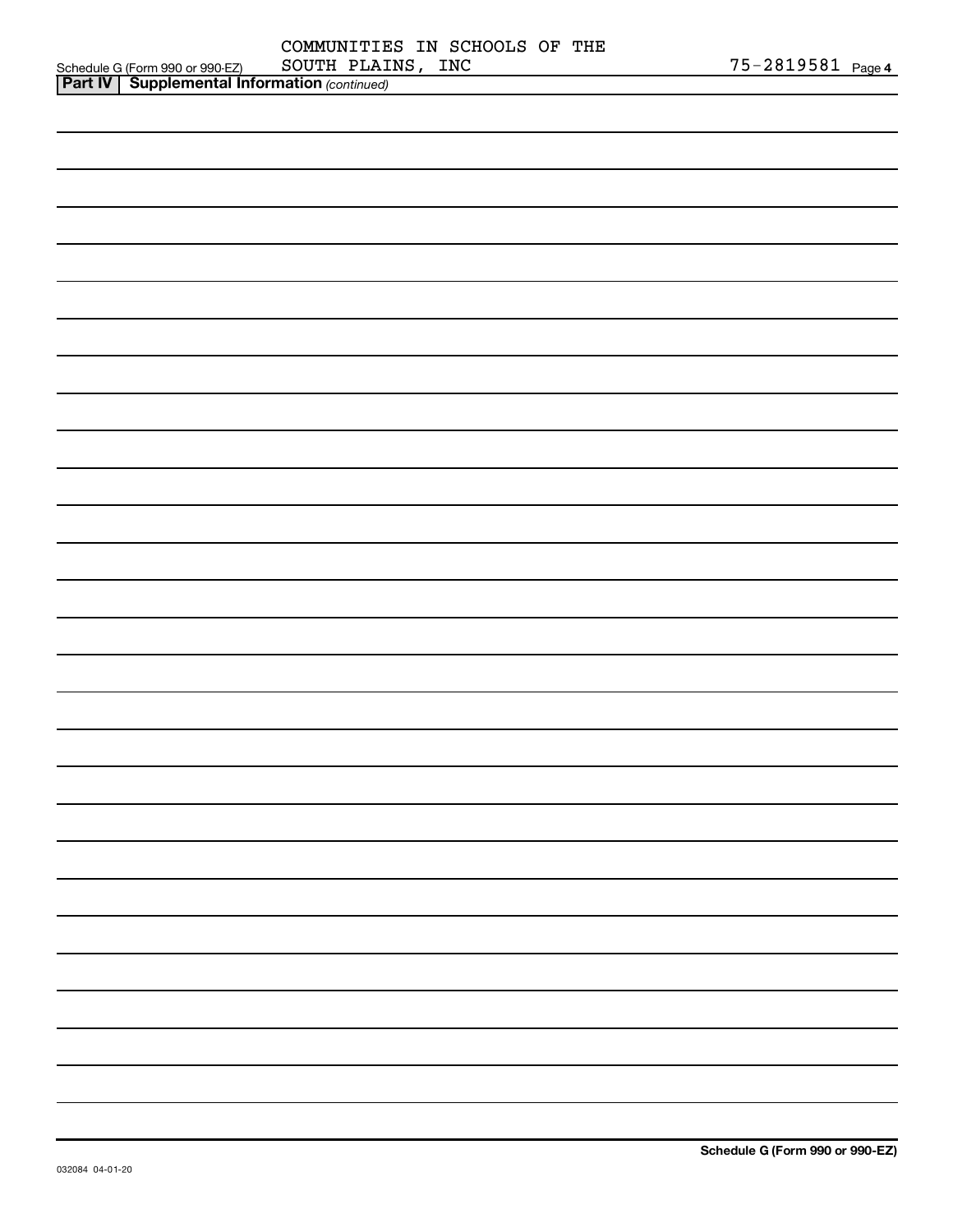Schedule G (Form 990 or 990-EZ) COMMUNITIES IN SCHOOLS OF THE SOUTH PLAINS, INC 75-2819581 Page 4

**Part IV | Supplemental Information** *(continued)*

032084 04-01-20

**Schedule G (Form 990 or 990-EZ)**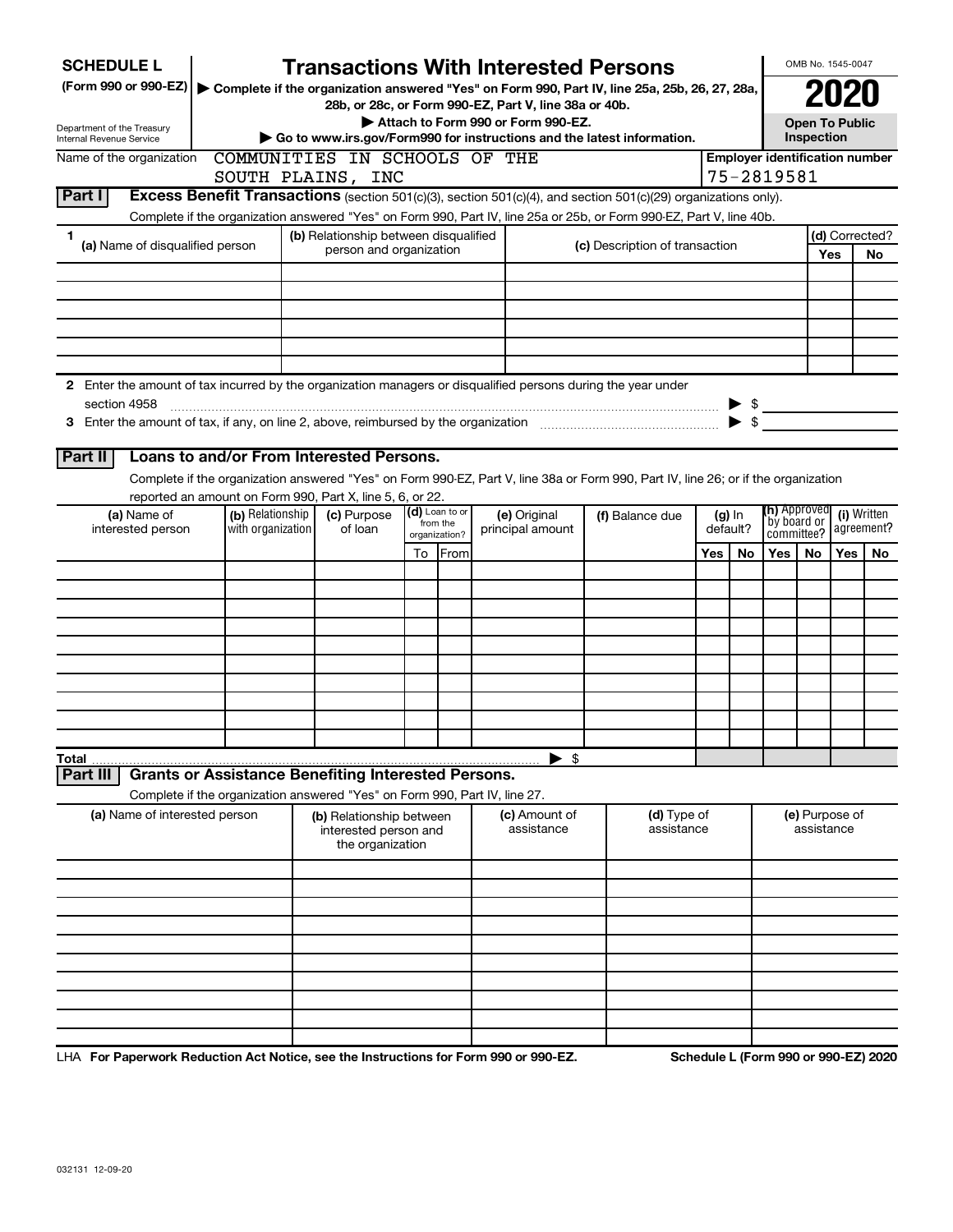**SCHEDULE L**
**(Form 990 or 990-EZ)**

Department of the Treasury
Internal Revenue Service

# Transactions With Interested Persons

▶ Complete if the organization answered "Yes" on Form 990, Part IV, line 25a, 25b, 26, 27, 28a, 28b, or 28c, or Form 990-EZ, Part V, line 38a or 40b.
▶ Attach to Form 990 or Form 990-EZ.
▶ Go to www.irs.gov/Form990 for instructions and the latest information.

OMB No. 1545-0047
**2020**
**Open To Public Inspection**

Name of the organization: COMMUNITIES IN SCHOOLS OF THE SOUTH PLAINS, INC

Employer identification number: 75-2819581

**Part I** **Excess Benefit Transactions** (section 501(c)(3), section 501(c)(4), and section 501(c)(29) organizations only).

Complete if the organization answered "Yes" on Form 990, Part IV, line 25a or 25b, or Form 990-EZ, Part V, line 40b.

| 1 (a) Name of disqualified person | (b) Relationship between disqualified person and organization | (c) Description of transaction | (d) Corrected? Yes | No |
|---|---|---|---|---|
| | | | | |
| | | | | |
| | | | | |
| | | | | |
| | | | | |
| | | | | |

2 Enter the amount of tax incurred by the organization managers or disqualified persons during the year under section 4958 ▶ $

3 Enter the amount of tax, if any, on line 2, above, reimbursed by the organization ▶ $

**Part II** **Loans to and/or From Interested Persons.**

Complete if the organization answered "Yes" on Form 990-EZ, Part V, line 38a or Form 990, Part IV, line 26; or if the organization reported an amount on Form 990, Part X, line 5, 6, or 22.

| (a) Name of interested person | (b) Relationship with organization | (c) Purpose of loan | (d) Loan to or from the organization? To | From | (e) Original principal amount | (f) Balance due | (g) In default? Yes | No | (h) Approved by board or committee? Yes | No | (i) Written agreement? Yes | No |
|---|---|---|---|---|---|---|---|---|---|---|---|---|
| | | | | | | | | | | | | |
| | | | | | | | | | | | | |
| | | | | | | | | | | | | |
| | | | | | | | | | | | | |
| | | | | | | | | | | | | |
| | | | | | | | | | | | | |
| | | | | | | | | | | | | |
| | | | | | | | | | | | | |
| | | | | | | | | | | | | |
| | | | | | | | | | | | | |
| **Total** | | | | | ▶ $ | | | | | | | |

**Part III** **Grants or Assistance Benefiting Interested Persons.**

Complete if the organization answered "Yes" on Form 990, Part IV, line 27.

| (a) Name of interested person | (b) Relationship between interested person and the organization | (c) Amount of assistance | (d) Type of assistance | (e) Purpose of assistance |
|---|---|---|---|---|
| | | | | |
| | | | | |
| | | | | |
| | | | | |
| | | | | |
| | | | | |
| | | | | |
| | | | | |
| | | | | |
| | | | | |

LHA **For Paperwork Reduction Act Notice, see the Instructions for Form 990 or 990-EZ.** **Schedule L (Form 990 or 990-EZ) 2020**

032131 12-09-20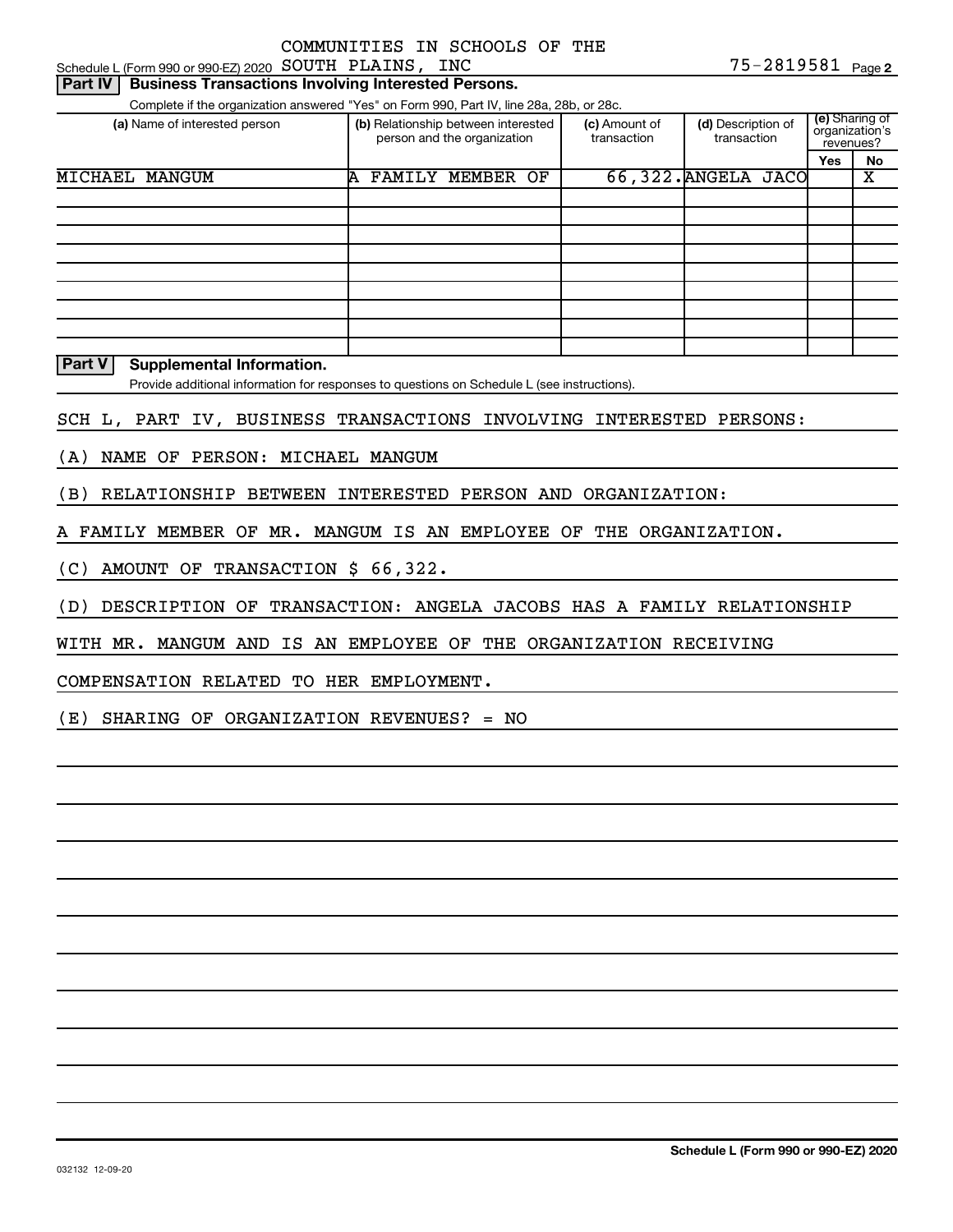Schedule L (Form 990 or 990-EZ) 2020 COMMUNITIES IN SCHOOLS OF THE SOUTH PLAINS, INC 75-2819581 Page 2

## Part IV Business Transactions Involving Interested Persons.

Complete if the organization answered "Yes" on Form 990, Part IV, line 28a, 28b, or 28c.

| (a) Name of interested person | (b) Relationship between interested person and the organization | (c) Amount of transaction | (d) Description of transaction | (e) Sharing of organization's revenues? Yes | No |
|---|---|---|---|---|---|
| MICHAEL MANGUM | A FAMILY MEMBER OF | 66,322. | ANGELA JACO | | X |
| | | | | | |
| | | | | | |
| | | | | | |
| | | | | | |
| | | | | | |
| | | | | | |
| | | | | | |
| | | | | | |
| | | | | | |

## Part V Supplemental Information.

Provide additional information for responses to questions on Schedule L (see instructions).

SCH L, PART IV, BUSINESS TRANSACTIONS INVOLVING INTERESTED PERSONS:

(A) NAME OF PERSON: MICHAEL MANGUM

(B) RELATIONSHIP BETWEEN INTERESTED PERSON AND ORGANIZATION:

A FAMILY MEMBER OF MR. MANGUM IS AN EMPLOYEE OF THE ORGANIZATION.

(C) AMOUNT OF TRANSACTION $ 66,322.

(D) DESCRIPTION OF TRANSACTION: ANGELA JACOBS HAS A FAMILY RELATIONSHIP WITH MR. MANGUM AND IS AN EMPLOYEE OF THE ORGANIZATION RECEIVING COMPENSATION RELATED TO HER EMPLOYMENT.

(E) SHARING OF ORGANIZATION REVENUES? = NO

032132 12-09-20

Schedule L (Form 990 or 990-EZ) 2020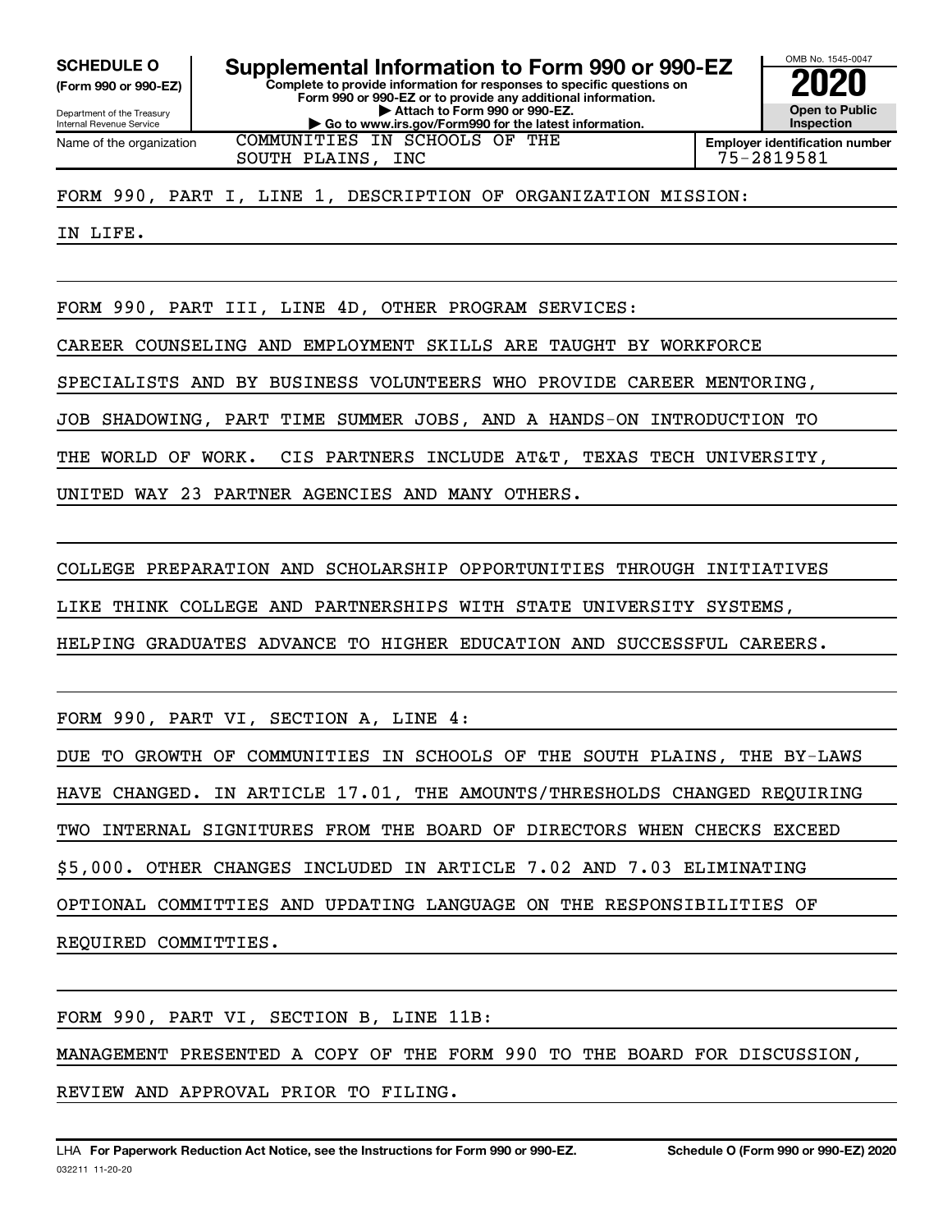**SCHEDULE O**
**(Form 990 or 990-EZ)**

Department of the Treasury
Internal Revenue Service

# Supplemental Information to Form 990 or 990-EZ

**Complete to provide information for responses to specific questions on Form 990 or 990-EZ or to provide any additional information.**
**▶ Attach to Form 990 or 990-EZ.**
**▶ Go to www.irs.gov/Form990 for the latest information.**

OMB No. 1545-0047

**2020**

**Open to Public Inspection**

Name of the organization: COMMUNITIES IN SCHOOLS OF THE SOUTH PLAINS, INC

**Employer identification number** 75-2819581

FORM 990, PART I, LINE 1, DESCRIPTION OF ORGANIZATION MISSION:

IN LIFE.

FORM 990, PART III, LINE 4D, OTHER PROGRAM SERVICES:

CAREER COUNSELING AND EMPLOYMENT SKILLS ARE TAUGHT BY WORKFORCE SPECIALISTS AND BY BUSINESS VOLUNTEERS WHO PROVIDE CAREER MENTORING, JOB SHADOWING, PART TIME SUMMER JOBS, AND A HANDS-ON INTRODUCTION TO THE WORLD OF WORK. CIS PARTNERS INCLUDE AT&T, TEXAS TECH UNIVERSITY, UNITED WAY 23 PARTNER AGENCIES AND MANY OTHERS.

COLLEGE PREPARATION AND SCHOLARSHIP OPPORTUNITIES THROUGH INITIATIVES LIKE THINK COLLEGE AND PARTNERSHIPS WITH STATE UNIVERSITY SYSTEMS, HELPING GRADUATES ADVANCE TO HIGHER EDUCATION AND SUCCESSFUL CAREERS.

FORM 990, PART VI, SECTION A, LINE 4:

DUE TO GROWTH OF COMMUNITIES IN SCHOOLS OF THE SOUTH PLAINS, THE BY-LAWS HAVE CHANGED. IN ARTICLE 17.01, THE AMOUNTS/THRESHOLDS CHANGED REQUIRING TWO INTERNAL SIGNITURES FROM THE BOARD OF DIRECTORS WHEN CHECKS EXCEED $5,000. OTHER CHANGES INCLUDED IN ARTICLE 7.02 AND 7.03 ELIMINATING OPTIONAL COMMITTIES AND UPDATING LANGUAGE ON THE RESPONSIBILITIES OF REQUIRED COMMITTIES.

FORM 990, PART VI, SECTION B, LINE 11B:

MANAGEMENT PRESENTED A COPY OF THE FORM 990 TO THE BOARD FOR DISCUSSION, REVIEW AND APPROVAL PRIOR TO FILING.

LHA **For Paperwork Reduction Act Notice, see the Instructions for Form 990 or 990-EZ.** **Schedule O (Form 990 or 990-EZ) 2020**

032211 11-20-20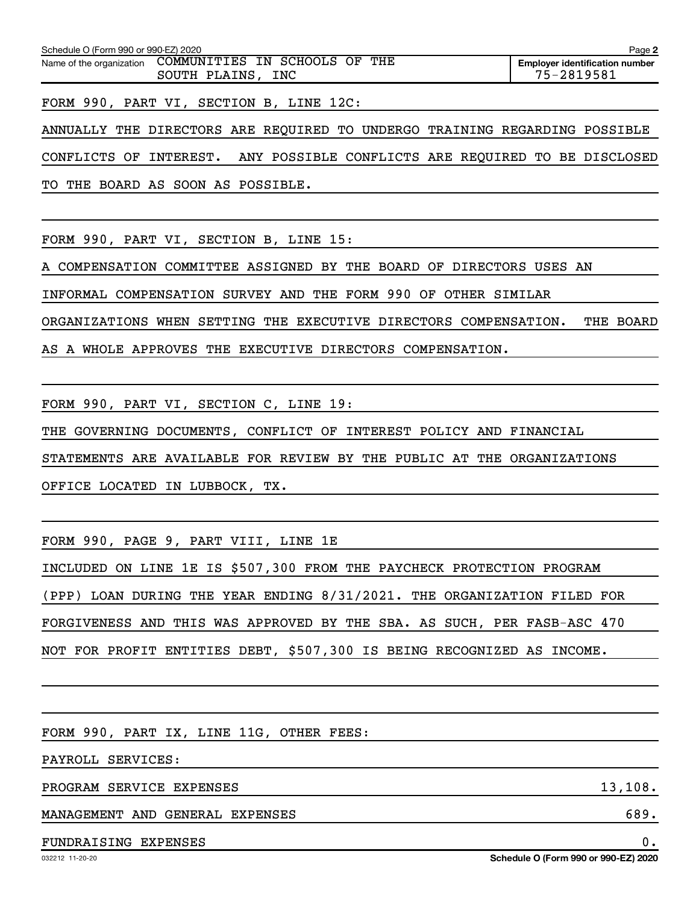Schedule O (Form 990 or 990-EZ) 2020

Name of the organization: COMMUNITIES IN SCHOOLS OF THE SOUTH PLAINS, INC

Employer identification number: 75-2819581

FORM 990, PART VI, SECTION B, LINE 12C:

ANNUALLY THE DIRECTORS ARE REQUIRED TO UNDERGO TRAINING REGARDING POSSIBLE CONFLICTS OF INTEREST. ANY POSSIBLE CONFLICTS ARE REQUIRED TO BE DISCLOSED TO THE BOARD AS SOON AS POSSIBLE.

FORM 990, PART VI, SECTION B, LINE 15:

A COMPENSATION COMMITTEE ASSIGNED BY THE BOARD OF DIRECTORS USES AN INFORMAL COMPENSATION SURVEY AND THE FORM 990 OF OTHER SIMILAR ORGANIZATIONS WHEN SETTING THE EXECUTIVE DIRECTORS COMPENSATION. THE BOARD AS A WHOLE APPROVES THE EXECUTIVE DIRECTORS COMPENSATION.

FORM 990, PART VI, SECTION C, LINE 19:

THE GOVERNING DOCUMENTS, CONFLICT OF INTEREST POLICY AND FINANCIAL STATEMENTS ARE AVAILABLE FOR REVIEW BY THE PUBLIC AT THE ORGANIZATIONS OFFICE LOCATED IN LUBBOCK, TX.

FORM 990, PAGE 9, PART VIII, LINE 1E

INCLUDED ON LINE 1E IS $507,300 FROM THE PAYCHECK PROTECTION PROGRAM (PPP) LOAN DURING THE YEAR ENDING 8/31/2021. THE ORGANIZATION FILED FOR FORGIVENESS AND THIS WAS APPROVED BY THE SBA. AS SUCH, PER FASB-ASC 470 NOT FOR PROFIT ENTITIES DEBT, $507,300 IS BEING RECOGNIZED AS INCOME.

FORM 990, PART IX, LINE 11G, OTHER FEES:

PAYROLL SERVICES:

| | |
|---|---|
| PROGRAM SERVICE EXPENSES | 13,108. |
| MANAGEMENT AND GENERAL EXPENSES | 689. |
| FUNDRAISING EXPENSES | 0. |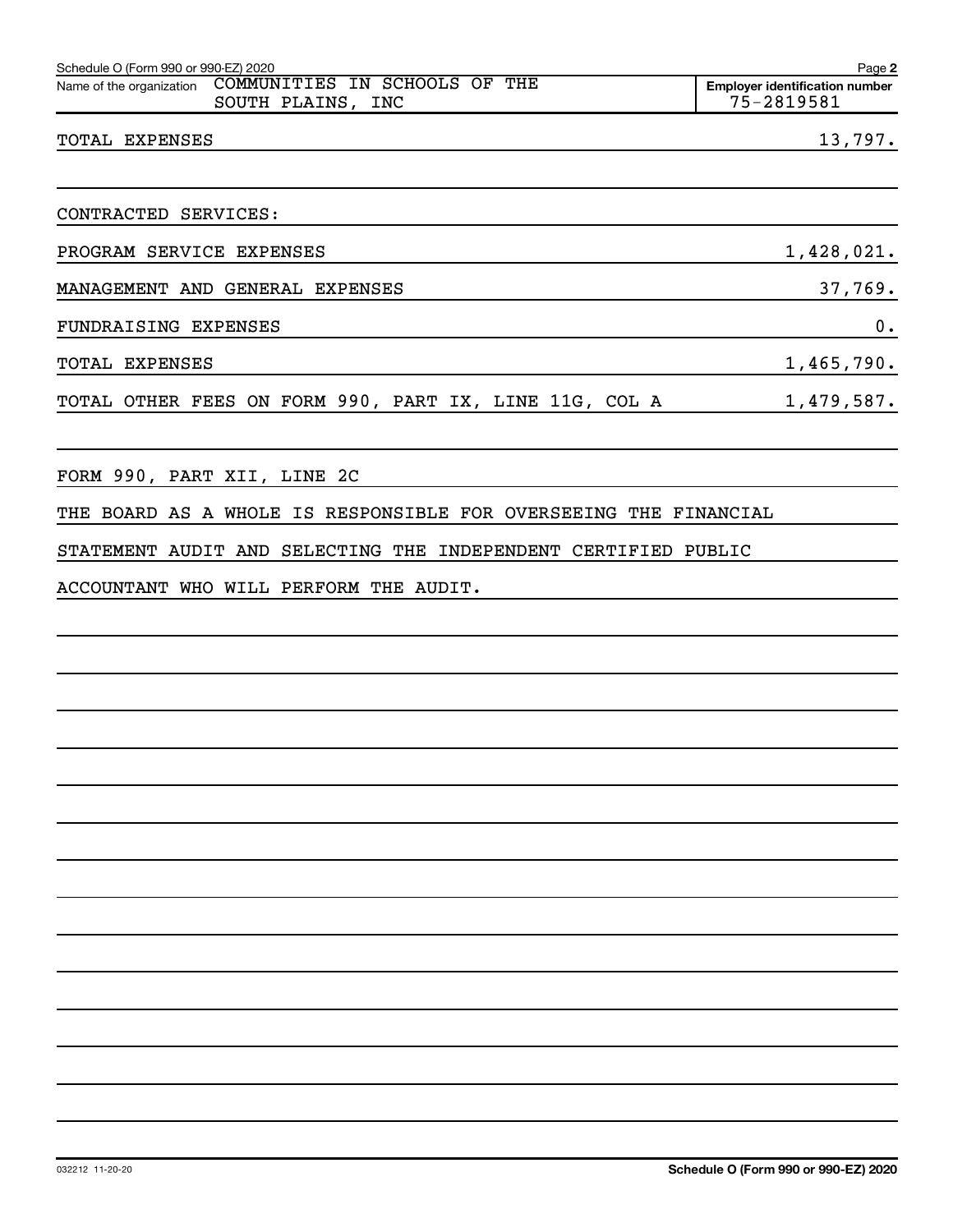Schedule O (Form 990 or 990-EZ) 2020

Name of the organization: COMMUNITIES IN SCHOOLS OF THE SOUTH PLAINS, INC

Employer identification number: 75-2819581

| | |
|---|---|
| TOTAL EXPENSES | 13,797. |
| | |
| CONTRACTED SERVICES: | |
| PROGRAM SERVICE EXPENSES | 1,428,021. |
| MANAGEMENT AND GENERAL EXPENSES | 37,769. |
| FUNDRAISING EXPENSES | 0. |
| TOTAL EXPENSES | 1,465,790. |
| TOTAL OTHER FEES ON FORM 990, PART IX, LINE 11G, COL A | 1,479,587. |

FORM 990, PART XII, LINE 2C

THE BOARD AS A WHOLE IS RESPONSIBLE FOR OVERSEEING THE FINANCIAL STATEMENT AUDIT AND SELECTING THE INDEPENDENT CERTIFIED PUBLIC ACCOUNTANT WHO WILL PERFORM THE AUDIT.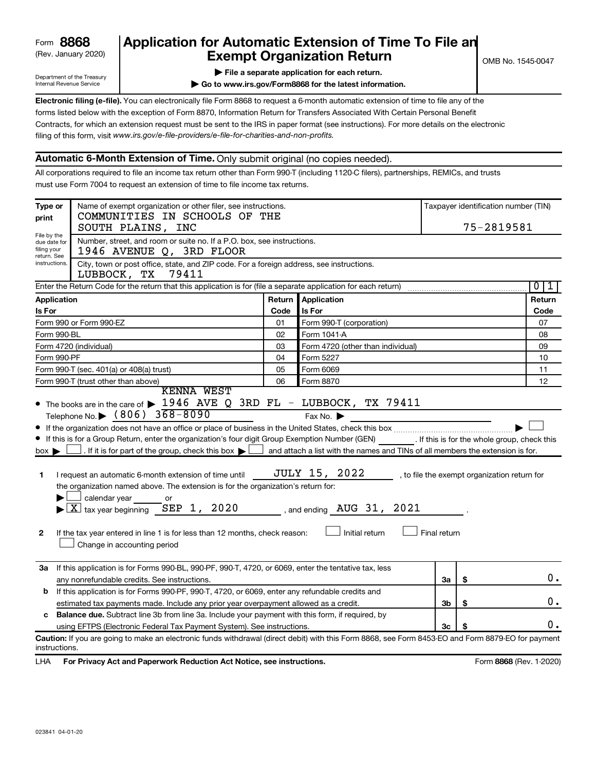Form **8868**
(Rev. January 2020)

Department of the Treasury
Internal Revenue Service

# Application for Automatic Extension of Time To File an Exempt Organization Return

▶ **File a separate application for each return.**

▶ **Go to www.irs.gov/Form8868 for the latest information.**

OMB No. 1545-0047

**Electronic filing (e-file).** You can electronically file Form 8868 to request a 6-month automatic extension of time to file any of the forms listed below with the exception of Form 8870, Information Return for Transfers Associated With Certain Personal Benefit Contracts, for which an extension request must be sent to the IRS in paper format (see instructions). For more details on the electronic filing of this form, visit *www.irs.gov/e-file-providers/e-file-for-charities-and-non-profits.*

## Automatic 6-Month Extension of Time. Only submit original (no copies needed).

All corporations required to file an income tax return other than Form 990-T (including 1120-C filers), partnerships, REMICs, and trusts must use Form 7004 to request an extension of time to file income tax returns.

| | | |
|---|---|---|
| **Type or print** | Name of exempt organization or other filer, see instructions. COMMUNITIES IN SCHOOLS OF THE SOUTH PLAINS, INC | Taxpayer identification number (TIN) 75-2819581 |
| File by the due date for filing your return. See instructions. | Number, street, and room or suite no. If a P.O. box, see instructions. 1946 AVENUE Q, 3RD FLOOR | |
| | City, town or post office, state, and ZIP code. For a foreign address, see instructions. LUBBOCK, TX 79411 | |

Enter the Return Code for the return that this application is for (file a separate application for each return) 0 1

| Application Is For | Return Code | Application Is For | Return Code |
|---|---|---|---|
| Form 990 or Form 990-EZ | 01 | Form 990-T (corporation) | 07 |
| Form 990-BL | 02 | Form 1041-A | 08 |
| Form 4720 (individual) | 03 | Form 4720 (other than individual) | 09 |
| Form 990-PF | 04 | Form 5227 | 10 |
| Form 990-T (sec. 401(a) or 408(a) trust) | 05 | Form 6069 | 11 |
| Form 990-T (trust other than above) | 06 | Form 8870 | 12 |

- The books are in the care of ▶ KENNA WEST 1946 AVE Q 3RD FL - LUBBOCK, TX 79411
  Telephone No. ▶ (806) 368-8090 Fax No. ▶
- If the organization does not have an office or place of business in the United States, check this box ▶ ☐
- If this is for a Group Return, enter the organization's four digit Group Exemption Number (GEN) ______ . If this is for the whole group, check this box ▶ ☐ . If it is for part of the group, check this box ▶ ☐ and attach a list with the names and TINs of all members the extension is for.

**1** I request an automatic 6-month extension of time until JULY 15, 2022 , to file the exempt organization return for the organization named above. The extension is for the organization's return for:
▶ ☐ calendar year ______ or
▶ ☒ tax year beginning SEP 1, 2020 , and ending AUG 31, 2021 .

**2** If the tax year entered in line 1 is for less than 12 months, check reason: ☐ Initial return ☐ Final return ☐ Change in accounting period

| | | | |
|---|---|---|---|
| **3a** | If this application is for Forms 990-BL, 990-PF, 990-T, 4720, or 6069, enter the tentative tax, less any nonrefundable credits. See instructions. | **3a** | $ 0. |
| **b** | If this application is for Forms 990-PF, 990-T, 4720, or 6069, enter any refundable credits and estimated tax payments made. Include any prior year overpayment allowed as a credit. | **3b** | $ 0. |
| **c** | **Balance due.** Subtract line 3b from line 3a. Include your payment with this form, if required, by using EFTPS (Electronic Federal Tax Payment System). See instructions. | **3c** | $ 0. |

**Caution:** If you are going to make an electronic funds withdrawal (direct debit) with this Form 8868, see Form 8453-EO and Form 8879-EO for payment instructions.

LHA **For Privacy Act and Paperwork Reduction Act Notice, see instructions.** Form **8868** (Rev. 1-2020)

023841 04-01-20